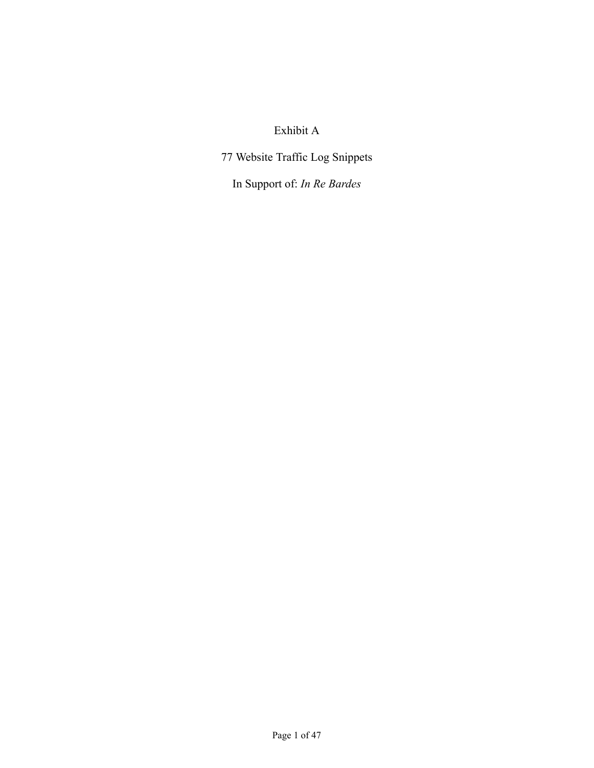Exhibit A

77 Website Traffic Log Snippets

In Support of: *In Re Bardes*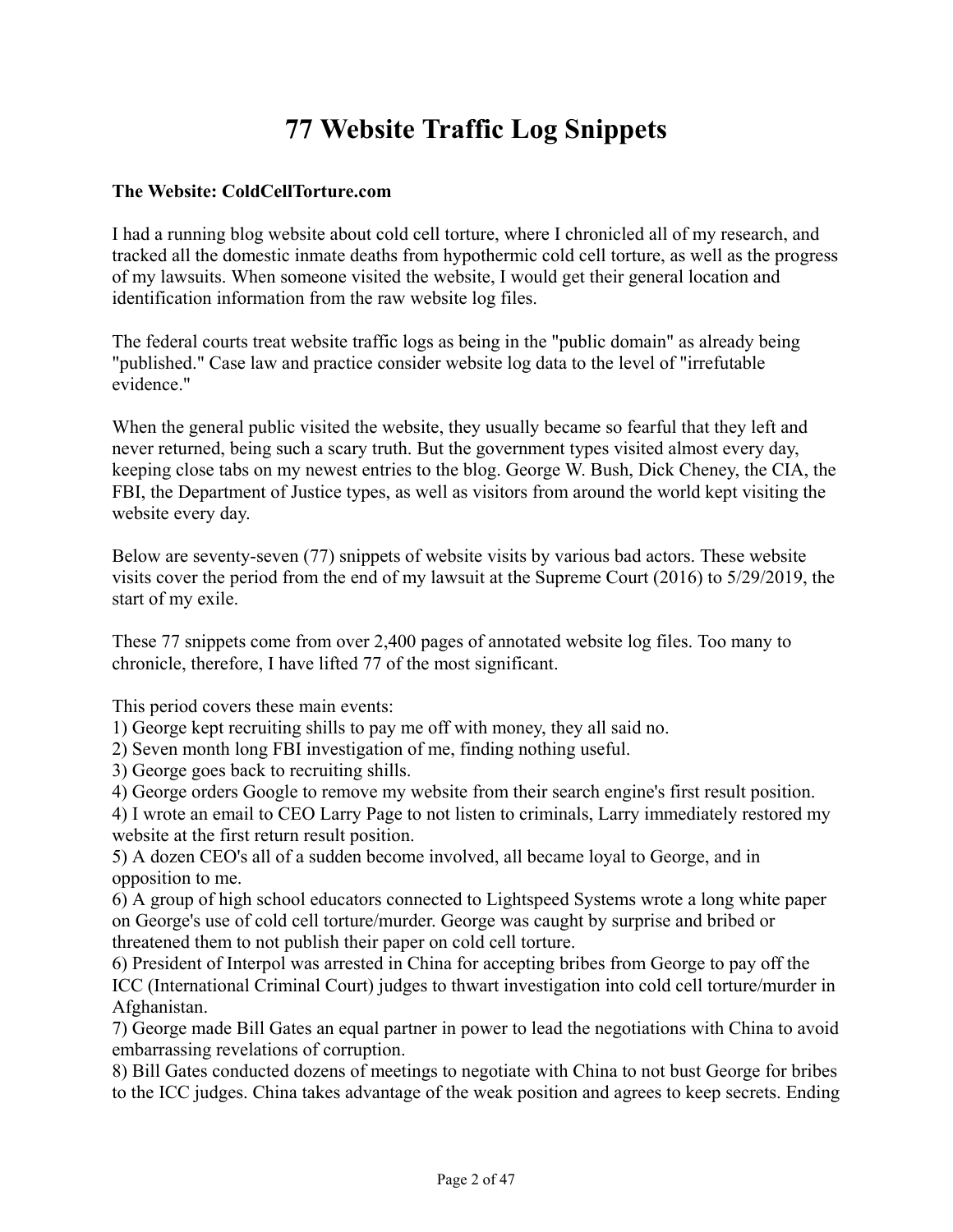# 77 Website Traffic Log Snippets

**The Website: ColdCellTorture.com**

I had a running blog website about cold cell torture, where I chronicled all of my research, and tracked all the domestic inmate deaths from hypothermic cold cell torture, as well as the progress of my lawsuits. When someone visited the website, I would get their general location and identification information from the raw website log files.

The federal courts treat website traffic logs as being in the "public domain" as already being "published." Case law and practice consider website log data to the level of "irrefutable evidence."

When the general public visited the website, they usually became so fearful that they left and never returned, being such a scary truth. But the government types visited almost every day, keeping close tabs on my newest entries to the blog. George W. Bush, Dick Cheney, the CIA, the FBI, the Department of Justice types, as well as visitors from around the world kept visiting the website every day.

Below are seventy-seven (77) snippets of website visits by various bad actors. These website visits cover the period from the end of my lawsuit at the Supreme Court (2016) to 5/29/2019, the start of my exile.

These 77 snippets come from over 2,400 pages of annotated website log files. Too many to chronicle, therefore, I have lifted 77 of the most significant.

This period covers these main events:

1) George kept recruiting shills to pay me off with money, they all said no.
2) Seven month long FBI investigation of me, finding nothing useful.
3) George goes back to recruiting shills.
4) George orders Google to remove my website from their search engine's first result position.
4) I wrote an email to CEO Larry Page to not listen to criminals, Larry immediately restored my website at the first return result position.
5) A dozen CEO's all of a sudden become involved, all became loyal to George, and in opposition to me.
6) A group of high school educators connected to Lightspeed Systems wrote a long white paper on George's use of cold cell torture/murder. George was caught by surprise and bribed or threatened them to not publish their paper on cold cell torture.
6) President of Interpol was arrested in China for accepting bribes from George to pay off the ICC (International Criminal Court) judges to thwart investigation into cold cell torture/murder in Afghanistan.
7) George made Bill Gates an equal partner in power to lead the negotiations with China to avoid embarrassing revelations of corruption.
8) Bill Gates conducted dozens of meetings to negotiate with China to not bust George for bribes to the ICC judges. China takes advantage of the weak position and agrees to keep secrets. Ending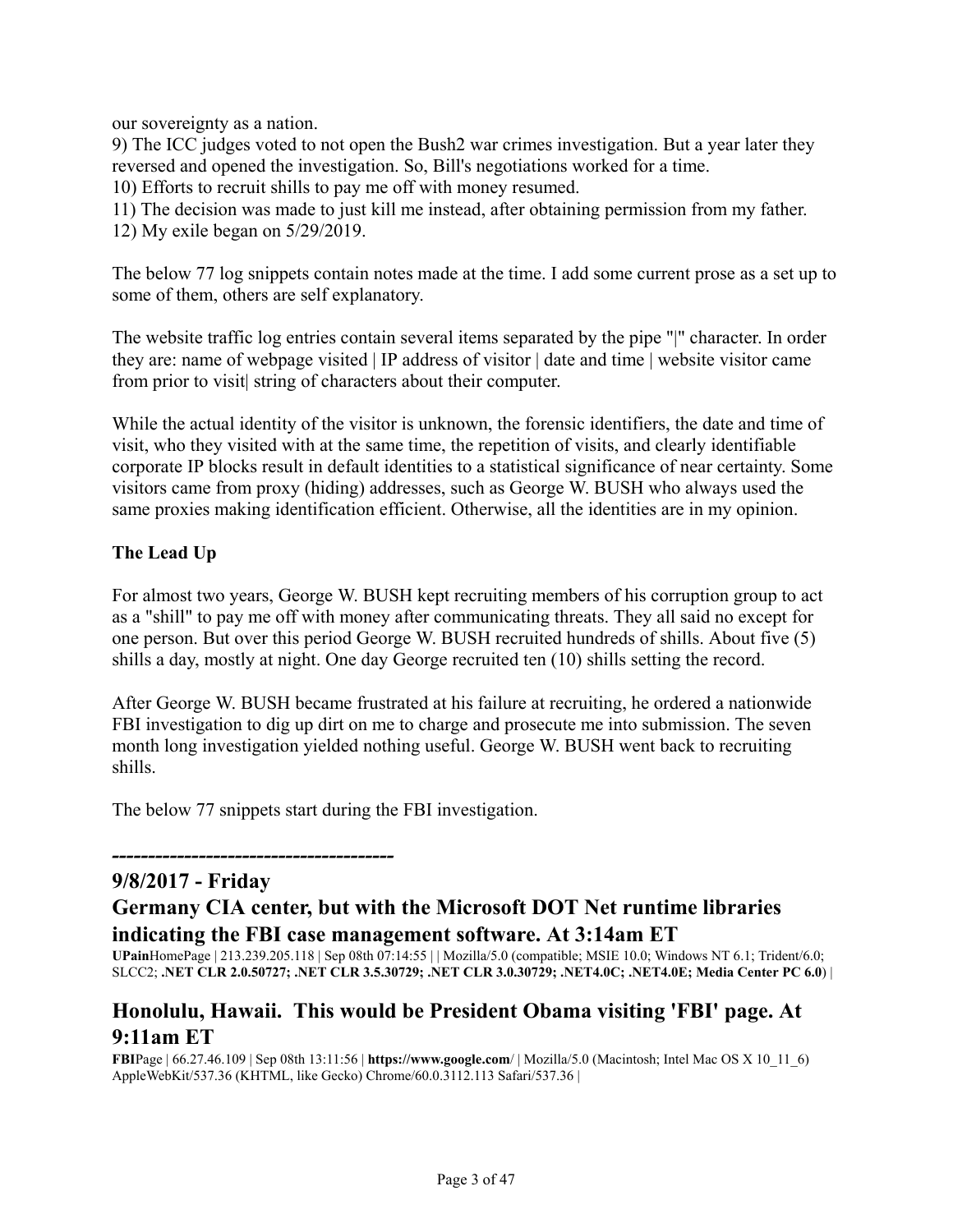our sovereignty as a nation.

9) The ICC judges voted to not open the Bush2 war crimes investigation. But a year later they reversed and opened the investigation. So, Bill's negotiations worked for a time.

10) Efforts to recruit shills to pay me off with money resumed.

11) The decision was made to just kill me instead, after obtaining permission from my father.

12) My exile began on 5/29/2019.

The below 77 log snippets contain notes made at the time. I add some current prose as a set up to some of them, others are self explanatory.

The website traffic log entries contain several items separated by the pipe "|" character. In order they are: name of webpage visited | IP address of visitor | date and time | website visitor came from prior to visit| string of characters about their computer.

While the actual identity of the visitor is unknown, the forensic identifiers, the date and time of visit, who they visited with at the same time, the repetition of visits, and clearly identifiable corporate IP blocks result in default identities to a statistical significance of near certainty. Some visitors came from proxy (hiding) addresses, such as George W. BUSH who always used the same proxies making identification efficient. Otherwise, all the identities are in my opinion.

**The Lead Up**

For almost two years, George W. BUSH kept recruiting members of his corruption group to act as a "shill" to pay me off with money after communicating threats. They all said no except for one person. But over this period George W. BUSH recruited hundreds of shills. About five (5) shills a day, mostly at night. One day George recruited ten (10) shills setting the record.

After George W. BUSH became frustrated at his failure at recruiting, he ordered a nationwide FBI investigation to dig up dirt on me to charge and prosecute me into submission. The seven month long investigation yielded nothing useful. George W. BUSH went back to recruiting shills.

The below 77 snippets start during the FBI investigation.

**---------------------------------------**

## 9/8/2017 - Friday

## Germany CIA center, but with the Microsoft DOT Net runtime libraries indicating the FBI case management software. At 3:14am ET

**UPain**HomePage | 213.239.205.118 | Sep 08th 07:14:55 | | Mozilla/5.0 (compatible; MSIE 10.0; Windows NT 6.1; Trident/6.0; SLCC2; **.NET CLR 2.0.50727; .NET CLR 3.5.30729; .NET CLR 3.0.30729; .NET4.0C; .NET4.0E; Media Center PC 6.0**) |

## Honolulu, Hawaii. This would be President Obama visiting 'FBI' page. At 9:11am ET

**FBI**Page | 66.27.46.109 | Sep 08th 13:11:56 | **https://www.google.com/** | Mozilla/5.0 (Macintosh; Intel Mac OS X 10_11_6) AppleWebKit/537.36 (KHTML, like Gecko) Chrome/60.0.3112.113 Safari/537.36 |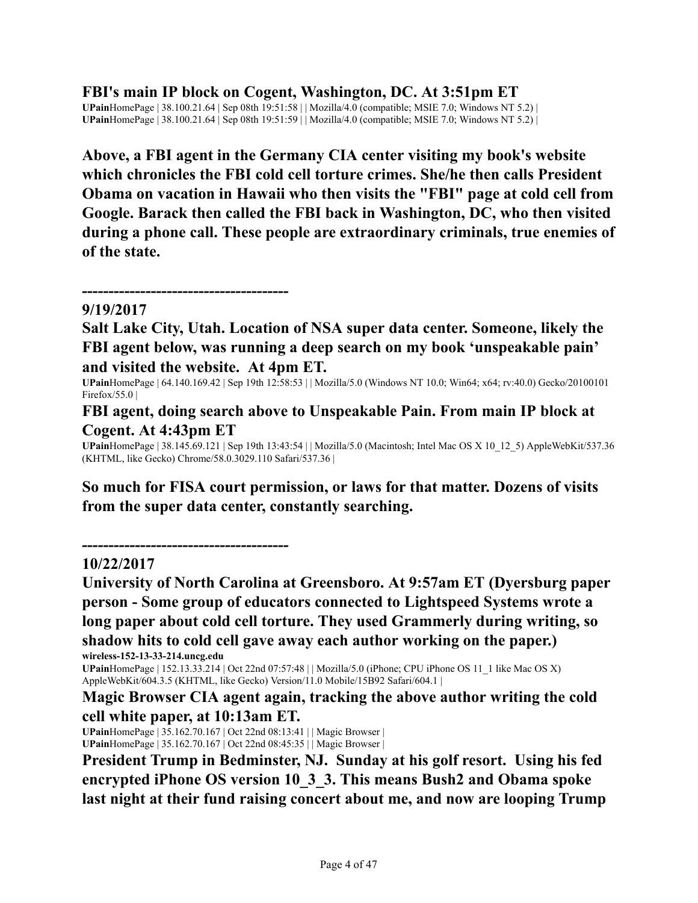**FBI's main IP block on Cogent, Washington, DC. At 3:51pm ET**

**UPain**HomePage | 38.100.21.64 | Sep 08th 19:51:58 | | Mozilla/4.0 (compatible; MSIE 7.0; Windows NT 5.2) |
**UPain**HomePage | 38.100.21.64 | Sep 08th 19:51:59 | | Mozilla/4.0 (compatible; MSIE 7.0; Windows NT 5.2) |

**Above, a FBI agent in the Germany CIA center visiting my book's website which chronicles the FBI cold cell torture crimes. She/he then calls President Obama on vacation in Hawaii who then visits the "FBI" page at cold cell from Google. Barack then called the FBI back in Washington, DC, who then visited during a phone call. These people are extraordinary criminals, true enemies of of the state.**

**--------------------------------------**

**9/19/2017**

**Salt Lake City, Utah. Location of NSA super data center. Someone, likely the FBI agent below, was running a deep search on my book 'unspeakable pain' and visited the website. At 4pm ET.**

**UPain**HomePage | 64.140.169.42 | Sep 19th 12:58:53 | | Mozilla/5.0 (Windows NT 10.0; Win64; x64; rv:40.0) Gecko/20100101 Firefox/55.0 |

**FBI agent, doing search above to Unspeakable Pain. From main IP block at Cogent. At 4:43pm ET**

**UPain**HomePage | 38.145.69.121 | Sep 19th 13:43:54 | | Mozilla/5.0 (Macintosh; Intel Mac OS X 10_12_5) AppleWebKit/537.36 (KHTML, like Gecko) Chrome/58.0.3029.110 Safari/537.36 |

**So much for FISA court permission, or laws for that matter. Dozens of visits from the super data center, constantly searching.**

**--------------------------------------**

**10/22/2017**

**University of North Carolina at Greensboro. At 9:57am ET (Dyersburg paper person - Some group of educators connected to Lightspeed Systems wrote a long paper about cold cell torture. They used Grammerly during writing, so shadow hits to cold cell gave away each author working on the paper.)**

**wireless-152-13-33-214.uncg.edu**

**UPain**HomePage | 152.13.33.214 | Oct 22nd 07:57:48 | | Mozilla/5.0 (iPhone; CPU iPhone OS 11_1 like Mac OS X) AppleWebKit/604.3.5 (KHTML, like Gecko) Version/11.0 Mobile/15B92 Safari/604.1 |

**Magic Browser CIA agent again, tracking the above author writing the cold cell white paper, at 10:13am ET.**

**UPain**HomePage | 35.162.70.167 | Oct 22nd 08:13:41 | | Magic Browser |
**UPain**HomePage | 35.162.70.167 | Oct 22nd 08:45:35 | | Magic Browser |

**President Trump in Bedminster, NJ. Sunday at his golf resort. Using his fed encrypted iPhone OS version 10_3_3. This means Bush2 and Obama spoke last night at their fund raising concert about me, and now are looping Trump**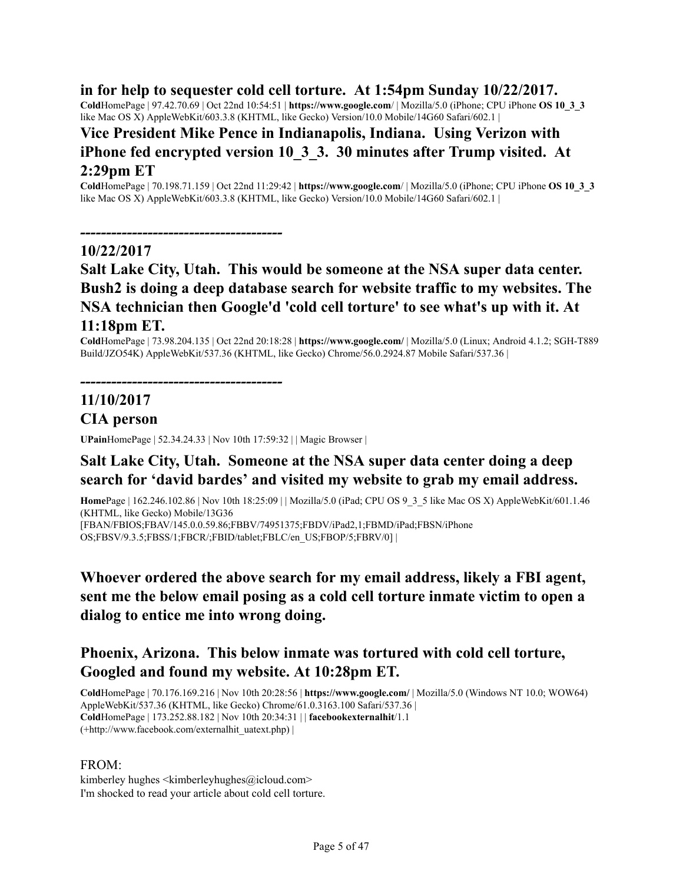**in for help to sequester cold cell torture. At 1:54pm Sunday 10/22/2017.**

**Cold**HomePage | 97.42.70.69 | Oct 22nd 10:54:51 | **https://www.google.com/** | Mozilla/5.0 (iPhone; CPU iPhone **OS 10_3_3** like Mac OS X) AppleWebKit/603.3.8 (KHTML, like Gecko) Version/10.0 Mobile/14G60 Safari/602.1 |

**Vice President Mike Pence in Indianapolis, Indiana. Using Verizon with iPhone fed encrypted version 10_3_3. 30 minutes after Trump visited. At 2:29pm ET**

**Cold**HomePage | 70.198.71.159 | Oct 22nd 11:29:42 | **https://www.google.com/** | Mozilla/5.0 (iPhone; CPU iPhone **OS 10_3_3** like Mac OS X) AppleWebKit/603.3.8 (KHTML, like Gecko) Version/10.0 Mobile/14G60 Safari/602.1 |

**---------------------------------------**

**10/22/2017**

**Salt Lake City, Utah. This would be someone at the NSA super data center. Bush2 is doing a deep database search for website traffic to my websites. The NSA technician then Google'd 'cold cell torture' to see what's up with it. At 11:18pm ET.**

**Cold**HomePage | 73.98.204.135 | Oct 22nd 20:18:28 | **https://www.google.com/** | Mozilla/5.0 (Linux; Android 4.1.2; SGH-T889 Build/JZO54K) AppleWebKit/537.36 (KHTML, like Gecko) Chrome/56.0.2924.87 Mobile Safari/537.36 |

**---------------------------------------**

**11/10/2017**

**CIA person**

**UPain**HomePage | 52.34.24.33 | Nov 10th 17:59:32 | | Magic Browser |

**Salt Lake City, Utah. Someone at the NSA super data center doing a deep search for 'david bardes' and visited my website to grab my email address.**

**Home**Page | 162.246.102.86 | Nov 10th 18:25:09 | | Mozilla/5.0 (iPad; CPU OS 9_3_5 like Mac OS X) AppleWebKit/601.1.46 (KHTML, like Gecko) Mobile/13G36 [FBAN/FBIOS;FBAV/145.0.0.59.86;FBBV/74951375;FBDV/iPad2,1;FBMD/iPad;FBSN/iPhone OS;FBSV/9.3.5;FBSS/1;FBCR/;FBID/tablet;FBLC/en_US;FBOP/5;FBRV/0] |

**Whoever ordered the above search for my email address, likely a FBI agent, sent me the below email posing as a cold cell torture inmate victim to open a dialog to entice me into wrong doing.**

**Phoenix, Arizona. This below inmate was tortured with cold cell torture, Googled and found my website. At 10:28pm ET.**

**Cold**HomePage | 70.176.169.216 | Nov 10th 20:28:56 | **https://www.google.com/** | Mozilla/5.0 (Windows NT 10.0; WOW64) AppleWebKit/537.36 (KHTML, like Gecko) Chrome/61.0.3163.100 Safari/537.36 |
**Cold**HomePage | 173.252.88.182 | Nov 10th 20:34:31 | | **facebookexternalhit**/1.1 (+http://www.facebook.com/externalhit_uatext.php) |

FROM:
kimberley hughes <kimberleyhughes@icloud.com>
I'm shocked to read your article about cold cell torture.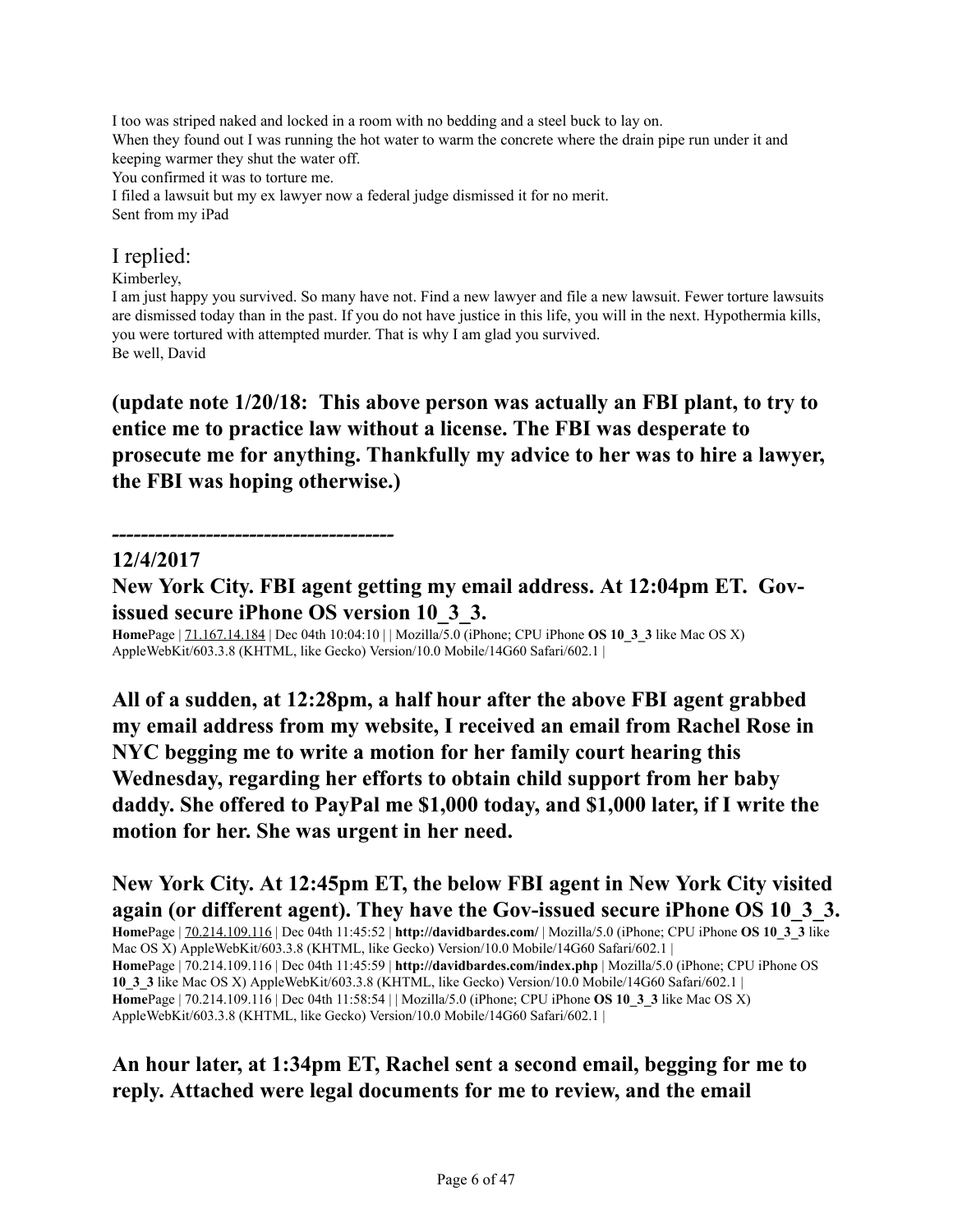I too was striped naked and locked in a room with no bedding and a steel buck to lay on.
When they found out I was running the hot water to warm the concrete where the drain pipe run under it and keeping warmer they shut the water off.
You confirmed it was to torture me.
I filed a lawsuit but my ex lawyer now a federal judge dismissed it for no merit.
Sent from my iPad

I replied:
Kimberley,
I am just happy you survived. So many have not. Find a new lawyer and file a new lawsuit. Fewer torture lawsuits are dismissed today than in the past. If you do not have justice in this life, you will in the next. Hypothermia kills, you were tortured with attempted murder. That is why I am glad you survived.
Be well, David

**(update note 1/20/18: This above person was actually an FBI plant, to try to entice me to practice law without a license. The FBI was desperate to prosecute me for anything. Thankfully my advice to her was to hire a lawyer, the FBI was hoping otherwise.)**

**--------------------------------------**

**12/4/2017**

**New York City. FBI agent getting my email address. At 12:04pm ET. Gov-issued secure iPhone OS version 10_3_3.**

**Home**Page | 71.167.14.184 | Dec 04th 10:04:10 | | Mozilla/5.0 (iPhone; CPU iPhone **OS 10_3_3** like Mac OS X) AppleWebKit/603.3.8 (KHTML, like Gecko) Version/10.0 Mobile/14G60 Safari/602.1 |

**All of a sudden, at 12:28pm, a half hour after the above FBI agent grabbed my email address from my website, I received an email from Rachel Rose in NYC begging me to write a motion for her family court hearing this Wednesday, regarding her efforts to obtain child support from her baby daddy. She offered to PayPal me $1,000 today, and $1,000 later, if I write the motion for her. She was urgent in her need.**

**New York City. At 12:45pm ET, the below FBI agent in New York City visited again (or different agent). They have the Gov-issued secure iPhone OS 10_3_3.**

**Home**Page | 70.214.109.116 | Dec 04th 11:45:52 | **http://davidbardes.com/** | Mozilla/5.0 (iPhone; CPU iPhone **OS 10_3_3** like Mac OS X) AppleWebKit/603.3.8 (KHTML, like Gecko) Version/10.0 Mobile/14G60 Safari/602.1 |
**Home**Page | 70.214.109.116 | Dec 04th 11:45:59 | **http://davidbardes.com/index.php** | Mozilla/5.0 (iPhone; CPU iPhone OS **10_3_3** like Mac OS X) AppleWebKit/603.3.8 (KHTML, like Gecko) Version/10.0 Mobile/14G60 Safari/602.1 |
**Home**Page | 70.214.109.116 | Dec 04th 11:58:54 | | Mozilla/5.0 (iPhone; CPU iPhone **OS 10_3_3** like Mac OS X) AppleWebKit/603.3.8 (KHTML, like Gecko) Version/10.0 Mobile/14G60 Safari/602.1 |

**An hour later, at 1:34pm ET, Rachel sent a second email, begging for me to reply. Attached were legal documents for me to review, and the email**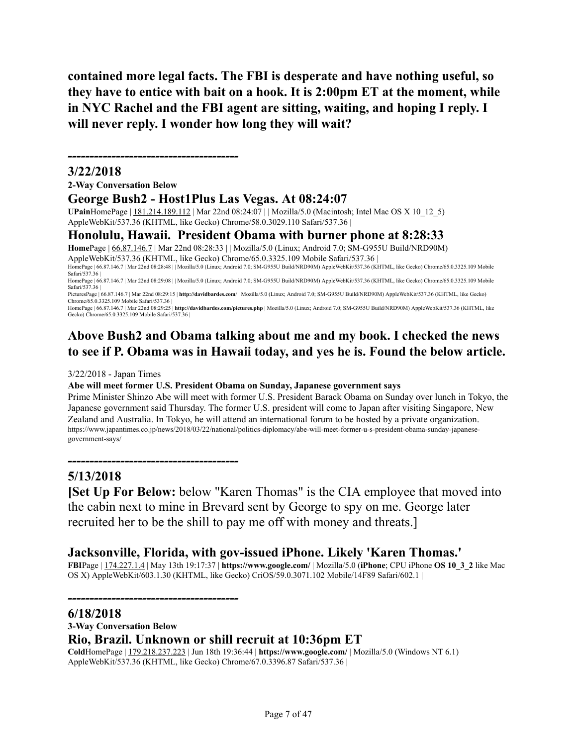**contained more legal facts. The FBI is desperate and have nothing useful, so they have to entice with bait on a hook. It is 2:00pm ET at the moment, while in NYC Rachel and the FBI agent are sitting, waiting, and hoping I reply. I will never reply. I wonder how long they will wait?**

**--------------------------------------**

## 3/22/2018

**2-Way Conversation Below**

## George Bush2 - Host1Plus Las Vegas. At 08:24:07

**UPain**HomePage | 181.214.189.112 | Mar 22nd 08:24:07 | | Mozilla/5.0 (Macintosh; Intel Mac OS X 10_12_5) AppleWebKit/537.36 (KHTML, like Gecko) Chrome/58.0.3029.110 Safari/537.36 |

## Honolulu, Hawaii. President Obama with burner phone at 8:28:33

**Home**Page | 66.87.146.7 | Mar 22nd 08:28:33 | | Mozilla/5.0 (Linux; Android 7.0; SM-G955U Build/NRD90M) AppleWebKit/537.36 (KHTML, like Gecko) Chrome/65.0.3325.109 Mobile Safari/537.36 |

HomePage | 66.87.146.7 | Mar 22nd 08:28:48 | | Mozilla/5.0 (Linux; Android 7.0; SM-G955U Build/NRD90M) AppleWebKit/537.36 (KHTML, like Gecko) Chrome/65.0.3325.109 Mobile Safari/537.36 |

HomePage | 66.87.146.7 | Mar 22nd 08:29:08 | | Mozilla/5.0 (Linux; Android 7.0; SM-G955U Build/NRD90M) AppleWebKit/537.36 (KHTML, like Gecko) Chrome/65.0.3325.109 Mobile Safari/537.36 |

PicturesPage | 66.87.146.7 | Mar 22nd 08:29:15 | **http://davidbardes.com/** | Mozilla/5.0 (Linux; Android 7.0; SM-G955U Build/NRD90M) AppleWebKit/537.36 (KHTML, like Gecko) Chrome/65.0.3325.109 Mobile Safari/537.36 |

HomePage | 66.87.146.7 | Mar 22nd 08:29:25 | **http://davidbardes.com/pictures.php** | Mozilla/5.0 (Linux; Android 7.0; SM-G955U Build/NRD90M) AppleWebKit/537.36 (KHTML, like Gecko) Chrome/65.0.3325.109 Mobile Safari/537.36 |

## Above Bush2 and Obama talking about me and my book. I checked the news to see if P. Obama was in Hawaii today, and yes he is. Found the below article.

3/22/2018 - Japan Times

**Abe will meet former U.S. President Obama on Sunday, Japanese government says**

Prime Minister Shinzo Abe will meet with former U.S. President Barack Obama on Sunday over lunch in Tokyo, the Japanese government said Thursday. The former U.S. president will come to Japan after visiting Singapore, New Zealand and Australia. In Tokyo, he will attend an international forum to be hosted by a private organization.
https://www.japantimes.co.jp/news/2018/03/22/national/politics-diplomacy/abe-will-meet-former-u-s-president-obama-sunday-japanese-government-says/

**--------------------------------------**

## 5/13/2018

**[Set Up For Below:** below "Karen Thomas" is the CIA employee that moved into the cabin next to mine in Brevard sent by George to spy on me. George later recruited her to be the shill to pay me off with money and threats.]

## Jacksonville, Florida, with gov-issued iPhone. Likely 'Karen Thomas.'

**FBI**Page | 174.227.1.4 | May 13th 19:17:37 | **https://www.google.com/** | Mozilla/5.0 (**iPhone**; CPU iPhone **OS 10_3_2** like Mac OS X) AppleWebKit/603.1.30 (KHTML, like Gecko) CriOS/59.0.3071.102 Mobile/14F89 Safari/602.1 |

**--------------------------------------**

## 6/18/2018

**3-Way Conversation Below**

## Rio, Brazil. Unknown or shill recruit at 10:36pm ET

**Cold**HomePage | 179.218.237.223 | Jun 18th 19:36:44 | **https://www.google.com/** | Mozilla/5.0 (Windows NT 6.1) AppleWebKit/537.36 (KHTML, like Gecko) Chrome/67.0.3396.87 Safari/537.36 |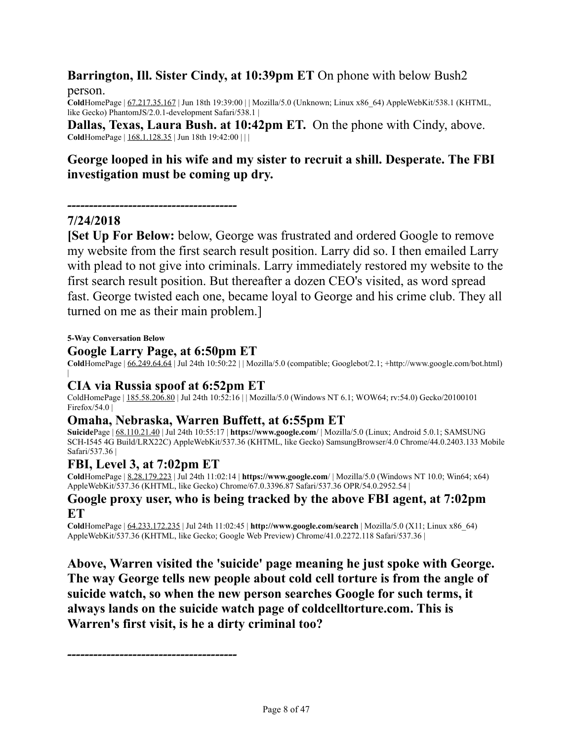**Barrington, Ill. Sister Cindy, at 10:39pm ET** On phone with below Bush2 person.

**Cold**HomePage | 67.217.35.167 | Jun 18th 19:39:00 | | Mozilla/5.0 (Unknown; Linux x86_64) AppleWebKit/538.1 (KHTML, like Gecko) PhantomJS/2.0.1-development Safari/538.1 |

**Dallas, Texas, Laura Bush. at 10:42pm ET.** On the phone with Cindy, above.

**Cold**HomePage | 168.1.128.35 | Jun 18th 19:42:00 | | |

**George looped in his wife and my sister to recruit a shill. Desperate. The FBI investigation must be coming up dry.**

**--------------------------------------**

**7/24/2018**

**[Set Up For Below:** below, George was frustrated and ordered Google to remove my website from the first search result position. Larry did so. I then emailed Larry with plead to not give into criminals. Larry immediately restored my website to the first search result position. But thereafter a dozen CEO's visited, as word spread fast. George twisted each one, became loyal to George and his crime club. They all turned on me as their main problem.]

**5-Way Conversation Below**

### Google Larry Page, at 6:50pm ET

**Cold**HomePage | 66.249.64.64 | Jul 24th 10:50:22 | | Mozilla/5.0 (compatible; Googlebot/2.1; +http://www.google.com/bot.html) |

### CIA via Russia spoof at 6:52pm ET

ColdHomePage | 185.58.206.80 | Jul 24th 10:52:16 | | Mozilla/5.0 (Windows NT 6.1; WOW64; rv:54.0) Gecko/20100101 Firefox/54.0 |

### Omaha, Nebraska, Warren Buffett, at 6:55pm ET

**Suicide**Page | 68.110.21.40 | Jul 24th 10:55:17 | **https://www.google.com/** | Mozilla/5.0 (Linux; Android 5.0.1; SAMSUNG SCH-I545 4G Build/LRX22C) AppleWebKit/537.36 (KHTML, like Gecko) SamsungBrowser/4.0 Chrome/44.0.2403.133 Mobile Safari/537.36 |

### FBI, Level 3, at 7:02pm ET

**Cold**HomePage | 8.28.179.223 | Jul 24th 11:02:14 | **https://www.google.com/** | Mozilla/5.0 (Windows NT 10.0; Win64; x64) AppleWebKit/537.36 (KHTML, like Gecko) Chrome/67.0.3396.87 Safari/537.36 OPR/54.0.2952.54 |

### Google proxy user, who is being tracked by the above FBI agent, at 7:02pm ET

**Cold**HomePage | 64.233.172.235 | Jul 24th 11:02:45 | **http://www.google.com/search** | Mozilla/5.0 (X11; Linux x86_64) AppleWebKit/537.36 (KHTML, like Gecko; Google Web Preview) Chrome/41.0.2272.118 Safari/537.36 |

**Above, Warren visited the 'suicide' page meaning he just spoke with George. The way George tells new people about cold cell torture is from the angle of suicide watch, so when the new person searches Google for such terms, it always lands on the suicide watch page of coldcelltorture.com. This is Warren's first visit, is he a dirty criminal too?**

**--------------------------------------**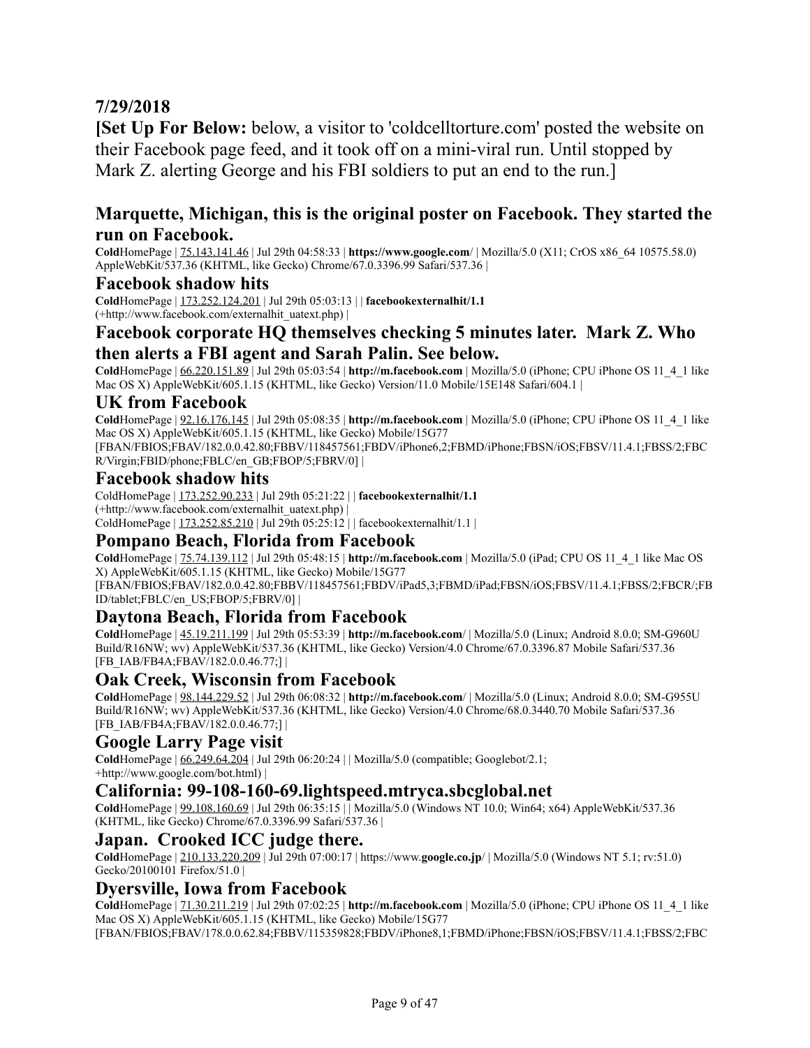## 7/29/2018

**[Set Up For Below:** below, a visitor to 'coldcelltorture.com' posted the website on their Facebook page feed, and it took off on a mini-viral run. Until stopped by Mark Z. alerting George and his FBI soldiers to put an end to the run.]

### Marquette, Michigan, this is the original poster on Facebook. They started the run on Facebook.

**Cold**HomePage | 75.143.141.46 | Jul 29th 04:58:33 | **https://www.google.com/** | Mozilla/5.0 (X11; CrOS x86_64 10575.58.0) AppleWebKit/537.36 (KHTML, like Gecko) Chrome/67.0.3396.99 Safari/537.36 |

### Facebook shadow hits

**Cold**HomePage | 173.252.124.201 | Jul 29th 05:03:13 | | **facebookexternalhit/1.1** (+http://www.facebook.com/externalhit_uatext.php) |

### Facebook corporate HQ themselves checking 5 minutes later. Mark Z. Who then alerts a FBI agent and Sarah Palin. See below.

**Cold**HomePage | 66.220.151.89 | Jul 29th 05:03:54 | **http://m.facebook.com** | Mozilla/5.0 (iPhone; CPU iPhone OS 11_4_1 like Mac OS X) AppleWebKit/605.1.15 (KHTML, like Gecko) Version/11.0 Mobile/15E148 Safari/604.1 |

### UK from Facebook

**Cold**HomePage | 92.16.176.145 | Jul 29th 05:08:35 | **http://m.facebook.com** | Mozilla/5.0 (iPhone; CPU iPhone OS 11_4_1 like Mac OS X) AppleWebKit/605.1.15 (KHTML, like Gecko) Mobile/15G77 [FBAN/FBIOS;FBAV/182.0.0.42.80;FBBV/118457561;FBDV/iPhone6,2;FBMD/iPhone;FBSN/iOS;FBSV/11.4.1;FBSS/2;FBCR/Virgin;FBID/phone;FBLC/en_GB;FBOP/5;FBRV/0] |

### Facebook shadow hits

ColdHomePage | 173.252.90.233 | Jul 29th 05:21:22 | | **facebookexternalhit/1.1** (+http://www.facebook.com/externalhit_uatext.php) |
ColdHomePage | 173.252.85.210 | Jul 29th 05:25:12 | | facebookexternalhit/1.1 |

### Pompano Beach, Florida from Facebook

**Cold**HomePage | 75.74.139.112 | Jul 29th 05:48:15 | **http://m.facebook.com** | Mozilla/5.0 (iPad; CPU OS 11_4_1 like Mac OS X) AppleWebKit/605.1.15 (KHTML, like Gecko) Mobile/15G77 [FBAN/FBIOS;FBAV/182.0.0.42.80;FBBV/118457561;FBDV/iPad5,3;FBMD/iPad;FBSN/iOS;FBSV/11.4.1;FBSS/2;FBCR/;FBID/tablet;FBLC/en_US;FBOP/5;FBRV/0] |

### Daytona Beach, Florida from Facebook

**Cold**HomePage | 45.19.211.199 | Jul 29th 05:53:39 | **http://m.facebook.com/** | Mozilla/5.0 (Linux; Android 8.0.0; SM-G960U Build/R16NW; wv) AppleWebKit/537.36 (KHTML, like Gecko) Version/4.0 Chrome/67.0.3396.87 Mobile Safari/537.36 [FB_IAB/FB4A;FBAV/182.0.0.46.77;] |

### Oak Creek, Wisconsin from Facebook

**Cold**HomePage | 98.144.229.52 | Jul 29th 06:08:32 | **http://m.facebook.com/** | Mozilla/5.0 (Linux; Android 8.0.0; SM-G955U Build/R16NW; wv) AppleWebKit/537.36 (KHTML, like Gecko) Version/4.0 Chrome/68.0.3440.70 Mobile Safari/537.36 [FB_IAB/FB4A;FBAV/182.0.0.46.77;] |

### Google Larry Page visit

**Cold**HomePage | 66.249.64.204 | Jul 29th 06:20:24 | | Mozilla/5.0 (compatible; Googlebot/2.1; +http://www.google.com/bot.html) |

### California: 99-108-160-69.lightspeed.mtryca.sbcglobal.net

**Cold**HomePage | 99.108.160.69 | Jul 29th 06:35:15 | | Mozilla/5.0 (Windows NT 10.0; Win64; x64) AppleWebKit/537.36 (KHTML, like Gecko) Chrome/67.0.3396.99 Safari/537.36 |

### Japan. Crooked ICC judge there.

**Cold**HomePage | 210.133.220.209 | Jul 29th 07:00:17 | https://www.**google.co.jp**/ | Mozilla/5.0 (Windows NT 5.1; rv:51.0) Gecko/20100101 Firefox/51.0 |

### Dyersville, Iowa from Facebook

**Cold**HomePage | 71.30.211.219 | Jul 29th 07:02:25 | **http://m.facebook.com** | Mozilla/5.0 (iPhone; CPU iPhone OS 11_4_1 like Mac OS X) AppleWebKit/605.1.15 (KHTML, like Gecko) Mobile/15G77 [FBAN/FBIOS;FBAV/178.0.0.62.84;FBBV/115359828;FBDV/iPhone8,1;FBMD/iPhone;FBSN/iOS;FBSV/11.4.1;FBSS/2;FBC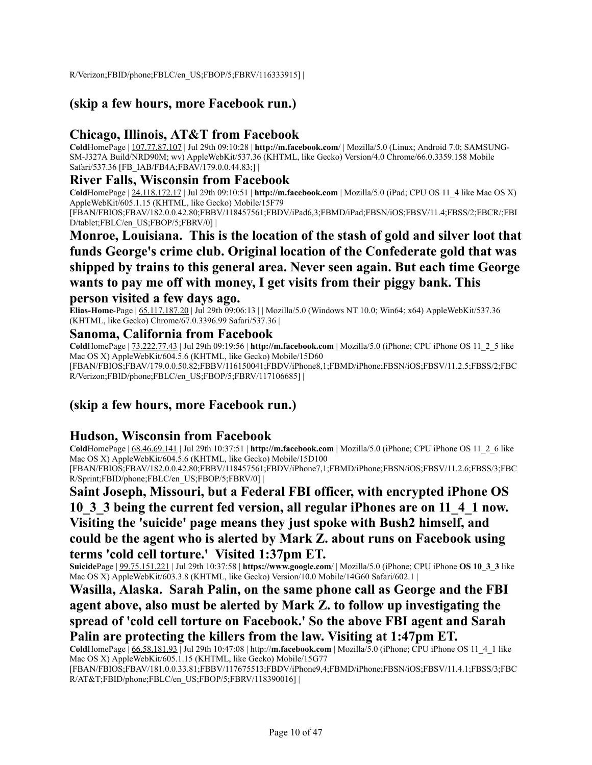R/Verizon;FBID/phone;FBLC/en_US;FBOP/5;FBRV/116333915] |

## (skip a few hours, more Facebook run.)

## Chicago, Illinois, AT&T from Facebook

**Cold**HomePage | 107.77.87.107 | Jul 29th 09:10:28 | **http://m.facebook.com/** | Mozilla/5.0 (Linux; Android 7.0; SAMSUNG-SM-J327A Build/NRD90M; wv) AppleWebKit/537.36 (KHTML, like Gecko) Version/4.0 Chrome/66.0.3359.158 Mobile Safari/537.36 [FB_IAB/FB4A;FBAV/179.0.0.44.83;] |

## River Falls, Wisconsin from Facebook

**Cold**HomePage | 24.118.172.17 | Jul 29th 09:10:51 | **http://m.facebook.com** | Mozilla/5.0 (iPad; CPU OS 11_4 like Mac OS X) AppleWebKit/605.1.15 (KHTML, like Gecko) Mobile/15F79 [FBAN/FBIOS;FBAV/182.0.0.42.80;FBBV/118457561;FBDV/iPad6,3;FBMD/iPad;FBSN/iOS;FBSV/11.4;FBSS/2;FBCR/;FBID/tablet;FBLC/en_US;FBOP/5;FBRV/0] |

## Monroe, Louisiana. This is the location of the stash of gold and silver loot that funds George's crime club. Original location of the Confederate gold that was shipped by trains to this general area. Never seen again. But each time George wants to pay me off with money, I get visits from their piggy bank. This person visited a few days ago.

**Elias-Home**-Page | 65.117.187.20 | Jul 29th 09:06:13 | | Mozilla/5.0 (Windows NT 10.0; Win64; x64) AppleWebKit/537.36 (KHTML, like Gecko) Chrome/67.0.3396.99 Safari/537.36 |

## Sanoma, California from Facebook

**Cold**HomePage | 73.222.77.43 | Jul 29th 09:19:56 | **http://m.facebook.com** | Mozilla/5.0 (iPhone; CPU iPhone OS 11_2_5 like Mac OS X) AppleWebKit/604.5.6 (KHTML, like Gecko) Mobile/15D60 [FBAN/FBIOS;FBAV/179.0.0.50.82;FBBV/116150041;FBDV/iPhone8,1;FBMD/iPhone;FBSN/iOS;FBSV/11.2.5;FBSS/2;FBCR/Verizon;FBID/phone;FBLC/en_US;FBOP/5;FBRV/117106685] |

## (skip a few hours, more Facebook run.)

## Hudson, Wisconsin from Facebook

**Cold**HomePage | 68.46.69.141 | Jul 29th 10:37:51 | **http://m.facebook.com** | Mozilla/5.0 (iPhone; CPU iPhone OS 11_2_6 like Mac OS X) AppleWebKit/604.5.6 (KHTML, like Gecko) Mobile/15D100 [FBAN/FBIOS;FBAV/182.0.0.42.80;FBBV/118457561;FBDV/iPhone7,1;FBMD/iPhone;FBSN/iOS;FBSV/11.2.6;FBSS/3;FBCR/Sprint;FBID/phone;FBLC/en_US;FBOP/5;FBRV/0] |

## Saint Joseph, Missouri, but a Federal FBI officer, with encrypted iPhone OS 10_3_3 being the current fed version, all regular iPhones are on 11_4_1 now. Visiting the 'suicide' page means they just spoke with Bush2 himself, and could be the agent who is alerted by Mark Z. about runs on Facebook using terms 'cold cell torture.' Visited 1:37pm ET.

**Suicide**Page | 99.75.151.221 | Jul 29th 10:37:58 | **https://www.google.com/** | Mozilla/5.0 (iPhone; CPU iPhone **OS 10_3_3** like Mac OS X) AppleWebKit/603.3.8 (KHTML, like Gecko) Version/10.0 Mobile/14G60 Safari/602.1 |

## Wasilla, Alaska. Sarah Palin, on the same phone call as George and the FBI agent above, also must be alerted by Mark Z. to follow up investigating the spread of 'cold cell torture on Facebook.' So the above FBI agent and Sarah Palin are protecting the killers from the law. Visiting at 1:47pm ET.

**Cold**HomePage | 66.58.181.93 | Jul 29th 10:47:08 | http://**m.facebook.com** | Mozilla/5.0 (iPhone; CPU iPhone OS 11_4_1 like Mac OS X) AppleWebKit/605.1.15 (KHTML, like Gecko) Mobile/15G77 [FBAN/FBIOS;FBAV/181.0.0.33.81;FBBV/117675513;FBDV/iPhone9,4;FBMD/iPhone;FBSN/iOS;FBSV/11.4.1;FBSS/3;FBCR/AT&T;FBID/phone;FBLC/en_US;FBOP/5;FBRV/118390016] |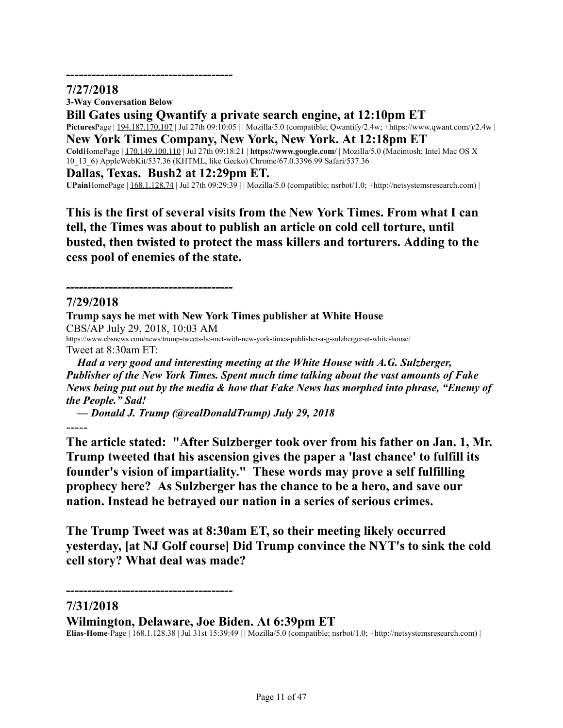---------------------------------------

**7/27/2018**

**3-Way Conversation Below**

**Bill Gates using Qwantify a private search engine, at 12:10pm ET**

**Pictures**Page | 194.187.170.107 | Jul 27th 09:10:05 | | Mozilla/5.0 (compatible; Qwantify/2.4w; +https://www.qwant.com/)/2.4w |

**New York Times Company, New York, New York. At 12:18pm ET**

**Cold**HomePage | 170.149.100.110 | Jul 27th 09:18:21 | **https://www.google.com/** | Mozilla/5.0 (Macintosh; Intel Mac OS X 10_13_6) AppleWebKit/537.36 (KHTML, like Gecko) Chrome/67.0.3396.99 Safari/537.36 |

**Dallas, Texas. Bush2 at 12:29pm ET.**

**UPain**HomePage | 168.1.128.74 | Jul 27th 09:29:39 | | Mozilla/5.0 (compatible; nsrbot/1.0; +http://netsystemsresearch.com) |

**This is the first of several visits from the New York Times. From what I can tell, the Times was about to publish an article on cold cell torture, until busted, then twisted to protect the mass killers and torturers. Adding to the cess pool of enemies of the state.**

---------------------------------------

**7/29/2018**

**Trump says he met with New York Times publisher at White House**

CBS/AP July 29, 2018, 10:03 AM

https://www.cbsnews.com/news/trump-tweets-he-met-with-new-york-times-publisher-a-g-sulzberger-at-white-house/

Tweet at 8:30am ET:

***Had a very good and interesting meeting at the White House with A.G. Sulzberger, Publisher of the New York Times. Spent much time talking about the vast amounts of Fake News being put out by the media & how that Fake News has morphed into phrase, "Enemy of the People." Sad!***

***— Donald J. Trump (@realDonaldTrump) July 29, 2018***

-----

**The article stated: "After Sulzberger took over from his father on Jan. 1, Mr. Trump tweeted that his ascension gives the paper a 'last chance' to fulfill its founder's vision of impartiality." These words may prove a self fulfilling prophecy here? As Sulzberger has the chance to be a hero, and save our nation. Instead he betrayed our nation in a series of serious crimes.**

**The Trump Tweet was at 8:30am ET, so their meeting likely occurred yesterday, [at NJ Golf course] Did Trump convince the NYT's to sink the cold cell story? What deal was made?**

---------------------------------------

**7/31/2018**

**Wilmington, Delaware, Joe Biden. At 6:39pm ET**

**Elias-Home**-Page | 168.1.128.38 | Jul 31st 15:39:49 | | Mozilla/5.0 (compatible; nsrbot/1.0; +http://netsystemsresearch.com) |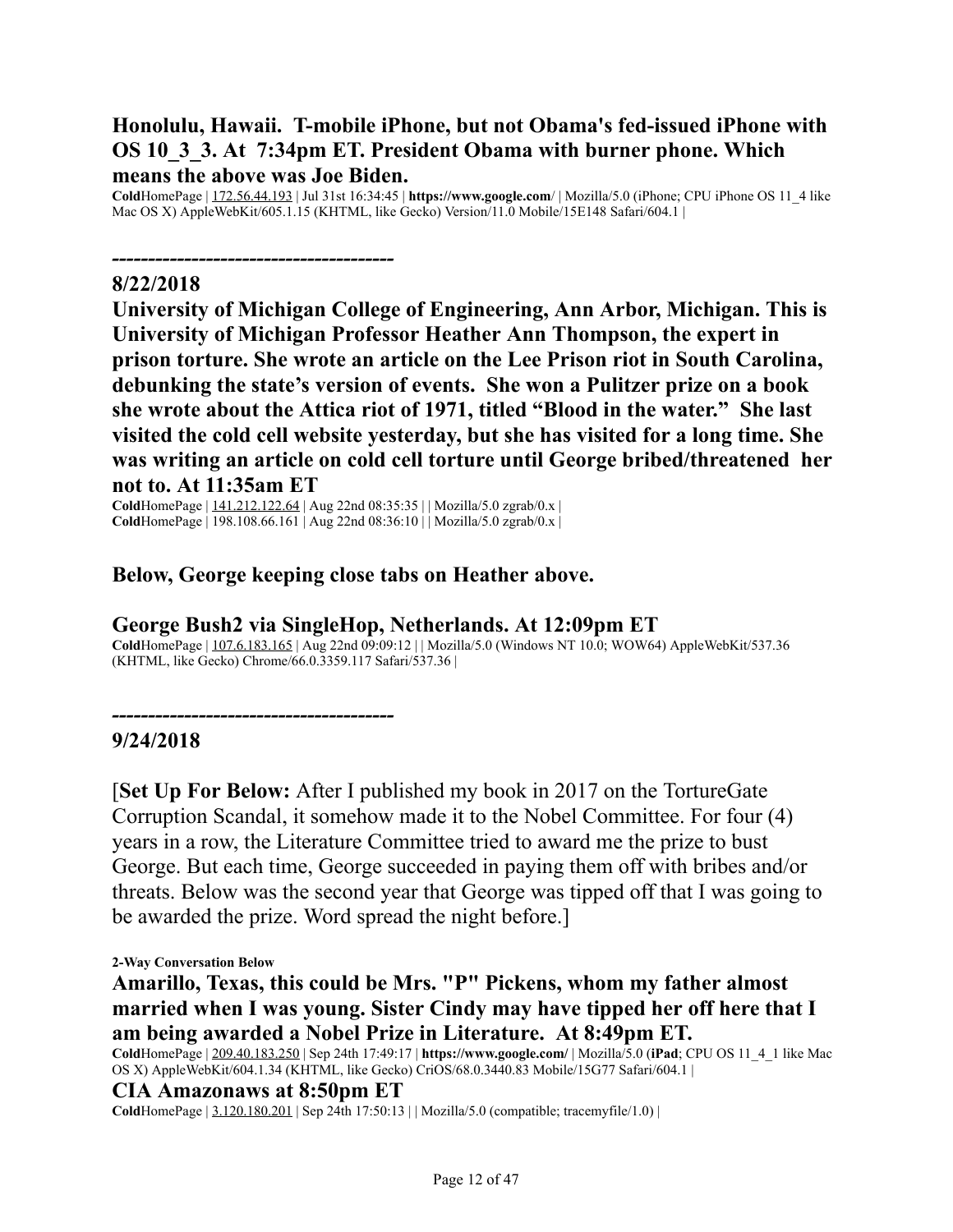**Honolulu, Hawaii. T-mobile iPhone, but not Obama's fed-issued iPhone with OS 10_3_3. At 7:34pm ET. President Obama with burner phone. Which means the above was Joe Biden.**

**Cold**HomePage | 172.56.44.193 | Jul 31st 16:34:45 | **https://www.google.com/** | Mozilla/5.0 (iPhone; CPU iPhone OS 11_4 like Mac OS X) AppleWebKit/605.1.15 (KHTML, like Gecko) Version/11.0 Mobile/15E148 Safari/604.1 |

**--------------------------------------**

**8/22/2018**

**University of Michigan College of Engineering, Ann Arbor, Michigan. This is University of Michigan Professor Heather Ann Thompson, the expert in prison torture. She wrote an article on the Lee Prison riot in South Carolina, debunking the state's version of events. She won a Pulitzer prize on a book she wrote about the Attica riot of 1971, titled "Blood in the water." She last visited the cold cell website yesterday, but she has visited for a long time. She was writing an article on cold cell torture until George bribed/threatened her not to. At 11:35am ET**

**Cold**HomePage | 141.212.122.64 | Aug 22nd 08:35:35 | | Mozilla/5.0 zgrab/0.x |
**Cold**HomePage | 198.108.66.161 | Aug 22nd 08:36:10 | | Mozilla/5.0 zgrab/0.x |

**Below, George keeping close tabs on Heather above.**

**George Bush2 via SingleHop, Netherlands. At 12:09pm ET**

**Cold**HomePage | 107.6.183.165 | Aug 22nd 09:09:12 | | Mozilla/5.0 (Windows NT 10.0; WOW64) AppleWebKit/537.36 (KHTML, like Gecko) Chrome/66.0.3359.117 Safari/537.36 |

**--------------------------------------**

**9/24/2018**

[**Set Up For Below:** After I published my book in 2017 on the TortureGate Corruption Scandal, it somehow made it to the Nobel Committee. For four (4) years in a row, the Literature Committee tried to award me the prize to bust George. But each time, George succeeded in paying them off with bribes and/or threats. Below was the second year that George was tipped off that I was going to be awarded the prize. Word spread the night before.]

**2-Way Conversation Below**

**Amarillo, Texas, this could be Mrs. "P" Pickens, whom my father almost married when I was young. Sister Cindy may have tipped her off here that I am being awarded a Nobel Prize in Literature. At 8:49pm ET.**

**Cold**HomePage | 209.40.183.250 | Sep 24th 17:49:17 | **https://www.google.com/** | Mozilla/5.0 (**iPad**; CPU OS 11_4_1 like Mac OS X) AppleWebKit/604.1.34 (KHTML, like Gecko) CriOS/68.0.3440.83 Mobile/15G77 Safari/604.1 |

**CIA Amazonaws at 8:50pm ET**

**Cold**HomePage | 3.120.180.201 | Sep 24th 17:50:13 | | Mozilla/5.0 (compatible; tracemyfile/1.0) |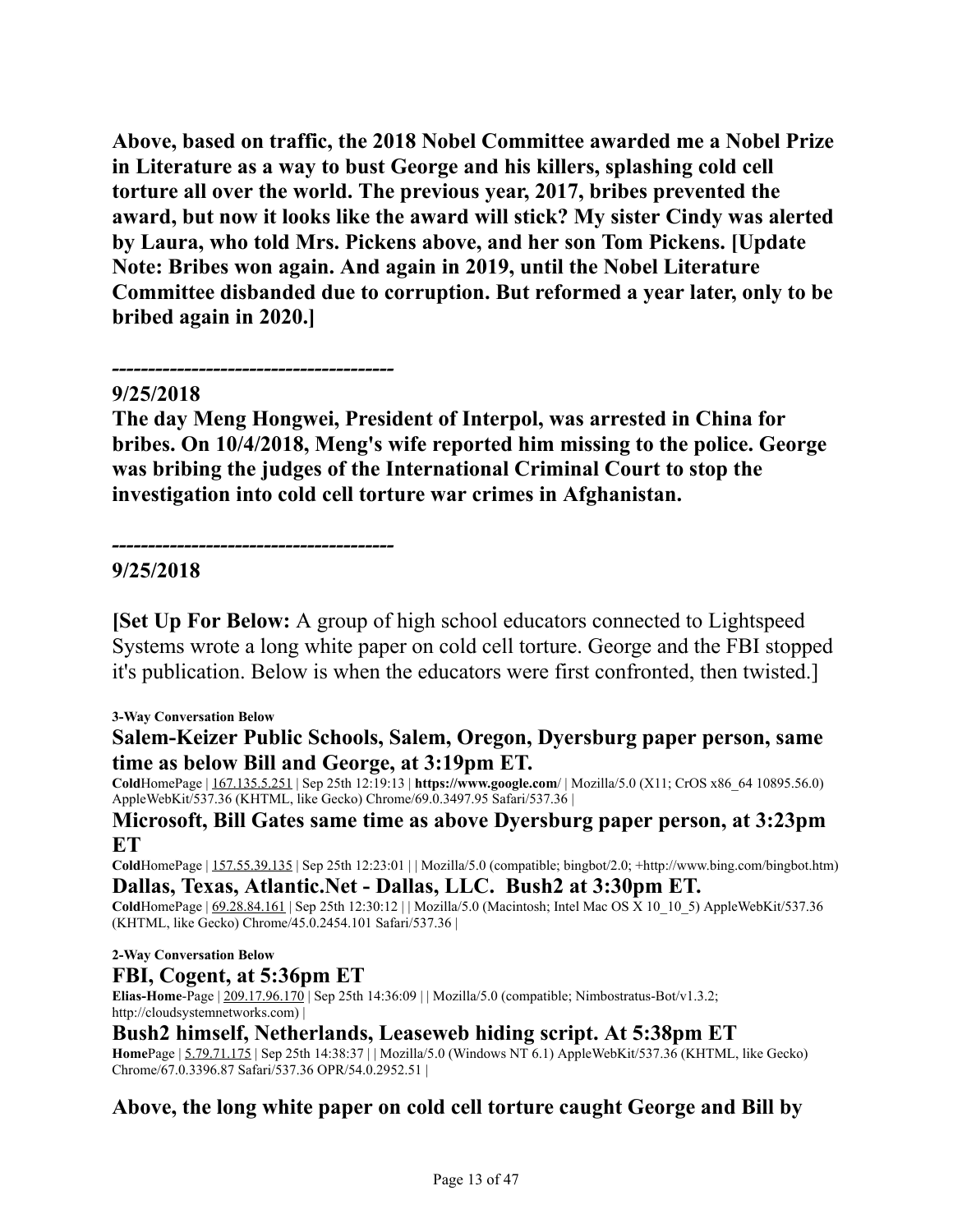**Above, based on traffic, the 2018 Nobel Committee awarded me a Nobel Prize in Literature as a way to bust George and his killers, splashing cold cell torture all over the world. The previous year, 2017, bribes prevented the award, but now it looks like the award will stick? My sister Cindy was alerted by Laura, who told Mrs. Pickens above, and her son Tom Pickens. [Update Note: Bribes won again. And again in 2019, until the Nobel Literature Committee disbanded due to corruption. But reformed a year later, only to be bribed again in 2020.]**

**--------------------------------------**

**9/25/2018**

**The day Meng Hongwei, President of Interpol, was arrested in China for bribes. On 10/4/2018, Meng's wife reported him missing to the police. George was bribing the judges of the International Criminal Court to stop the investigation into cold cell torture war crimes in Afghanistan.**

**--------------------------------------**

**9/25/2018**

**[Set Up For Below:** A group of high school educators connected to Lightspeed Systems wrote a long white paper on cold cell torture. George and the FBI stopped it's publication. Below is when the educators were first confronted, then twisted.]

**3-Way Conversation Below**

### Salem-Keizer Public Schools, Salem, Oregon, Dyersburg paper person, same time as below Bill and George, at 3:19pm ET.

**Cold**HomePage | 167.135.5.251 | Sep 25th 12:19:13 | **https://www.google.com/** | Mozilla/5.0 (X11; CrOS x86_64 10895.56.0) AppleWebKit/537.36 (KHTML, like Gecko) Chrome/69.0.3497.95 Safari/537.36 |

### Microsoft, Bill Gates same time as above Dyersburg paper person, at 3:23pm ET

**Cold**HomePage | 157.55.39.135 | Sep 25th 12:23:01 | | Mozilla/5.0 (compatible; bingbot/2.0; +http://www.bing.com/bingbot.htm)

### Dallas, Texas, Atlantic.Net - Dallas, LLC. Bush2 at 3:30pm ET.

**Cold**HomePage | 69.28.84.161 | Sep 25th 12:30:12 | | Mozilla/5.0 (Macintosh; Intel Mac OS X 10_10_5) AppleWebKit/537.36 (KHTML, like Gecko) Chrome/45.0.2454.101 Safari/537.36 |

**2-Way Conversation Below**

### FBI, Cogent, at 5:36pm ET

**Elias-Home**-Page | 209.17.96.170 | Sep 25th 14:36:09 | | Mozilla/5.0 (compatible; Nimbostratus-Bot/v1.3.2; http://cloudsystemnetworks.com) |

### Bush2 himself, Netherlands, Leaseweb hiding script. At 5:38pm ET

**Home**Page | 5.79.71.175 | Sep 25th 14:38:37 | | Mozilla/5.0 (Windows NT 6.1) AppleWebKit/537.36 (KHTML, like Gecko) Chrome/67.0.3396.87 Safari/537.36 OPR/54.0.2952.51 |

**Above, the long white paper on cold cell torture caught George and Bill by**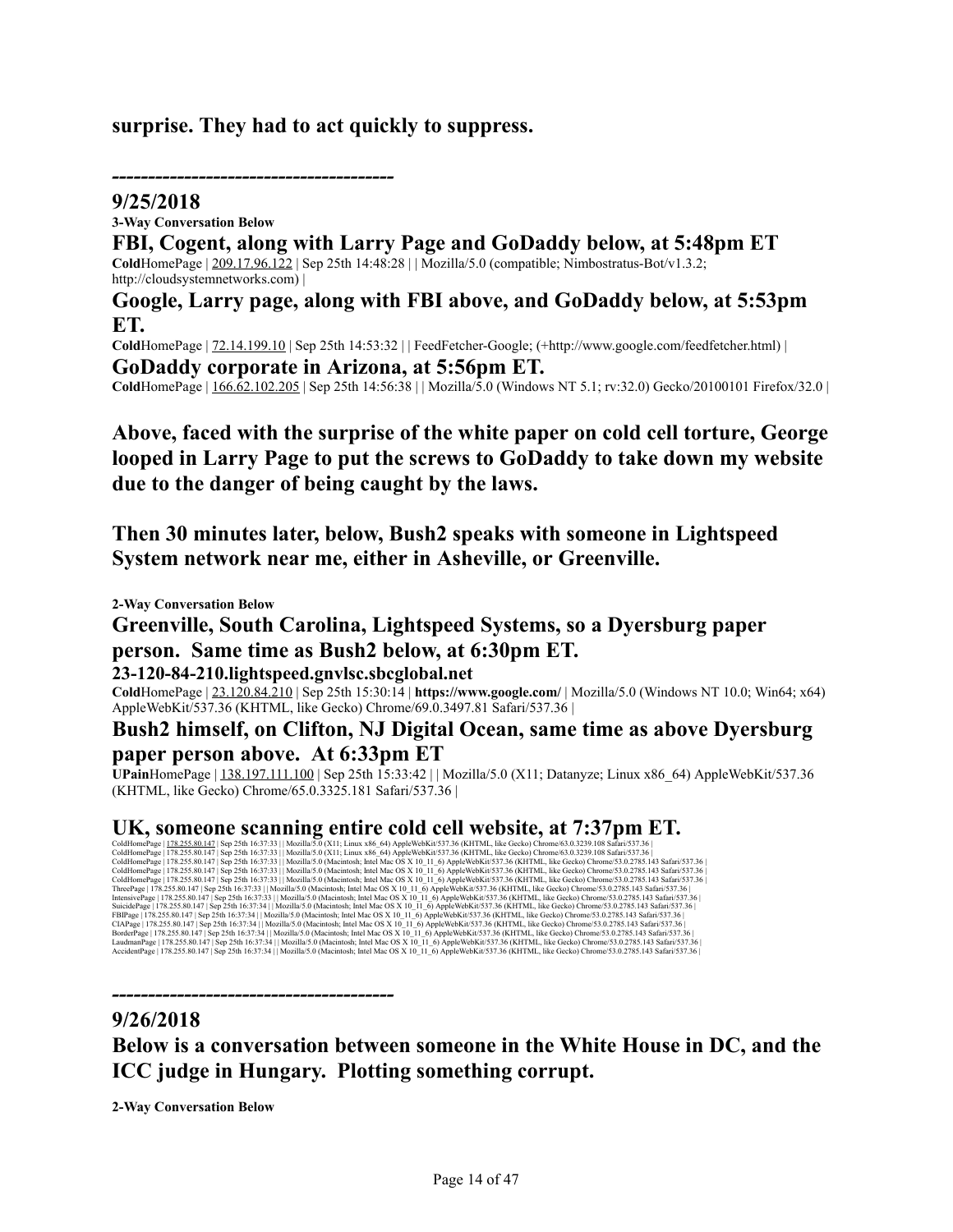**surprise. They had to act quickly to suppress.**

**---------------------------------------**

**9/25/2018**

**3-Way Conversation Below**

## FBI, Cogent, along with Larry Page and GoDaddy below, at 5:48pm ET

**Cold**HomePage | 209.17.96.122 | Sep 25th 14:48:28 | | Mozilla/5.0 (compatible; Nimbostratus-Bot/v1.3.2; http://cloudsystemnetworks.com) |

## Google, Larry page, along with FBI above, and GoDaddy below, at 5:53pm ET.

**Cold**HomePage | 72.14.199.10 | Sep 25th 14:53:32 | | FeedFetcher-Google; (+http://www.google.com/feedfetcher.html) |

## GoDaddy corporate in Arizona, at 5:56pm ET.

**Cold**HomePage | 166.62.102.205 | Sep 25th 14:56:38 | | Mozilla/5.0 (Windows NT 5.1; rv:32.0) Gecko/20100101 Firefox/32.0 |

**Above, faced with the surprise of the white paper on cold cell torture, George looped in Larry Page to put the screws to GoDaddy to take down my website due to the danger of being caught by the laws.**

**Then 30 minutes later, below, Bush2 speaks with someone in Lightspeed System network near me, either in Asheville, or Greenville.**

**2-Way Conversation Below**

## Greenville, South Carolina, Lightspeed Systems, so a Dyersburg paper person. Same time as Bush2 below, at 6:30pm ET.

**23-120-84-210.lightspeed.gnvlsc.sbcglobal.net**

**Cold**HomePage | 23.120.84.210 | Sep 25th 15:30:14 | **https://www.google.com/** | Mozilla/5.0 (Windows NT 10.0; Win64; x64) AppleWebKit/537.36 (KHTML, like Gecko) Chrome/69.0.3497.81 Safari/537.36 |

## Bush2 himself, on Clifton, NJ Digital Ocean, same time as above Dyersburg paper person above. At 6:33pm ET

**UPain**HomePage | 138.197.111.100 | Sep 25th 15:33:42 | | Mozilla/5.0 (X11; Datanyze; Linux x86_64) AppleWebKit/537.36 (KHTML, like Gecko) Chrome/65.0.3325.181 Safari/537.36 |

## UK, someone scanning entire cold cell website, at 7:37pm ET.

ColdHomePage | 178.255.80.147 | Sep 25th 16:37:33 | | Mozilla/5.0 (X11; Linux x86_64) AppleWebKit/537.36 (KHTML, like Gecko) Chrome/63.0.3239.108 Safari/537.36 |
ColdHomePage | 178.255.80.147 | Sep 25th 16:37:33 | | Mozilla/5.0 (X11; Linux x86_64) AppleWebKit/537.36 (KHTML, like Gecko) Chrome/63.0.3239.108 Safari/537.36 |
ColdHomePage | 178.255.80.147 | Sep 25th 16:37:33 | | Mozilla/5.0 (Macintosh; Intel Mac OS X 10_11_6) AppleWebKit/537.36 (KHTML, like Gecko) Chrome/53.0.2785.143 Safari/537.36 |
ColdHomePage | 178.255.80.147 | Sep 25th 16:37:33 | | Mozilla/5.0 (Macintosh; Intel Mac OS X 10_11_6) AppleWebKit/537.36 (KHTML, like Gecko) Chrome/53.0.2785.143 Safari/537.36 |
ColdHomePage | 178.255.80.147 | Sep 25th 16:37:33 | | Mozilla/5.0 (Macintosh; Intel Mac OS X 10_11_6) AppleWebKit/537.36 (KHTML, like Gecko) Chrome/53.0.2785.143 Safari/537.36 |
ThreePage | 178.255.80.147 | Sep 25th 16:37:33 | | Mozilla/5.0 (Macintosh; Intel Mac OS X 10_11_6) AppleWebKit/537.36 (KHTML, like Gecko) Chrome/53.0.2785.143 Safari/537.36 |
IntensivePage | 178.255.80.147 | Sep 25th 16:37:33 | | Mozilla/5.0 (Macintosh; Intel Mac OS X 10_11_6) AppleWebKit/537.36 (KHTML, like Gecko) Chrome/53.0.2785.143 Safari/537.36 |
SuicidePage | 178.255.80.147 | Sep 25th 16:37:34 | | Mozilla/5.0 (Macintosh; Intel Mac OS X 10_11_6) AppleWebKit/537.36 (KHTML, like Gecko) Chrome/53.0.2785.143 Safari/537.36 |
FBIPage | 178.255.80.147 | Sep 25th 16:37:34 | | Mozilla/5.0 (Macintosh; Intel Mac OS X 10_11_6) AppleWebKit/537.36 (KHTML, like Gecko) Chrome/53.0.2785.143 Safari/537.36 |
CIAPage | 178.255.80.147 | Sep 25th 16:37:34 | | Mozilla/5.0 (Macintosh; Intel Mac OS X 10_11_6) AppleWebKit/537.36 (KHTML, like Gecko) Chrome/53.0.2785.143 Safari/537.36 |
BorderPage | 178.255.80.147 | Sep 25th 16:37:34 | | Mozilla/5.0 (Macintosh; Intel Mac OS X 10_11_6) AppleWebKit/537.36 (KHTML, like Gecko) Chrome/53.0.2785.143 Safari/537.36 |
LaudmanPage | 178.255.80.147 | Sep 25th 16:37:34 | | Mozilla/5.0 (Macintosh; Intel Mac OS X 10_11_6) AppleWebKit/537.36 (KHTML, like Gecko) Chrome/53.0.2785.143 Safari/537.36 |
AccidentPage | 178.255.80.147 | Sep 25th 16:37:34 | | Mozilla/5.0 (Macintosh; Intel Mac OS X 10_11_6) AppleWebKit/537.36 (KHTML, like Gecko) Chrome/53.0.2785.143 Safari/537.36 |

**---------------------------------------**

**9/26/2018**

## Below is a conversation between someone in the White House in DC, and the ICC judge in Hungary. Plotting something corrupt.

**2-Way Conversation Below**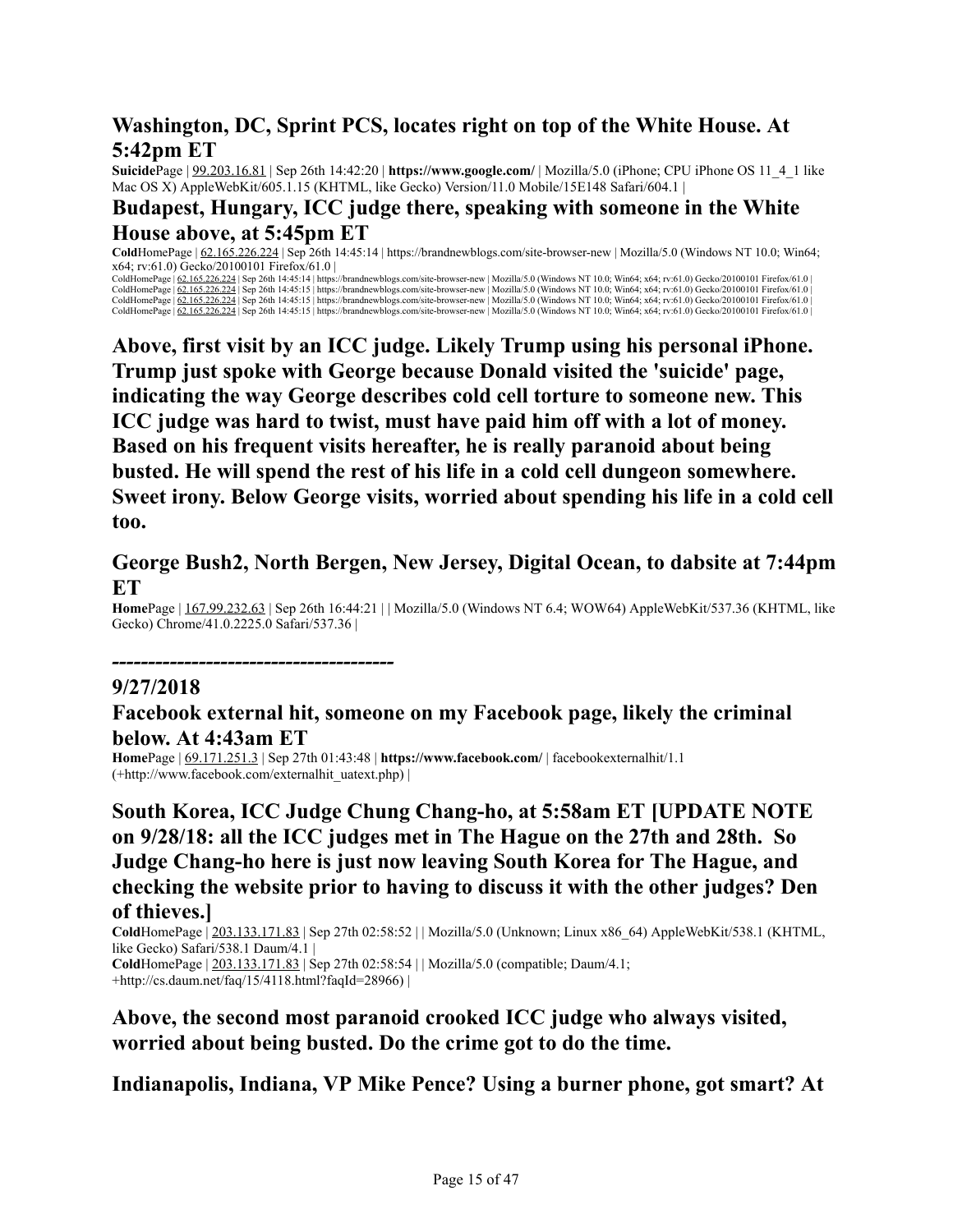## Washington, DC, Sprint PCS, locates right on top of the White House. At 5:42pm ET

**Suicide**Page | 99.203.16.81 | Sep 26th 14:42:20 | **https://www.google.com/** | Mozilla/5.0 (iPhone; CPU iPhone OS 11_4_1 like Mac OS X) AppleWebKit/605.1.15 (KHTML, like Gecko) Version/11.0 Mobile/15E148 Safari/604.1 |

## Budapest, Hungary, ICC judge there, speaking with someone in the White House above, at 5:45pm ET

**Cold**HomePage | 62.165.226.224 | Sep 26th 14:45:14 | https://brandnewblogs.com/site-browser-new | Mozilla/5.0 (Windows NT 10.0; Win64; x64; rv:61.0) Gecko/20100101 Firefox/61.0 |

ColdHomePage | 62.165.226.224 | Sep 26th 14:45:14 | https://brandnewblogs.com/site-browser-new | Mozilla/5.0 (Windows NT 10.0; Win64; x64; rv:61.0) Gecko/20100101 Firefox/61.0 |
ColdHomePage | 62.165.226.224 | Sep 26th 14:45:15 | https://brandnewblogs.com/site-browser-new | Mozilla/5.0 (Windows NT 10.0; Win64; x64; rv:61.0) Gecko/20100101 Firefox/61.0 |
ColdHomePage | 62.165.226.224 | Sep 26th 14:45:15 | https://brandnewblogs.com/site-browser-new | Mozilla/5.0 (Windows NT 10.0; Win64; x64; rv:61.0) Gecko/20100101 Firefox/61.0 |
ColdHomePage | 62.165.226.224 | Sep 26th 14:45:15 | https://brandnewblogs.com/site-browser-new | Mozilla/5.0 (Windows NT 10.0; Win64; x64; rv:61.0) Gecko/20100101 Firefox/61.0 |

**Above, first visit by an ICC judge. Likely Trump using his personal iPhone. Trump just spoke with George because Donald visited the 'suicide' page, indicating the way George describes cold cell torture to someone new. This ICC judge was hard to twist, must have paid him off with a lot of money. Based on his frequent visits hereafter, he is really paranoid about being busted. He will spend the rest of his life in a cold cell dungeon somewhere. Sweet irony. Below George visits, worried about spending his life in a cold cell too.**

## George Bush2, North Bergen, New Jersey, Digital Ocean, to dabsite at 7:44pm ET

**Home**Page | 167.99.232.63 | Sep 26th 16:44:21 | | Mozilla/5.0 (Windows NT 6.4; WOW64) AppleWebKit/537.36 (KHTML, like Gecko) Chrome/41.0.2225.0 Safari/537.36 |

**--------------------------------------**

## 9/27/2018

## Facebook external hit, someone on my Facebook page, likely the criminal below. At 4:43am ET

**Home**Page | 69.171.251.3 | Sep 27th 01:43:48 | **https://www.facebook.com/** | facebookexternalhit/1.1 (+http://www.facebook.com/externalhit_uatext.php) |

## South Korea, ICC Judge Chung Chang-ho, at 5:58am ET [UPDATE NOTE on 9/28/18: all the ICC judges met in The Hague on the 27th and 28th. So Judge Chang-ho here is just now leaving South Korea for The Hague, and checking the website prior to having to discuss it with the other judges? Den of thieves.]

**Cold**HomePage | 203.133.171.83 | Sep 27th 02:58:52 | | Mozilla/5.0 (Unknown; Linux x86_64) AppleWebKit/538.1 (KHTML, like Gecko) Safari/538.1 Daum/4.1 |
**Cold**HomePage | 203.133.171.83 | Sep 27th 02:58:54 | | Mozilla/5.0 (compatible; Daum/4.1; +http://cs.daum.net/faq/15/4118.html?faqId=28966) |

**Above, the second most paranoid crooked ICC judge who always visited, worried about being busted. Do the crime got to do the time.**

## Indianapolis, Indiana, VP Mike Pence? Using a burner phone, got smart? At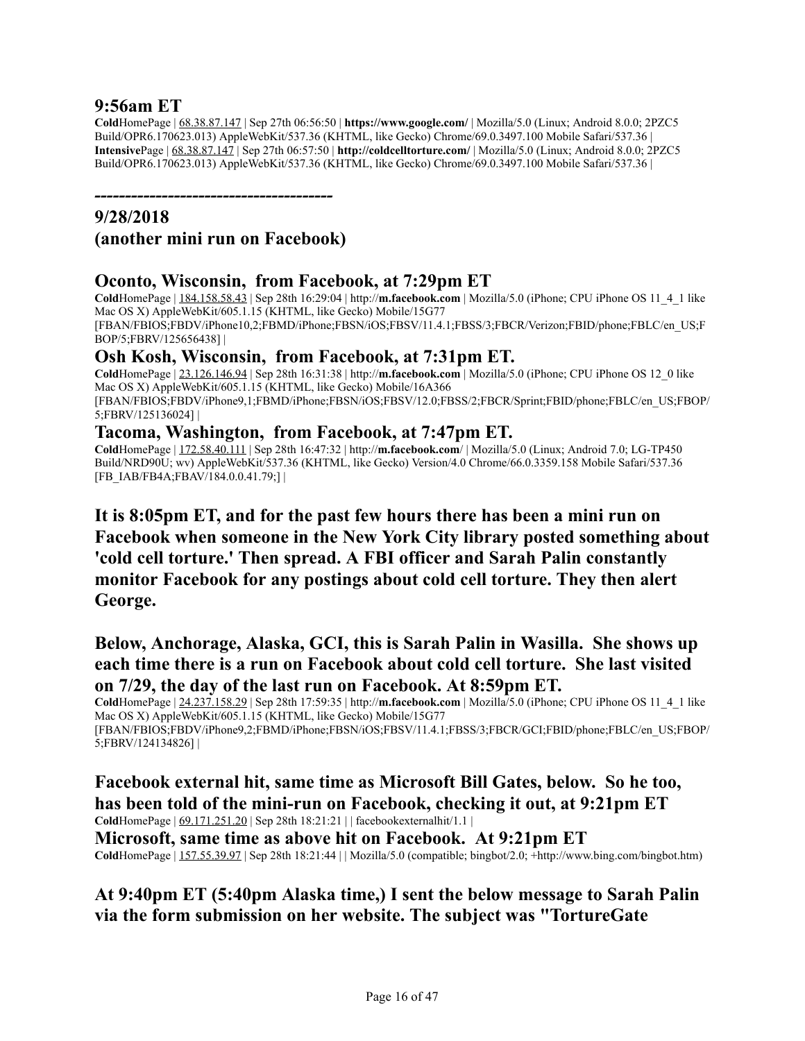## 9:56am ET

**Cold**HomePage | 68.38.87.147 | Sep 27th 06:56:50 | **https://www.google.com/** | Mozilla/5.0 (Linux; Android 8.0.0; 2PZC5 Build/OPR6.170623.013) AppleWebKit/537.36 (KHTML, like Gecko) Chrome/69.0.3497.100 Mobile Safari/537.36 |
**Intensive**Page | 68.38.87.147 | Sep 27th 06:57:50 | **http://coldcelltorture.com/** | Mozilla/5.0 (Linux; Android 8.0.0; 2PZC5 Build/OPR6.170623.013) AppleWebKit/537.36 (KHTML, like Gecko) Chrome/69.0.3497.100 Mobile Safari/537.36 |

**---------------------------------------**

## 9/28/2018
## (another mini run on Facebook)

### Oconto, Wisconsin, from Facebook, at 7:29pm ET

**Cold**HomePage | 184.158.58.43 | Sep 28th 16:29:04 | http://**m.facebook.com** | Mozilla/5.0 (iPhone; CPU iPhone OS 11_4_1 like Mac OS X) AppleWebKit/605.1.15 (KHTML, like Gecko) Mobile/15G77 [FBAN/FBIOS;FBDV/iPhone10,2;FBMD/iPhone;FBSN/iOS;FBSV/11.4.1;FBSS/3;FBCR/Verizon;FBID/phone;FBLC/en_US;FBOP/5;FBRV/125656438] |

### Osh Kosh, Wisconsin, from Facebook, at 7:31pm ET.

**Cold**HomePage | 23.126.146.94 | Sep 28th 16:31:38 | http://**m.facebook.com** | Mozilla/5.0 (iPhone; CPU iPhone OS 12_0 like Mac OS X) AppleWebKit/605.1.15 (KHTML, like Gecko) Mobile/16A366 [FBAN/FBIOS;FBDV/iPhone9,1;FBMD/iPhone;FBSN/iOS;FBSV/12.0;FBSS/2;FBCR/Sprint;FBID/phone;FBLC/en_US;FBOP/5;FBRV/125136024] |

### Tacoma, Washington, from Facebook, at 7:47pm ET.

**Cold**HomePage | 172.58.40.111 | Sep 28th 16:47:32 | http://**m.facebook.com**/ | Mozilla/5.0 (Linux; Android 7.0; LG-TP450 Build/NRD90U; wv) AppleWebKit/537.36 (KHTML, like Gecko) Version/4.0 Chrome/66.0.3359.158 Mobile Safari/537.36 [FB_IAB/FB4A;FBAV/184.0.0.41.79;] |

**It is 8:05pm ET, and for the past few hours there has been a mini run on Facebook when someone in the New York City library posted something about 'cold cell torture.' Then spread. A FBI officer and Sarah Palin constantly monitor Facebook for any postings about cold cell torture. They then alert George.**

**Below, Anchorage, Alaska, GCI, this is Sarah Palin in Wasilla. She shows up each time there is a run on Facebook about cold cell torture. She last visited on 7/29, the day of the last run on Facebook. At 8:59pm ET.**

**Cold**HomePage | 24.237.158.29 | Sep 28th 17:59:35 | http://**m.facebook.com** | Mozilla/5.0 (iPhone; CPU iPhone OS 11_4_1 like Mac OS X) AppleWebKit/605.1.15 (KHTML, like Gecko) Mobile/15G77 [FBAN/FBIOS;FBDV/iPhone9,2;FBMD/iPhone;FBSN/iOS;FBSV/11.4.1;FBSS/3;FBCR/GCI;FBID/phone;FBLC/en_US;FBOP/5;FBRV/124134826] |

**Facebook external hit, same time as Microsoft Bill Gates, below. So he too, has been told of the mini-run on Facebook, checking it out, at 9:21pm ET**

**Cold**HomePage | 69.171.251.20 | Sep 28th 18:21:21 | | facebookexternalhit/1.1 |

**Microsoft, same time as above hit on Facebook. At 9:21pm ET**

**Cold**HomePage | 157.55.39.97 | Sep 28th 18:21:44 | | Mozilla/5.0 (compatible; bingbot/2.0; +http://www.bing.com/bingbot.htm)

**At 9:40pm ET (5:40pm Alaska time,) I sent the below message to Sarah Palin via the form submission on her website. The subject was "TortureGate**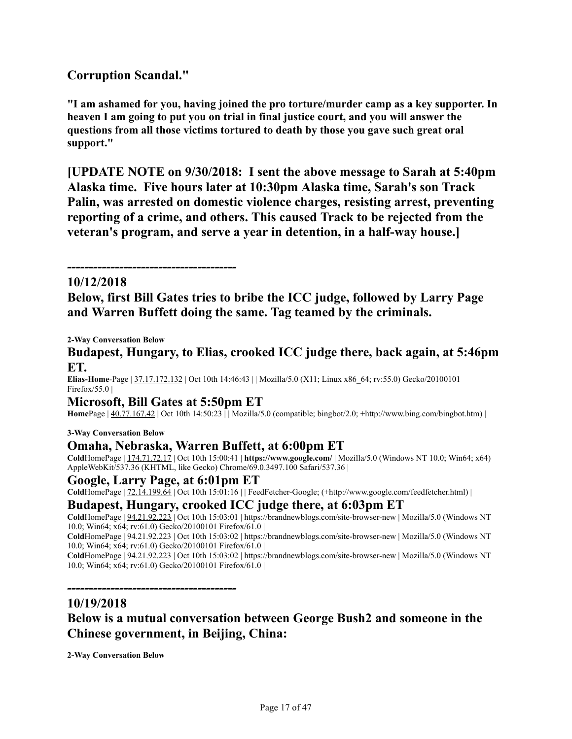**Corruption Scandal."**

**"I am ashamed for you, having joined the pro torture/murder camp as a key supporter. In heaven I am going to put you on trial in final justice court, and you will answer the questions from all those victims tortured to death by those you gave such great oral support."**

**[UPDATE NOTE on 9/30/2018: I sent the above message to Sarah at 5:40pm Alaska time. Five hours later at 10:30pm Alaska time, Sarah's son Track Palin, was arrested on domestic violence charges, resisting arrest, preventing reporting of a crime, and others. This caused Track to be rejected from the veteran's program, and serve a year in detention, in a half-way house.]**

**-------------------------------------**

## 10/12/2018

## Below, first Bill Gates tries to bribe the ICC judge, followed by Larry Page and Warren Buffett doing the same. Tag teamed by the criminals.

**2-Way Conversation Below**

### Budapest, Hungary, to Elias, crooked ICC judge there, back again, at 5:46pm ET.

**Elias-Home**-Page | 37.17.172.132 | Oct 10th 14:46:43 | | Mozilla/5.0 (X11; Linux x86_64; rv:55.0) Gecko/20100101 Firefox/55.0 |

### Microsoft, Bill Gates at 5:50pm ET

**Home**Page | 40.77.167.42 | Oct 10th 14:50:23 | | Mozilla/5.0 (compatible; bingbot/2.0; +http://www.bing.com/bingbot.htm) |

**3-Way Conversation Below**

### Omaha, Nebraska, Warren Buffett, at 6:00pm ET

**Cold**HomePage | 174.71.72.17 | Oct 10th 15:00:41 | **https://www.google.com/** | Mozilla/5.0 (Windows NT 10.0; Win64; x64) AppleWebKit/537.36 (KHTML, like Gecko) Chrome/69.0.3497.100 Safari/537.36 |

### Google, Larry Page, at 6:01pm ET

**Cold**HomePage | 72.14.199.64 | Oct 10th 15:01:16 | | FeedFetcher-Google; (+http://www.google.com/feedfetcher.html) |

### Budapest, Hungary, crooked ICC judge there, at 6:03pm ET

**Cold**HomePage | 94.21.92.223 | Oct 10th 15:03:01 | https://brandnewblogs.com/site-browser-new | Mozilla/5.0 (Windows NT 10.0; Win64; x64; rv:61.0) Gecko/20100101 Firefox/61.0 |
**Cold**HomePage | 94.21.92.223 | Oct 10th 15:03:02 | https://brandnewblogs.com/site-browser-new | Mozilla/5.0 (Windows NT 10.0; Win64; x64; rv:61.0) Gecko/20100101 Firefox/61.0 |
**Cold**HomePage | 94.21.92.223 | Oct 10th 15:03:02 | https://brandnewblogs.com/site-browser-new | Mozilla/5.0 (Windows NT 10.0; Win64; x64; rv:61.0) Gecko/20100101 Firefox/61.0 |

**-------------------------------------**

## 10/19/2018

## Below is a mutual conversation between George Bush2 and someone in the Chinese government, in Beijing, China:

**2-Way Conversation Below**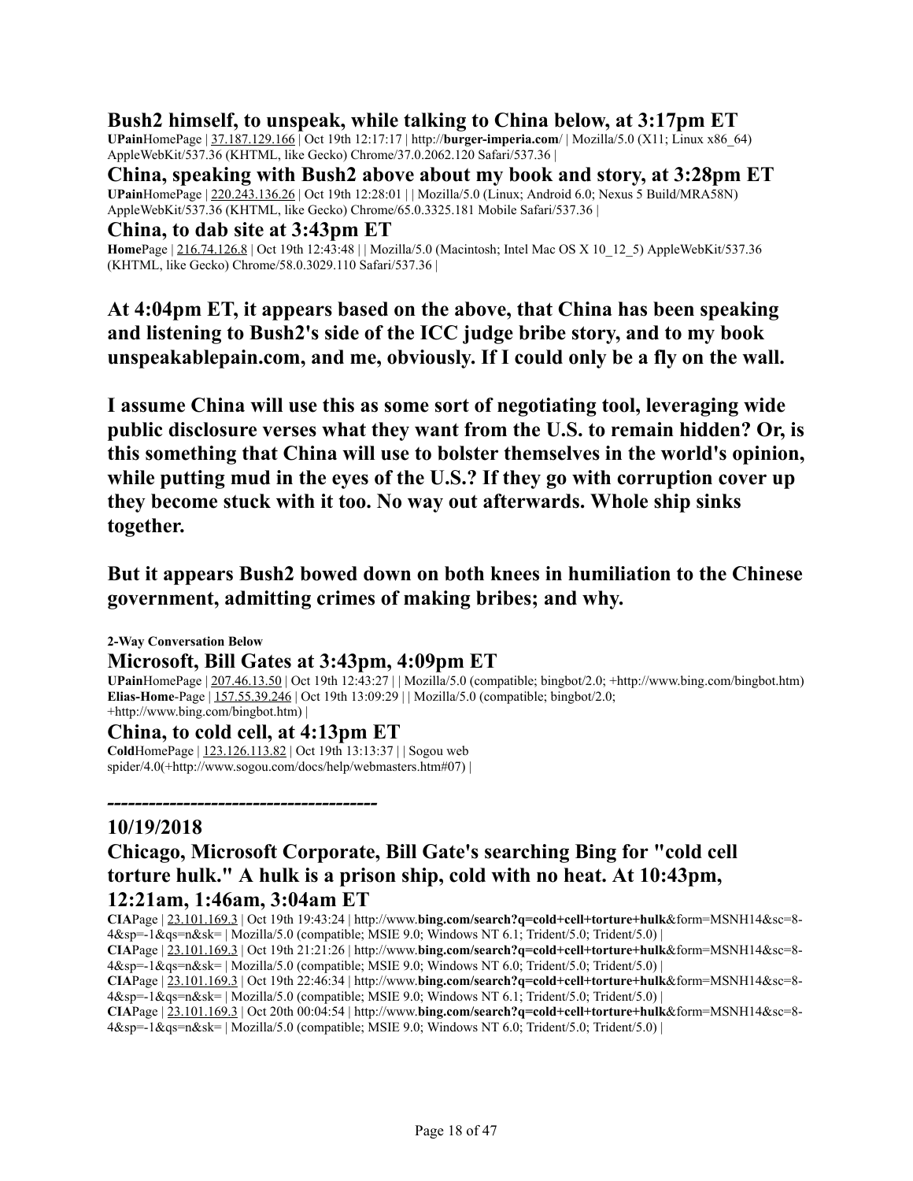### Bush2 himself, to unspeak, while talking to China below, at 3:17pm ET

**UPain**HomePage | 37.187.129.166 | Oct 19th 12:17:17 | http://**burger-imperia.com**/ | Mozilla/5.0 (X11; Linux x86_64) AppleWebKit/537.36 (KHTML, like Gecko) Chrome/37.0.2062.120 Safari/537.36 |

### China, speaking with Bush2 above about my book and story, at 3:28pm ET

**UPain**HomePage | 220.243.136.26 | Oct 19th 12:28:01 | | Mozilla/5.0 (Linux; Android 6.0; Nexus 5 Build/MRA58N) AppleWebKit/537.36 (KHTML, like Gecko) Chrome/65.0.3325.181 Mobile Safari/537.36 |

### China, to dab site at 3:43pm ET

**Home**Page | 216.74.126.8 | Oct 19th 12:43:48 | | Mozilla/5.0 (Macintosh; Intel Mac OS X 10_12_5) AppleWebKit/537.36 (KHTML, like Gecko) Chrome/58.0.3029.110 Safari/537.36 |

**At 4:04pm ET, it appears based on the above, that China has been speaking and listening to Bush2's side of the ICC judge bribe story, and to my book unspeakablepain.com, and me, obviously. If I could only be a fly on the wall.**

**I assume China will use this as some sort of negotiating tool, leveraging wide public disclosure verses what they want from the U.S. to remain hidden? Or, is this something that China will use to bolster themselves in the world's opinion, while putting mud in the eyes of the U.S.? If they go with corruption cover up they become stuck with it too. No way out afterwards. Whole ship sinks together.**

**But it appears Bush2 bowed down on both knees in humiliation to the Chinese government, admitting crimes of making bribes; and why.**

**2-Way Conversation Below**

### Microsoft, Bill Gates at 3:43pm, 4:09pm ET

**UPain**HomePage | 207.46.13.50 | Oct 19th 12:43:27 | | Mozilla/5.0 (compatible; bingbot/2.0; +http://www.bing.com/bingbot.htm)
**Elias-Home**-Page | 157.55.39.246 | Oct 19th 13:09:29 | | Mozilla/5.0 (compatible; bingbot/2.0; +http://www.bing.com/bingbot.htm) |

### China, to cold cell, at 4:13pm ET

**Cold**HomePage | 123.126.113.82 | Oct 19th 13:13:37 | | Sogou web spider/4.0(+http://www.sogou.com/docs/help/webmasters.htm#07) |

---

### 10/19/2018

### Chicago, Microsoft Corporate, Bill Gate's searching Bing for "cold cell torture hulk." A hulk is a prison ship, cold with no heat. At 10:43pm, 12:21am, 1:46am, 3:04am ET

**CIA**Page | 23.101.169.3 | Oct 19th 19:43:24 | http://www.**bing.com/search?q=cold+cell+torture+hulk**&form=MSNH14&sc=8-4&sp=-1&qs=n&sk= | Mozilla/5.0 (compatible; MSIE 9.0; Windows NT 6.1; Trident/5.0; Trident/5.0) |
**CIA**Page | 23.101.169.3 | Oct 19th 21:21:26 | http://www.**bing.com/search?q=cold+cell+torture+hulk**&form=MSNH14&sc=8-4&sp=-1&qs=n&sk= | Mozilla/5.0 (compatible; MSIE 9.0; Windows NT 6.0; Trident/5.0; Trident/5.0) |
**CIA**Page | 23.101.169.3 | Oct 19th 22:46:34 | http://www.**bing.com/search?q=cold+cell+torture+hulk**&form=MSNH14&sc=8-4&sp=-1&qs=n&sk= | Mozilla/5.0 (compatible; MSIE 9.0; Windows NT 6.1; Trident/5.0; Trident/5.0) |
**CIA**Page | 23.101.169.3 | Oct 20th 00:04:54 | http://www.**bing.com/search?q=cold+cell+torture+hulk**&form=MSNH14&sc=8-4&sp=-1&qs=n&sk= | Mozilla/5.0 (compatible; MSIE 9.0; Windows NT 6.0; Trident/5.0; Trident/5.0) |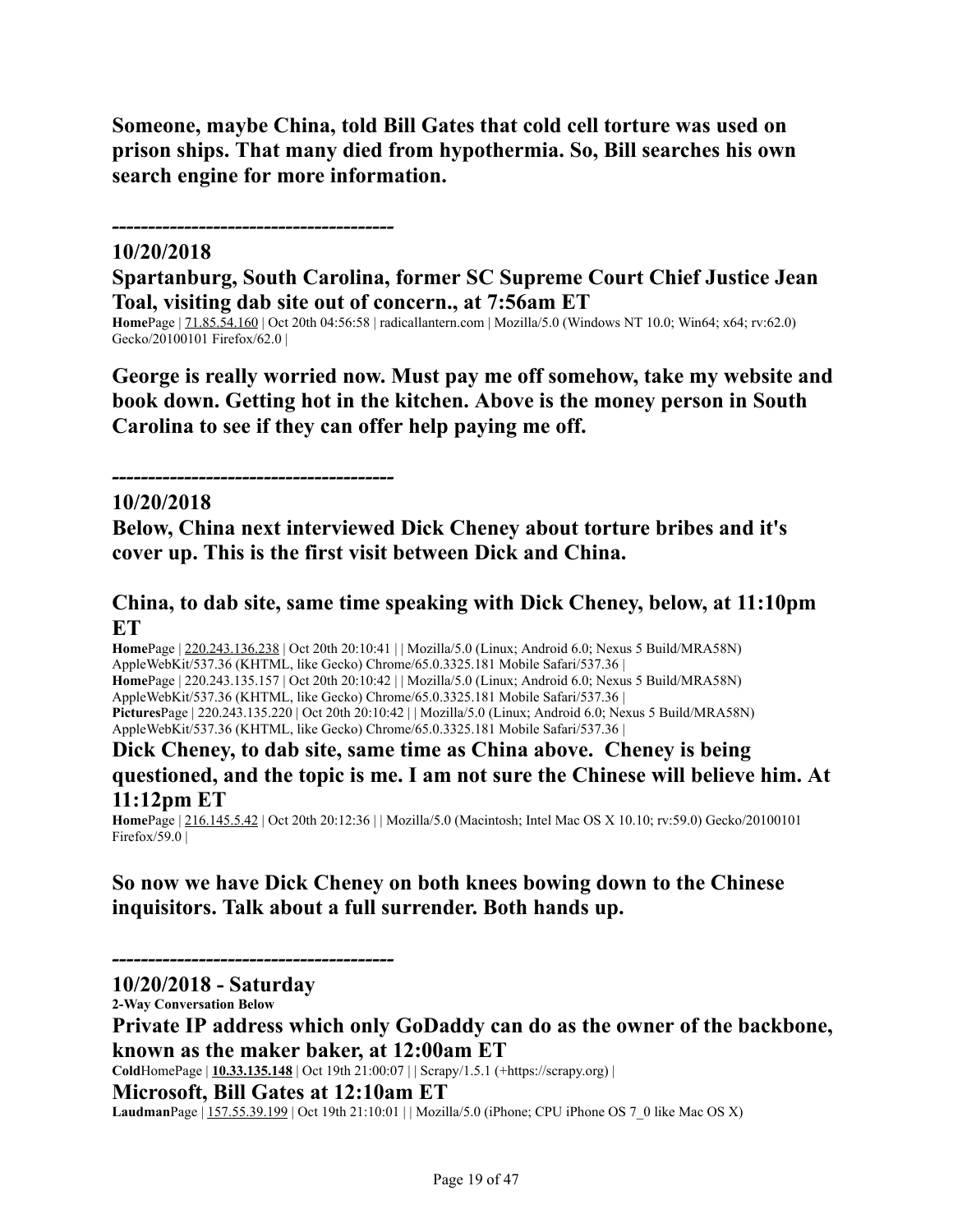**Someone, maybe China, told Bill Gates that cold cell torture was used on prison ships. That many died from hypothermia. So, Bill searches his own search engine for more information.**

**--------------------------------------**

**10/20/2018**

**Spartanburg, South Carolina, former SC Supreme Court Chief Justice Jean Toal, visiting dab site out of concern., at 7:56am ET**

**Home**Page | 71.85.54.160 | Oct 20th 04:56:58 | radicallantern.com | Mozilla/5.0 (Windows NT 10.0; Win64; x64; rv:62.0) Gecko/20100101 Firefox/62.0 |

**George is really worried now. Must pay me off somehow, take my website and book down. Getting hot in the kitchen. Above is the money person in South Carolina to see if they can offer help paying me off.**

**--------------------------------------**

**10/20/2018**

**Below, China next interviewed Dick Cheney about torture bribes and it's cover up. This is the first visit between Dick and China.**

**China, to dab site, same time speaking with Dick Cheney, below, at 11:10pm ET**

**Home**Page | 220.243.136.238 | Oct 20th 20:10:41 | | Mozilla/5.0 (Linux; Android 6.0; Nexus 5 Build/MRA58N) AppleWebKit/537.36 (KHTML, like Gecko) Chrome/65.0.3325.181 Mobile Safari/537.36 |
**Home**Page | 220.243.135.157 | Oct 20th 20:10:42 | | Mozilla/5.0 (Linux; Android 6.0; Nexus 5 Build/MRA58N) AppleWebKit/537.36 (KHTML, like Gecko) Chrome/65.0.3325.181 Mobile Safari/537.36 |
**Pictures**Page | 220.243.135.220 | Oct 20th 20:10:42 | | Mozilla/5.0 (Linux; Android 6.0; Nexus 5 Build/MRA58N) AppleWebKit/537.36 (KHTML, like Gecko) Chrome/65.0.3325.181 Mobile Safari/537.36 |

**Dick Cheney, to dab site, same time as China above. Cheney is being questioned, and the topic is me. I am not sure the Chinese will believe him. At 11:12pm ET**

**Home**Page | 216.145.5.42 | Oct 20th 20:12:36 | | Mozilla/5.0 (Macintosh; Intel Mac OS X 10.10; rv:59.0) Gecko/20100101 Firefox/59.0 |

**So now we have Dick Cheney on both knees bowing down to the Chinese inquisitors. Talk about a full surrender. Both hands up.**

**--------------------------------------**

**10/20/2018 - Saturday**

**2-Way Conversation Below**

**Private IP address which only GoDaddy can do as the owner of the backbone, known as the maker baker, at 12:00am ET**

**Cold**HomePage | **10.33.135.148** | Oct 19th 21:00:07 | | Scrapy/1.5.1 (+https://scrapy.org) |

**Microsoft, Bill Gates at 12:10am ET**

**Laudman**Page | 157.55.39.199 | Oct 19th 21:10:01 | | Mozilla/5.0 (iPhone; CPU iPhone OS 7_0 like Mac OS X)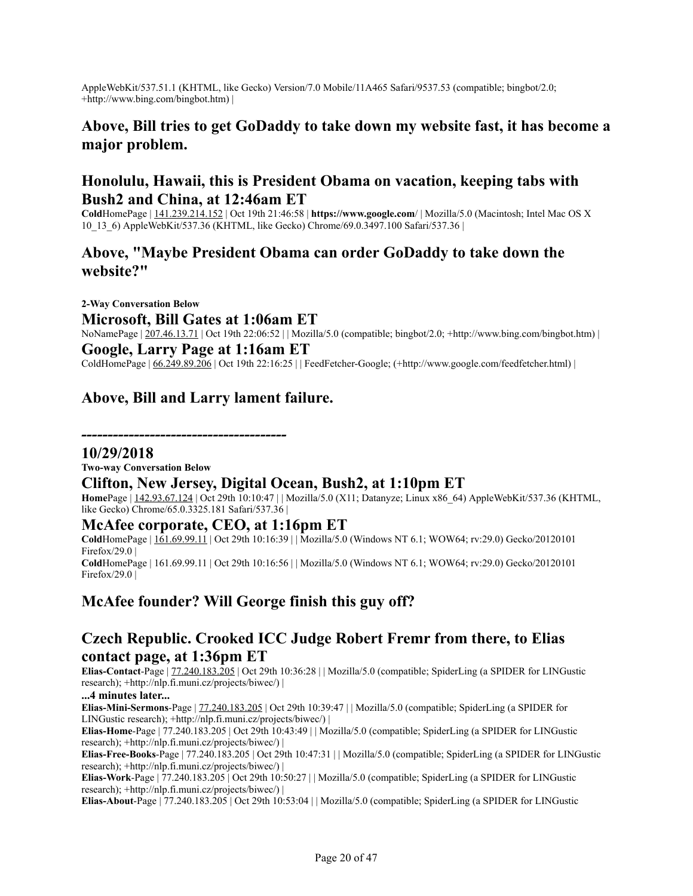AppleWebKit/537.51.1 (KHTML, like Gecko) Version/7.0 Mobile/11A465 Safari/9537.53 (compatible; bingbot/2.0; +http://www.bing.com/bingbot.htm) |

## Above, Bill tries to get GoDaddy to take down my website fast, it has become a major problem.

## Honolulu, Hawaii, this is President Obama on vacation, keeping tabs with Bush2 and China, at 12:46am ET

**Cold**HomePage | 141.239.214.152 | Oct 19th 21:46:58 | **https://www.google.com/** | Mozilla/5.0 (Macintosh; Intel Mac OS X 10_13_6) AppleWebKit/537.36 (KHTML, like Gecko) Chrome/69.0.3497.100 Safari/537.36 |

## Above, "Maybe President Obama can order GoDaddy to take down the website?"

**2-Way Conversation Below**

## Microsoft, Bill Gates at 1:06am ET

NoNamePage | 207.46.13.71 | Oct 19th 22:06:52 | | Mozilla/5.0 (compatible; bingbot/2.0; +http://www.bing.com/bingbot.htm) |

## Google, Larry Page at 1:16am ET

ColdHomePage | 66.249.89.206 | Oct 19th 22:16:25 | | FeedFetcher-Google; (+http://www.google.com/feedfetcher.html) |

## Above, Bill and Larry lament failure.

**-------------------------------------**

## 10/29/2018

**Two-way Conversation Below**

## Clifton, New Jersey, Digital Ocean, Bush2, at 1:10pm ET

**Home**Page | 142.93.67.124 | Oct 29th 10:10:47 | | Mozilla/5.0 (X11; Datanyze; Linux x86_64) AppleWebKit/537.36 (KHTML, like Gecko) Chrome/65.0.3325.181 Safari/537.36 |

## McAfee corporate, CEO, at 1:16pm ET

**Cold**HomePage | 161.69.99.11 | Oct 29th 10:16:39 | | Mozilla/5.0 (Windows NT 6.1; WOW64; rv:29.0) Gecko/20120101 Firefox/29.0 |
**Cold**HomePage | 161.69.99.11 | Oct 29th 10:16:56 | | Mozilla/5.0 (Windows NT 6.1; WOW64; rv:29.0) Gecko/20120101 Firefox/29.0 |

## McAfee founder? Will George finish this guy off?

## Czech Republic. Crooked ICC Judge Robert Fremr from there, to Elias contact page, at 1:36pm ET

**Elias-Contact**-Page | 77.240.183.205 | Oct 29th 10:36:28 | | Mozilla/5.0 (compatible; SpiderLing (a SPIDER for LINGustic research); +http://nlp.fi.muni.cz/projects/biwec/) |

**...4 minutes later...**

**Elias-Mini-Sermons**-Page | 77.240.183.205 | Oct 29th 10:39:47 | | Mozilla/5.0 (compatible; SpiderLing (a SPIDER for LINGustic research); +http://nlp.fi.muni.cz/projects/biwec/) |
**Elias-Home**-Page | 77.240.183.205 | Oct 29th 10:43:49 | | Mozilla/5.0 (compatible; SpiderLing (a SPIDER for LINGustic research); +http://nlp.fi.muni.cz/projects/biwec/) |
**Elias-Free-Books**-Page | 77.240.183.205 | Oct 29th 10:47:31 | | Mozilla/5.0 (compatible; SpiderLing (a SPIDER for LINGustic research); +http://nlp.fi.muni.cz/projects/biwec/) |
**Elias-Work**-Page | 77.240.183.205 | Oct 29th 10:50:27 | | Mozilla/5.0 (compatible; SpiderLing (a SPIDER for LINGustic research); +http://nlp.fi.muni.cz/projects/biwec/) |
**Elias-About**-Page | 77.240.183.205 | Oct 29th 10:53:04 | | Mozilla/5.0 (compatible; SpiderLing (a SPIDER for LINGustic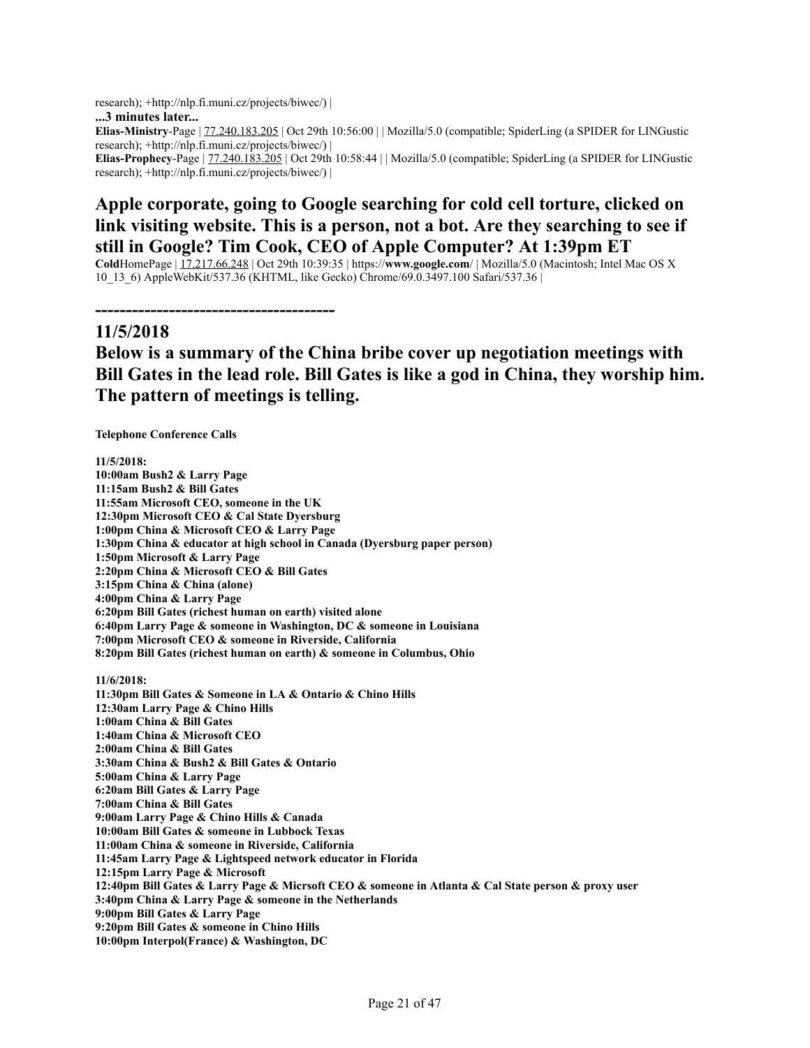research); +http://nlp.fi.muni.cz/projects/biwec/) |

**...3 minutes later...**

**Elias-Ministry**-Page | 77.240.183.205 | Oct 29th 10:56:00 | | Mozilla/5.0 (compatible; SpiderLing (a SPIDER for LINGustic research); +http://nlp.fi.muni.cz/projects/biwec/) |

**Elias-Prophecy**-Page | 77.240.183.205 | Oct 29th 10:58:44 | | Mozilla/5.0 (compatible; SpiderLing (a SPIDER for LINGustic research); +http://nlp.fi.muni.cz/projects/biwec/) |

## Apple corporate, going to Google searching for cold cell torture, clicked on link visiting website. This is a person, not a bot. Are they searching to see if still in Google? Tim Cook, CEO of Apple Computer? At 1:39pm ET

**Cold**HomePage | 17.217.66.248 | Oct 29th 10:39:35 | https://**www.google.com**/ | Mozilla/5.0 (Macintosh; Intel Mac OS X 10_13_6) AppleWebKit/537.36 (KHTML, like Gecko) Chrome/69.0.3497.100 Safari/537.36 |

**-------------------------------------**

## 11/5/2018

## Below is a summary of the China bribe cover up negotiation meetings with Bill Gates in the lead role. Bill Gates is like a god in China, they worship him. The pattern of meetings is telling.

**Telephone Conference Calls**

**11/5/2018:**
**10:00am Bush2 & Larry Page**
**11:15am Bush2 & Bill Gates**
**11:55am Microsoft CEO, someone in the UK**
**12:30pm Microsoft CEO & Cal State Dyersburg**
**1:00pm China & Microsoft CEO & Larry Page**
**1:30pm China & educator at high school in Canada (Dyersburg paper person)**
**1:50pm Microsoft & Larry Page**
**2:20pm China & Microsoft CEO & Bill Gates**
**3:15pm China & China (alone)**
**4:00pm China & Larry Page**
**6:20pm Bill Gates (richest human on earth) visited alone**
**6:40pm Larry Page & someone in Washington, DC & someone in Louisiana**
**7:00pm Microsoft CEO & someone in Riverside, California**
**8:20pm Bill Gates (richest human on earth) & someone in Columbus, Ohio**

**11/6/2018:**
**11:30pm Bill Gates & Someone in LA & Ontario & Chino Hills**
**12:30am Larry Page & Chino Hills**
**1:00am China & Bill Gates**
**1:40am China & Microsoft CEO**
**2:00am China & Bill Gates**
**3:30am China & Bush2 & Bill Gates & Ontario**
**5:00am China & Larry Page**
**6:20am Bill Gates & Larry Page**
**7:00am China & Bill Gates**
**9:00am Larry Page & Chino Hills & Canada**
**10:00am Bill Gates & someone in Lubbock Texas**
**11:00am China & someone in Riverside, California**
**11:45am Larry Page & Lightspeed network educator in Florida**
**12:15pm Larry Page & Microsoft**
**12:40pm Bill Gates & Larry Page & Micrsoft CEO & someone in Atlanta & Cal State person & proxy user**
**3:40pm China & Larry Page & someone in the Netherlands**
**9:00pm Bill Gates & Larry Page**
**9:20pm Bill Gates & someone in Chino Hills**
**10:00pm Interpol(France) & Washington, DC**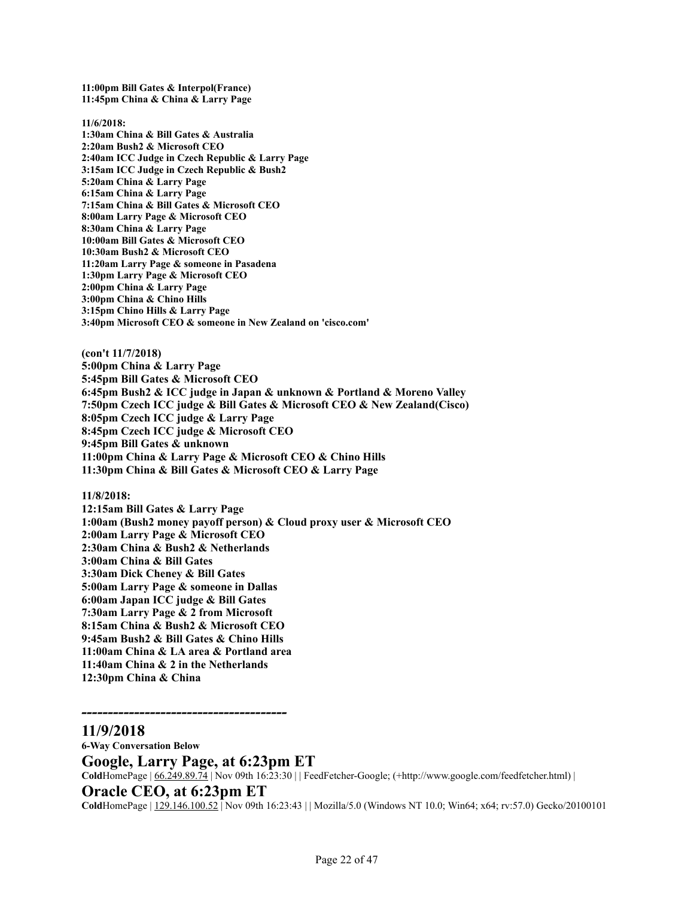**11:00pm Bill Gates & Interpol(France)**
**11:45pm China & China & Larry Page**

**11/6/2018:**
**1:30am China & Bill Gates & Australia**
**2:20am Bush2 & Microsoft CEO**
**2:40am ICC Judge in Czech Republic & Larry Page**
**3:15am ICC Judge in Czech Republic & Bush2**
**5:20am China & Larry Page**
**6:15am China & Larry Page**
**7:15am China & Bill Gates & Microsoft CEO**
**8:00am Larry Page & Microsoft CEO**
**8:30am China & Larry Page**
**10:00am Bill Gates & Microsoft CEO**
**10:30am Bush2 & Microsoft CEO**
**11:20am Larry Page & someone in Pasadena**
**1:30pm Larry Page & Microsoft CEO**
**2:00pm China & Larry Page**
**3:00pm China & Chino Hills**
**3:15pm Chino Hills & Larry Page**
**3:40pm Microsoft CEO & someone in New Zealand on 'cisco.com'**

**(con't 11/7/2018)**
**5:00pm China & Larry Page**
**5:45pm Bill Gates & Microsoft CEO**
**6:45pm Bush2 & ICC judge in Japan & unknown & Portland & Moreno Valley**
**7:50pm Czech ICC judge & Bill Gates & Microsoft CEO & New Zealand(Cisco)**
**8:05pm Czech ICC judge & Larry Page**
**8:45pm Czech ICC judge & Microsoft CEO**
**9:45pm Bill Gates & unknown**
**11:00pm China & Larry Page & Microsoft CEO & Chino Hills**
**11:30pm China & Bill Gates & Microsoft CEO & Larry Page**

**11/8/2018:**
**12:15am Bill Gates & Larry Page**
**1:00am (Bush2 money payoff person) & Cloud proxy user & Microsoft CEO**
**2:00am Larry Page & Microsoft CEO**
**2:30am China & Bush2 & Netherlands**
**3:00am China & Bill Gates**
**3:30am Dick Cheney & Bill Gates**
**5:00am Larry Page & someone in Dallas**
**6:00am Japan ICC judge & Bill Gates**
**7:30am Larry Page & 2 from Microsoft**
**8:15am China & Bush2 & Microsoft CEO**
**9:45am Bush2 & Bill Gates & Chino Hills**
**11:00am China & LA area & Portland area**
**11:40am China & 2 in the Netherlands**
**12:30pm China & China**

**--------------------------------------**

## 11/9/2018

**6-Way Conversation Below**

## Google, Larry Page, at 6:23pm ET

**Cold**HomePage | 66.249.89.74 | Nov 09th 16:23:30 | | FeedFetcher-Google; (+http://www.google.com/feedfetcher.html) |

## Oracle CEO, at 6:23pm ET

**Cold**HomePage | 129.146.100.52 | Nov 09th 16:23:43 | | Mozilla/5.0 (Windows NT 10.0; Win64; x64; rv:57.0) Gecko/20100101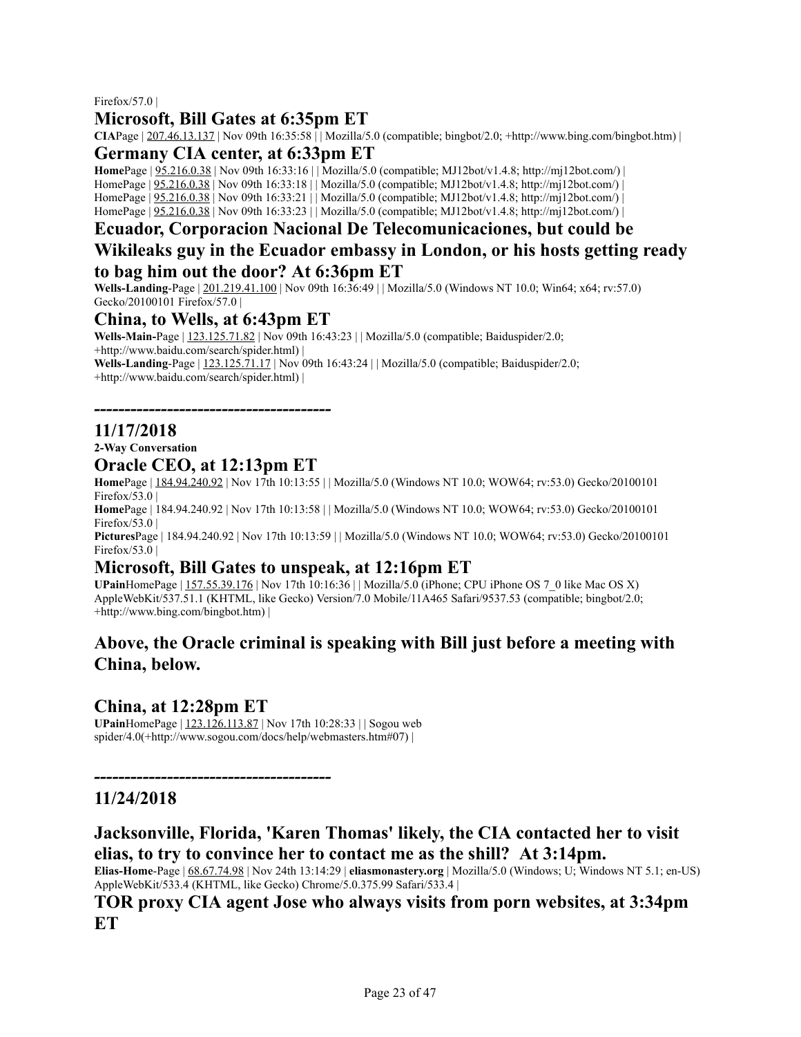Firefox/57.0 |

## Microsoft, Bill Gates at 6:35pm ET

**CIA**Page | 207.46.13.137 | Nov 09th 16:35:58 | | Mozilla/5.0 (compatible; bingbot/2.0; +http://www.bing.com/bingbot.htm) |

## Germany CIA center, at 6:33pm ET

**Home**Page | 95.216.0.38 | Nov 09th 16:33:16 | | Mozilla/5.0 (compatible; MJ12bot/v1.4.8; http://mj12bot.com/) |
HomePage | 95.216.0.38 | Nov 09th 16:33:18 | | Mozilla/5.0 (compatible; MJ12bot/v1.4.8; http://mj12bot.com/) |
HomePage | 95.216.0.38 | Nov 09th 16:33:21 | | Mozilla/5.0 (compatible; MJ12bot/v1.4.8; http://mj12bot.com/) |
HomePage | 95.216.0.38 | Nov 09th 16:33:23 | | Mozilla/5.0 (compatible; MJ12bot/v1.4.8; http://mj12bot.com/) |

## Ecuador, Corporacion Nacional De Telecomunicaciones, but could be Wikileaks guy in the Ecuador embassy in London, or his hosts getting ready to bag him out the door? At 6:36pm ET

**Wells-Landing**-Page | 201.219.41.100 | Nov 09th 16:36:49 | | Mozilla/5.0 (Windows NT 10.0; Win64; x64; rv:57.0) Gecko/20100101 Firefox/57.0 |

## China, to Wells, at 6:43pm ET

**Wells-Main-**Page | 123.125.71.82 | Nov 09th 16:43:23 | | Mozilla/5.0 (compatible; Baiduspider/2.0; +http://www.baidu.com/search/spider.html) |
**Wells-Landing**-Page | 123.125.71.17 | Nov 09th 16:43:24 | | Mozilla/5.0 (compatible; Baiduspider/2.0; +http://www.baidu.com/search/spider.html) |

**---------------------------------------**

## 11/17/2018

**2-Way Conversation**

## Oracle CEO, at 12:13pm ET

**Home**Page | 184.94.240.92 | Nov 17th 10:13:55 | | Mozilla/5.0 (Windows NT 10.0; WOW64; rv:53.0) Gecko/20100101 Firefox/53.0 |
**Home**Page | 184.94.240.92 | Nov 17th 10:13:58 | | Mozilla/5.0 (Windows NT 10.0; WOW64; rv:53.0) Gecko/20100101 Firefox/53.0 |
**Pictures**Page | 184.94.240.92 | Nov 17th 10:13:59 | | Mozilla/5.0 (Windows NT 10.0; WOW64; rv:53.0) Gecko/20100101 Firefox/53.0 |

## Microsoft, Bill Gates to unspeak, at 12:16pm ET

**UPain**HomePage | 157.55.39.176 | Nov 17th 10:16:36 | | Mozilla/5.0 (iPhone; CPU iPhone OS 7_0 like Mac OS X) AppleWebKit/537.51.1 (KHTML, like Gecko) Version/7.0 Mobile/11A465 Safari/9537.53 (compatible; bingbot/2.0; +http://www.bing.com/bingbot.htm) |

## Above, the Oracle criminal is speaking with Bill just before a meeting with China, below.

## China, at 12:28pm ET

**UPain**HomePage | 123.126.113.87 | Nov 17th 10:28:33 | | Sogou web spider/4.0(+http://www.sogou.com/docs/help/webmasters.htm#07) |

**---------------------------------------**

## 11/24/2018

## Jacksonville, Florida, 'Karen Thomas' likely, the CIA contacted her to visit elias, to try to convince her to contact me as the shill? At 3:14pm.

**Elias-Home**-Page | 68.67.74.98 | Nov 24th 13:14:29 | **eliasmonastery.org** | Mozilla/5.0 (Windows; U; Windows NT 5.1; en-US) AppleWebKit/533.4 (KHTML, like Gecko) Chrome/5.0.375.99 Safari/533.4 |

## TOR proxy CIA agent Jose who always visits from porn websites, at 3:34pm ET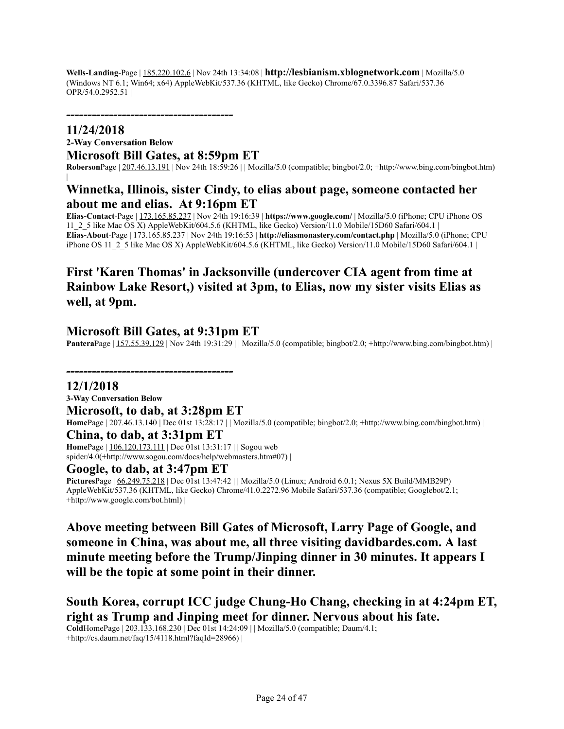**Wells-Landing**-Page | 185.220.102.6 | Nov 24th 13:34:08 | **http://lesbianism.xblognetwork.com** | Mozilla/5.0 (Windows NT 6.1; Win64; x64) AppleWebKit/537.36 (KHTML, like Gecko) Chrome/67.0.3396.87 Safari/537.36 OPR/54.0.2952.51 |

**-------------------------------------------**

## 11/24/2018

**2-Way Conversation Below**

### Microsoft Bill Gates, at 8:59pm ET

**Roberson**Page | 207.46.13.191 | Nov 24th 18:59:26 | | Mozilla/5.0 (compatible; bingbot/2.0; +http://www.bing.com/bingbot.htm) |

### Winnetka, Illinois, sister Cindy, to elias about page, someone contacted her about me and elias. At 9:16pm ET

**Elias-Contact**-Page | 173.165.85.237 | Nov 24th 19:16:39 | **https://www.google.com/** | Mozilla/5.0 (iPhone; CPU iPhone OS 11_2_5 like Mac OS X) AppleWebKit/604.5.6 (KHTML, like Gecko) Version/11.0 Mobile/15D60 Safari/604.1 |
**Elias-About**-Page | 173.165.85.237 | Nov 24th 19:16:53 | **http://eliasmonastery.com/contact.php** | Mozilla/5.0 (iPhone; CPU iPhone OS 11_2_5 like Mac OS X) AppleWebKit/604.5.6 (KHTML, like Gecko) Version/11.0 Mobile/15D60 Safari/604.1 |

### First 'Karen Thomas' in Jacksonville (undercover CIA agent from time at Rainbow Lake Resort,) visited at 3pm, to Elias, now my sister visits Elias as well, at 9pm.

### Microsoft Bill Gates, at 9:31pm ET

**Pantera**Page | 157.55.39.129 | Nov 24th 19:31:29 | | Mozilla/5.0 (compatible; bingbot/2.0; +http://www.bing.com/bingbot.htm) |

**-------------------------------------------**

## 12/1/2018

**3-Way Conversation Below**

### Microsoft, to dab, at 3:28pm ET

**Home**Page | 207.46.13.140 | Dec 01st 13:28:17 | | Mozilla/5.0 (compatible; bingbot/2.0; +http://www.bing.com/bingbot.htm) |

### China, to dab, at 3:31pm ET

**Home**Page | 106.120.173.111 | Dec 01st 13:31:17 | | Sogou web spider/4.0(+http://www.sogou.com/docs/help/webmasters.htm#07) |

### Google, to dab, at 3:47pm ET

**Pictures**Page | 66.249.75.218 | Dec 01st 13:47:42 | | Mozilla/5.0 (Linux; Android 6.0.1; Nexus 5X Build/MMB29P) AppleWebKit/537.36 (KHTML, like Gecko) Chrome/41.0.2272.96 Mobile Safari/537.36 (compatible; Googlebot/2.1; +http://www.google.com/bot.html) |

### Above meeting between Bill Gates of Microsoft, Larry Page of Google, and someone in China, was about me, all three visiting davidbardes.com. A last minute meeting before the Trump/Jinping dinner in 30 minutes. It appears I will be the topic at some point in their dinner.

### South Korea, corrupt ICC judge Chung-Ho Chang, checking in at 4:24pm ET, right as Trump and Jinping meet for dinner. Nervous about his fate.

**Cold**HomePage | 203.133.168.230 | Dec 01st 14:24:09 | | Mozilla/5.0 (compatible; Daum/4.1; +http://cs.daum.net/faq/15/4118.html?faqId=28966) |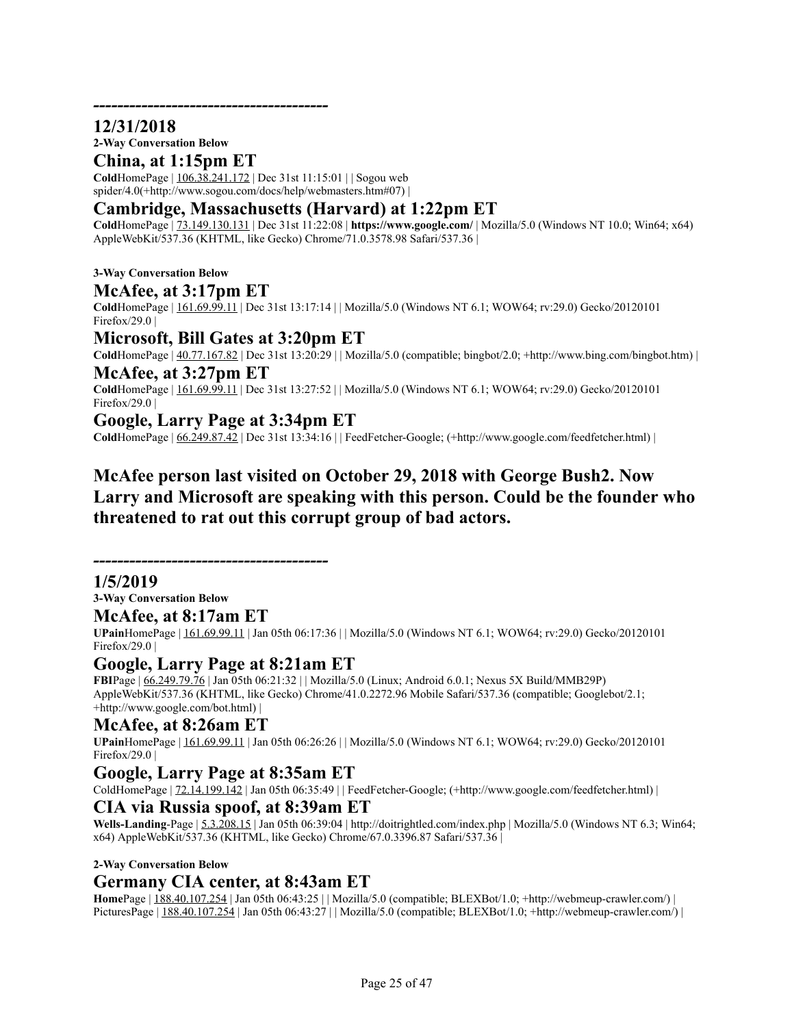---------------------------------------

## 12/31/2018

**2-Way Conversation Below**

### China, at 1:15pm ET

**Cold**HomePage | 106.38.241.172 | Dec 31st 11:15:01 | | Sogou web spider/4.0(+http://www.sogou.com/docs/help/webmasters.htm#07) |

### Cambridge, Massachusetts (Harvard) at 1:22pm ET

**Cold**HomePage | 73.149.130.131 | Dec 31st 11:22:08 | **https://www.google.com/** | Mozilla/5.0 (Windows NT 10.0; Win64; x64) AppleWebKit/537.36 (KHTML, like Gecko) Chrome/71.0.3578.98 Safari/537.36 |

**3-Way Conversation Below**

### McAfee, at 3:17pm ET

**Cold**HomePage | 161.69.99.11 | Dec 31st 13:17:14 | | Mozilla/5.0 (Windows NT 6.1; WOW64; rv:29.0) Gecko/20120101 Firefox/29.0 |

### Microsoft, Bill Gates at 3:20pm ET

**Cold**HomePage | 40.77.167.82 | Dec 31st 13:20:29 | | Mozilla/5.0 (compatible; bingbot/2.0; +http://www.bing.com/bingbot.htm) |

### McAfee, at 3:27pm ET

**Cold**HomePage | 161.69.99.11 | Dec 31st 13:27:52 | | Mozilla/5.0 (Windows NT 6.1; WOW64; rv:29.0) Gecko/20120101 Firefox/29.0 |

### Google, Larry Page at 3:34pm ET

**Cold**HomePage | 66.249.87.42 | Dec 31st 13:34:16 | | FeedFetcher-Google; (+http://www.google.com/feedfetcher.html) |

**McAfee person last visited on October 29, 2018 with George Bush2. Now Larry and Microsoft are speaking with this person. Could be the founder who threatened to rat out this corrupt group of bad actors.**

---------------------------------------

## 1/5/2019

**3-Way Conversation Below**

### McAfee, at 8:17am ET

**UPain**HomePage | 161.69.99.11 | Jan 05th 06:17:36 | | Mozilla/5.0 (Windows NT 6.1; WOW64; rv:29.0) Gecko/20120101 Firefox/29.0 |

### Google, Larry Page at 8:21am ET

**FBI**Page | 66.249.79.76 | Jan 05th 06:21:32 | | Mozilla/5.0 (Linux; Android 6.0.1; Nexus 5X Build/MMB29P) AppleWebKit/537.36 (KHTML, like Gecko) Chrome/41.0.2272.96 Mobile Safari/537.36 (compatible; Googlebot/2.1; +http://www.google.com/bot.html) |

### McAfee, at 8:26am ET

**UPain**HomePage | 161.69.99.11 | Jan 05th 06:26:26 | | Mozilla/5.0 (Windows NT 6.1; WOW64; rv:29.0) Gecko/20120101 Firefox/29.0 |

### Google, Larry Page at 8:35am ET

ColdHomePage | 72.14.199.142 | Jan 05th 06:35:49 | | FeedFetcher-Google; (+http://www.google.com/feedfetcher.html) |

### CIA via Russia spoof, at 8:39am ET

**Wells-Landing**-Page | 5.3.208.15 | Jan 05th 06:39:04 | http://doitrightled.com/index.php | Mozilla/5.0 (Windows NT 6.3; Win64; x64) AppleWebKit/537.36 (KHTML, like Gecko) Chrome/67.0.3396.87 Safari/537.36 |

**2-Way Conversation Below**

### Germany CIA center, at 8:43am ET

**Home**Page | 188.40.107.254 | Jan 05th 06:43:25 | | Mozilla/5.0 (compatible; BLEXBot/1.0; +http://webmeup-crawler.com/) |
PicturesPage | 188.40.107.254 | Jan 05th 06:43:27 | | Mozilla/5.0 (compatible; BLEXBot/1.0; +http://webmeup-crawler.com/) |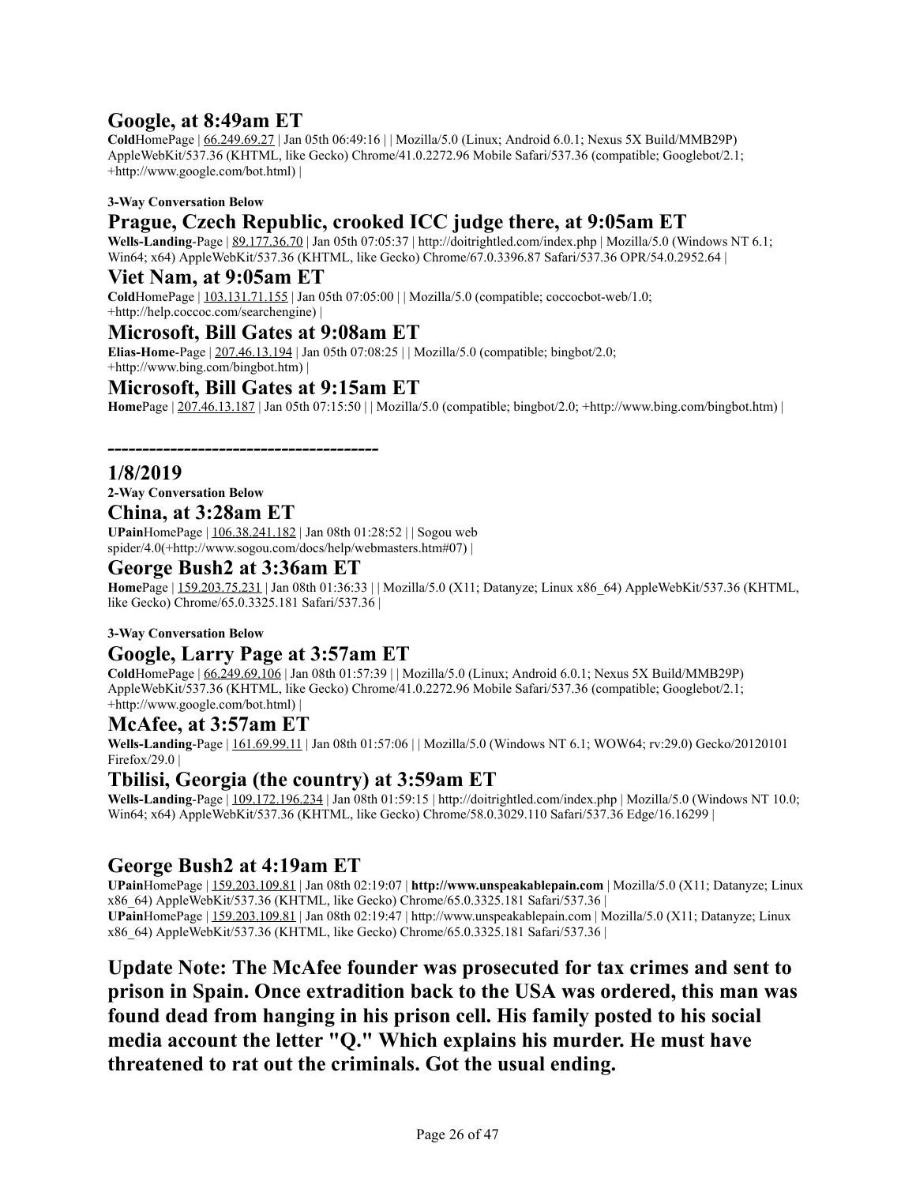## Google, at 8:49am ET

**Cold**HomePage | 66.249.69.27 | Jan 05th 06:49:16 | | Mozilla/5.0 (Linux; Android 6.0.1; Nexus 5X Build/MMB29P) AppleWebKit/537.36 (KHTML, like Gecko) Chrome/41.0.2272.96 Mobile Safari/537.36 (compatible; Googlebot/2.1; +http://www.google.com/bot.html) |

**3-Way Conversation Below**

## Prague, Czech Republic, crooked ICC judge there, at 9:05am ET

**Wells-Landing**-Page | 89.177.36.70 | Jan 05th 07:05:37 | http://doitrightled.com/index.php | Mozilla/5.0 (Windows NT 6.1; Win64; x64) AppleWebKit/537.36 (KHTML, like Gecko) Chrome/67.0.3396.87 Safari/537.36 OPR/54.0.2952.64 |

## Viet Nam, at 9:05am ET

**Cold**HomePage | 103.131.71.155 | Jan 05th 07:05:00 | | Mozilla/5.0 (compatible; coccocbot-web/1.0; +http://help.coccoc.com/searchengine) |

## Microsoft, Bill Gates at 9:08am ET

**Elias-Home**-Page | 207.46.13.194 | Jan 05th 07:08:25 | | Mozilla/5.0 (compatible; bingbot/2.0; +http://www.bing.com/bingbot.htm) |

## Microsoft, Bill Gates at 9:15am ET

**Home**Page | 207.46.13.187 | Jan 05th 07:15:50 | | Mozilla/5.0 (compatible; bingbot/2.0; +http://www.bing.com/bingbot.htm) |

**--------------------------------------**

## 1/8/2019

**2-Way Conversation Below**

## China, at 3:28am ET

**UPain**HomePage | 106.38.241.182 | Jan 08th 01:28:52 | | Sogou web spider/4.0(+http://www.sogou.com/docs/help/webmasters.htm#07) |

## George Bush2 at 3:36am ET

**Home**Page | 159.203.75.231 | Jan 08th 01:36:33 | | Mozilla/5.0 (X11; Datanyze; Linux x86_64) AppleWebKit/537.36 (KHTML, like Gecko) Chrome/65.0.3325.181 Safari/537.36 |

**3-Way Conversation Below**

## Google, Larry Page at 3:57am ET

**Cold**HomePage | 66.249.69.106 | Jan 08th 01:57:39 | | Mozilla/5.0 (Linux; Android 6.0.1; Nexus 5X Build/MMB29P) AppleWebKit/537.36 (KHTML, like Gecko) Chrome/41.0.2272.96 Mobile Safari/537.36 (compatible; Googlebot/2.1; +http://www.google.com/bot.html) |

## McAfee, at 3:57am ET

**Wells-Landing**-Page | 161.69.99.11 | Jan 08th 01:57:06 | | Mozilla/5.0 (Windows NT 6.1; WOW64; rv:29.0) Gecko/20120101 Firefox/29.0 |

## Tbilisi, Georgia (the country) at 3:59am ET

**Wells-Landing**-Page | 109.172.196.234 | Jan 08th 01:59:15 | http://doitrightled.com/index.php | Mozilla/5.0 (Windows NT 10.0; Win64; x64) AppleWebKit/537.36 (KHTML, like Gecko) Chrome/58.0.3029.110 Safari/537.36 Edge/16.16299 |

## George Bush2 at 4:19am ET

**UPain**HomePage | 159.203.109.81 | Jan 08th 02:19:07 | **http://www.unspeakablepain.com** | Mozilla/5.0 (X11; Datanyze; Linux x86_64) AppleWebKit/537.36 (KHTML, like Gecko) Chrome/65.0.3325.181 Safari/537.36 |
**UPain**HomePage | 159.203.109.81 | Jan 08th 02:19:47 | http://www.unspeakablepain.com | Mozilla/5.0 (X11; Datanyze; Linux x86_64) AppleWebKit/537.36 (KHTML, like Gecko) Chrome/65.0.3325.181 Safari/537.36 |

**Update Note: The McAfee founder was prosecuted for tax crimes and sent to prison in Spain. Once extradition back to the USA was ordered, this man was found dead from hanging in his prison cell. His family posted to his social media account the letter "Q." Which explains his murder. He must have threatened to rat out the criminals. Got the usual ending.**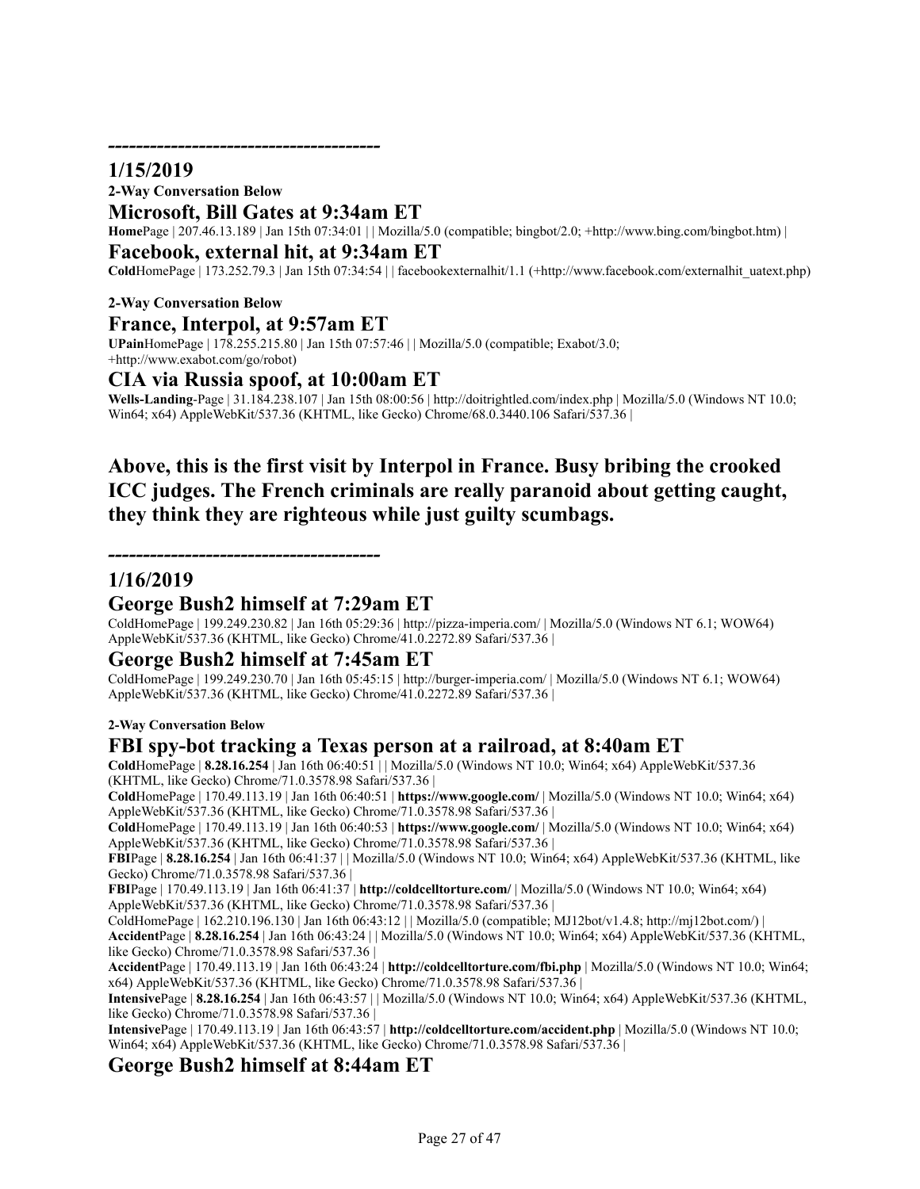---------------------------------------

## 1/15/2019

**2-Way Conversation Below**

### Microsoft, Bill Gates at 9:34am ET

**Home**Page | 207.46.13.189 | Jan 15th 07:34:01 | | Mozilla/5.0 (compatible; bingbot/2.0; +http://www.bing.com/bingbot.htm) |

### Facebook, external hit, at 9:34am ET

**Cold**HomePage | 173.252.79.3 | Jan 15th 07:34:54 | | facebookexternalhit/1.1 (+http://www.facebook.com/externalhit_uatext.php)

**2-Way Conversation Below**

### France, Interpol, at 9:57am ET

**UPain**HomePage | 178.255.215.80 | Jan 15th 07:57:46 | | Mozilla/5.0 (compatible; Exabot/3.0; +http://www.exabot.com/go/robot)

### CIA via Russia spoof, at 10:00am ET

**Wells-Landing**-Page | 31.184.238.107 | Jan 15th 08:00:56 | http://doitrightled.com/index.php | Mozilla/5.0 (Windows NT 10.0; Win64; x64) AppleWebKit/537.36 (KHTML, like Gecko) Chrome/68.0.3440.106 Safari/537.36 |

**Above, this is the first visit by Interpol in France. Busy bribing the crooked ICC judges. The French criminals are really paranoid about getting caught, they think they are righteous while just guilty scumbags.**

---------------------------------------

## 1/16/2019

### George Bush2 himself at 7:29am ET

ColdHomePage | 199.249.230.82 | Jan 16th 05:29:36 | http://pizza-imperia.com/ | Mozilla/5.0 (Windows NT 6.1; WOW64) AppleWebKit/537.36 (KHTML, like Gecko) Chrome/41.0.2272.89 Safari/537.36 |

### George Bush2 himself at 7:45am ET

ColdHomePage | 199.249.230.70 | Jan 16th 05:45:15 | http://burger-imperia.com/ | Mozilla/5.0 (Windows NT 6.1; WOW64) AppleWebKit/537.36 (KHTML, like Gecko) Chrome/41.0.2272.89 Safari/537.36 |

**2-Way Conversation Below**

### FBI spy-bot tracking a Texas person at a railroad, at 8:40am ET

**Cold**HomePage | **8.28.16.254** | Jan 16th 06:40:51 | | Mozilla/5.0 (Windows NT 10.0; Win64; x64) AppleWebKit/537.36 (KHTML, like Gecko) Chrome/71.0.3578.98 Safari/537.36 |

**Cold**HomePage | 170.49.113.19 | Jan 16th 06:40:51 | **https://www.google.com/** | Mozilla/5.0 (Windows NT 10.0; Win64; x64) AppleWebKit/537.36 (KHTML, like Gecko) Chrome/71.0.3578.98 Safari/537.36 |

**Cold**HomePage | 170.49.113.19 | Jan 16th 06:40:53 | **https://www.google.com/** | Mozilla/5.0 (Windows NT 10.0; Win64; x64) AppleWebKit/537.36 (KHTML, like Gecko) Chrome/71.0.3578.98 Safari/537.36 |

**FBI**Page | **8.28.16.254** | Jan 16th 06:41:37 | | Mozilla/5.0 (Windows NT 10.0; Win64; x64) AppleWebKit/537.36 (KHTML, like Gecko) Chrome/71.0.3578.98 Safari/537.36 |

**FBI**Page | 170.49.113.19 | Jan 16th 06:41:37 | **http://coldcelltorture.com/** | Mozilla/5.0 (Windows NT 10.0; Win64; x64) AppleWebKit/537.36 (KHTML, like Gecko) Chrome/71.0.3578.98 Safari/537.36 |

ColdHomePage | 162.210.196.130 | Jan 16th 06:43:12 | | Mozilla/5.0 (compatible; MJ12bot/v1.4.8; http://mj12bot.com/) |

**Accident**Page | **8.28.16.254** | Jan 16th 06:43:24 | | Mozilla/5.0 (Windows NT 10.0; Win64; x64) AppleWebKit/537.36 (KHTML, like Gecko) Chrome/71.0.3578.98 Safari/537.36 |

**Accident**Page | 170.49.113.19 | Jan 16th 06:43:24 | **http://coldcelltorture.com/fbi.php** | Mozilla/5.0 (Windows NT 10.0; Win64; x64) AppleWebKit/537.36 (KHTML, like Gecko) Chrome/71.0.3578.98 Safari/537.36 |

**Intensive**Page | **8.28.16.254** | Jan 16th 06:43:57 | | Mozilla/5.0 (Windows NT 10.0; Win64; x64) AppleWebKit/537.36 (KHTML, like Gecko) Chrome/71.0.3578.98 Safari/537.36 |

**Intensive**Page | 170.49.113.19 | Jan 16th 06:43:57 | **http://coldcelltorture.com/accident.php** | Mozilla/5.0 (Windows NT 10.0; Win64; x64) AppleWebKit/537.36 (KHTML, like Gecko) Chrome/71.0.3578.98 Safari/537.36 |

### George Bush2 himself at 8:44am ET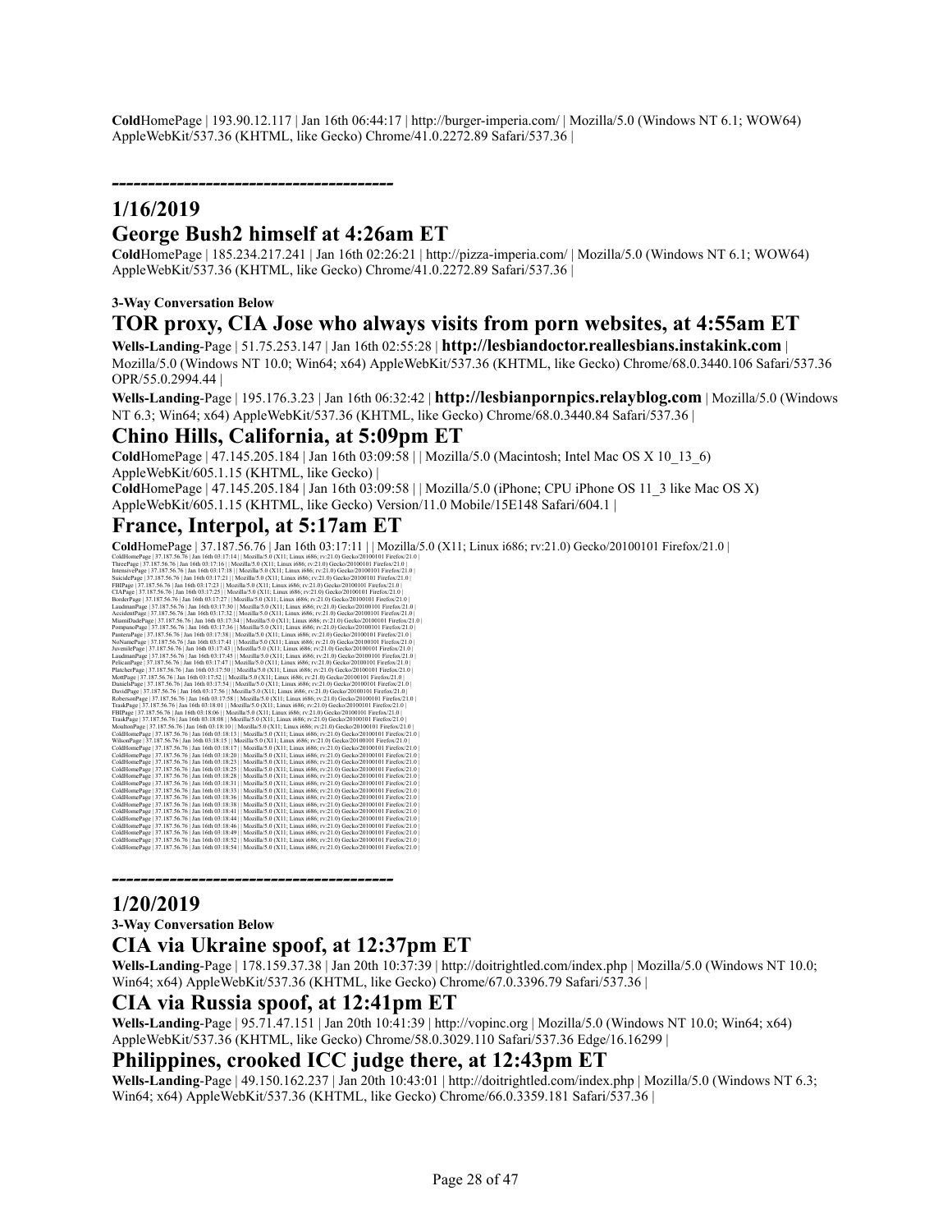**Cold**HomePage | 193.90.12.117 | Jan 16th 06:44:17 | http://burger-imperia.com/ | Mozilla/5.0 (Windows NT 6.1; WOW64) AppleWebKit/537.36 (KHTML, like Gecko) Chrome/41.0.2272.89 Safari/537.36 |

**-----------------------------------------**

## 1/16/2019

## George Bush2 himself at 4:26am ET

**Cold**HomePage | 185.234.217.241 | Jan 16th 02:26:21 | http://pizza-imperia.com/ | Mozilla/5.0 (Windows NT 6.1; WOW64) AppleWebKit/537.36 (KHTML, like Gecko) Chrome/41.0.2272.89 Safari/537.36 |

**3-Way Conversation Below**

## TOR proxy, CIA Jose who always visits from porn websites, at 4:55am ET

**Wells-Landing**-Page | 51.75.253.147 | Jan 16th 02:55:28 | **http://lesbiandoctor.reallesbians.instakink.com** | Mozilla/5.0 (Windows NT 10.0; Win64; x64) AppleWebKit/537.36 (KHTML, like Gecko) Chrome/68.0.3440.106 Safari/537.36 OPR/55.0.2994.44 |

**Wells-Landing**-Page | 195.176.3.23 | Jan 16th 06:32:42 | **http://lesbianpornpics.relayblog.com** | Mozilla/5.0 (Windows NT 6.3; Win64; x64) AppleWebKit/537.36 (KHTML, like Gecko) Chrome/68.0.3440.84 Safari/537.36 |

## Chino Hills, California, at 5:09pm ET

**Cold**HomePage | 47.145.205.184 | Jan 16th 03:09:58 | | Mozilla/5.0 (Macintosh; Intel Mac OS X 10_13_6) AppleWebKit/605.1.15 (KHTML, like Gecko) |

**Cold**HomePage | 47.145.205.184 | Jan 16th 03:09:58 | | Mozilla/5.0 (iPhone; CPU iPhone OS 11_3 like Mac OS X) AppleWebKit/605.1.15 (KHTML, like Gecko) Version/11.0 Mobile/15E148 Safari/604.1 |

## France, Interpol, at 5:17am ET

**Cold**HomePage | 37.187.56.76 | Jan 16th 03:17:11 | | Mozilla/5.0 (X11; Linux i686; rv:21.0) Gecko/20100101 Firefox/21.0 |

ColdHomePage | 37.187.56.76 | Jan 16th 03:17:14 | | Mozilla/5.0 (X11; Linux i686; rv:21.0) Gecko/20100101 Firefox/21.0 |
ThreePage | 37.187.56.76 | Jan 16th 03:17:16 | | Mozilla/5.0 (X11; Linux i686; rv:21.0) Gecko/20100101 Firefox/21.0 |
IntensivePage | 37.187.56.76 | Jan 16th 03:17:18 | | Mozilla/5.0 (X11; Linux i686; rv:21.0) Gecko/20100101 Firefox/21.0 |
SuicidePage | 37.187.56.76 | Jan 16th 03:17:21 | | Mozilla/5.0 (X11; Linux i686; rv:21.0) Gecko/20100101 Firefox/21.0 |
FBIPage | 37.187.56.76 | Jan 16th 03:17:23 | | Mozilla/5.0 (X11; Linux i686; rv:21.0) Gecko/20100101 Firefox/21.0 |
CIAPage | 37.187.56.76 | Jan 16th 03:17:25 | | Mozilla/5.0 (X11; Linux i686; rv:21.0) Gecko/20100101 Firefox/21.0 |
BorderPage | 37.187.56.76 | Jan 16th 03:17:27 | | Mozilla/5.0 (X11; Linux i686; rv:21.0) Gecko/20100101 Firefox/21.0 |
LaudmanPage | 37.187.56.76 | Jan 16th 03:17:30 | | Mozilla/5.0 (X11; Linux i686; rv:21.0) Gecko/20100101 Firefox/21.0 |
AccidentPage | 37.187.56.76 | Jan 16th 03:17:32 | | Mozilla/5.0 (X11; Linux i686; rv:21.0) Gecko/20100101 Firefox/21.0 |
MiamiDadePage | 37.187.56.76 | Jan 16th 03:17:34 | | Mozilla/5.0 (X11; Linux i686; rv:21.0) Gecko/20100101 Firefox/21.0 |
PompanoPage | 37.187.56.76 | Jan 16th 03:17:36 | | Mozilla/5.0 (X11; Linux i686; rv:21.0) Gecko/20100101 Firefox/21.0 |
PanteraPage | 37.187.56.76 | Jan 16th 03:17:38 | | Mozilla/5.0 (X11; Linux i686; rv:21.0) Gecko/20100101 Firefox/21.0 |
NoNamePage | 37.187.56.76 | Jan 16th 03:17:41 | | Mozilla/5.0 (X11; Linux i686; rv:21.0) Gecko/20100101 Firefox/21.0 |
JuvenilePage | 37.187.56.76 | Jan 16th 03:17:43 | | Mozilla/5.0 (X11; Linux i686; rv:21.0) Gecko/20100101 Firefox/21.0 |
LaudmanPage | 37.187.56.76 | Jan 16th 03:17:45 | | Mozilla/5.0 (X11; Linux i686; rv:21.0) Gecko/20100101 Firefox/21.0 |
PelicanPage | 37.187.56.76 | Jan 16th 03:17:47 | | Mozilla/5.0 (X11; Linux i686; rv:21.0) Gecko/20100101 Firefox/21.0 |
PlatcherPage | 37.187.56.76 | Jan 16th 03:17:50 | | Mozilla/5.0 (X11; Linux i686; rv:21.0) Gecko/20100101 Firefox/21.0 |
MottPage | 37.187.56.76 | Jan 16th 03:17:52 | | Mozilla/5.0 (X11; Linux i686; rv:21.0) Gecko/20100101 Firefox/21.0 |
DanielsPage | 37.187.56.76 | Jan 16th 03:17:54 | | Mozilla/5.0 (X11; Linux i686; rv:21.0) Gecko/20100101 Firefox/21.0 |
DavidPage | 37.187.56.76 | Jan 16th 03:17:56 | | Mozilla/5.0 (X11; Linux i686; rv:21.0) Gecko/20100101 Firefox/21.0 |
RobersonPage | 37.187.56.76 | Jan 16th 03:17:58 | | Mozilla/5.0 (X11; Linux i686; rv:21.0) Gecko/20100101 Firefox/21.0 |
TraskPage | 37.187.56.76 | Jan 16th 03:18:01 | | Mozilla/5.0 (X11; Linux i686; rv:21.0) Gecko/20100101 Firefox/21.0 |
FBIPage | 37.187.56.76 | Jan 16th 03:18:06 | | Mozilla/5.0 (X11; Linux i686; rv:21.0) Gecko/20100101 Firefox/21.0 |
TraskPage | 37.187.56.76 | Jan 16th 03:18:08 | | Mozilla/5.0 (X11; Linux i686; rv:21.0) Gecko/20100101 Firefox/21.0 |
MoultonPage | 37.187.56.76 | Jan 16th 03:18:10 | | Mozilla/5.0 (X11; Linux i686; rv:21.0) Gecko/20100101 Firefox/21.0 |
ColdHomePage | 37.187.56.76 | Jan 16th 03:18:13 | | Mozilla/5.0 (X11; Linux i686; rv:21.0) Gecko/20100101 Firefox/21.0 |
WilsonPage | 37.187.56.76 | Jan 16th 03:18:15 | | Mozilla/5.0 (X11; Linux i686; rv:21.0) Gecko/20100101 Firefox/21.0 |
ColdHomePage | 37.187.56.76 | Jan 16th 03:18:17 | | Mozilla/5.0 (X11; Linux i686; rv:21.0) Gecko/20100101 Firefox/21.0 |
ColdHomePage | 37.187.56.76 | Jan 16th 03:18:20 | | Mozilla/5.0 (X11; Linux i686; rv:21.0) Gecko/20100101 Firefox/21.0 |
ColdHomePage | 37.187.56.76 | Jan 16th 03:18:23 | | Mozilla/5.0 (X11; Linux i686; rv:21.0) Gecko/20100101 Firefox/21.0 |
ColdHomePage | 37.187.56.76 | Jan 16th 03:18:25 | | Mozilla/5.0 (X11; Linux i686; rv:21.0) Gecko/20100101 Firefox/21.0 |
ColdHomePage | 37.187.56.76 | Jan 16th 03:18:28 | | Mozilla/5.0 (X11; Linux i686; rv:21.0) Gecko/20100101 Firefox/21.0 |
ColdHomePage | 37.187.56.76 | Jan 16th 03:18:31 | | Mozilla/5.0 (X11; Linux i686; rv:21.0) Gecko/20100101 Firefox/21.0 |
ColdHomePage | 37.187.56.76 | Jan 16th 03:18:33 | | Mozilla/5.0 (X11; Linux i686; rv:21.0) Gecko/20100101 Firefox/21.0 |
ColdHomePage | 37.187.56.76 | Jan 16th 03:18:36 | | Mozilla/5.0 (X11; Linux i686; rv:21.0) Gecko/20100101 Firefox/21.0 |
ColdHomePage | 37.187.56.76 | Jan 16th 03:18:38 | | Mozilla/5.0 (X11; Linux i686; rv:21.0) Gecko/20100101 Firefox/21.0 |
ColdHomePage | 37.187.56.76 | Jan 16th 03:18:41 | | Mozilla/5.0 (X11; Linux i686; rv:21.0) Gecko/20100101 Firefox/21.0 |
ColdHomePage | 37.187.56.76 | Jan 16th 03:18:44 | | Mozilla/5.0 (X11; Linux i686; rv:21.0) Gecko/20100101 Firefox/21.0 |
ColdHomePage | 37.187.56.76 | Jan 16th 03:18:46 | | Mozilla/5.0 (X11; Linux i686; rv:21.0) Gecko/20100101 Firefox/21.0 |
ColdHomePage | 37.187.56.76 | Jan 16th 03:18:49 | | Mozilla/5.0 (X11; Linux i686; rv:21.0) Gecko/20100101 Firefox/21.0 |
ColdHomePage | 37.187.56.76 | Jan 16th 03:18:52 | | Mozilla/5.0 (X11; Linux i686; rv:21.0) Gecko/20100101 Firefox/21.0 |
ColdHomePage | 37.187.56.76 | Jan 16th 03:18:54 | | Mozilla/5.0 (X11; Linux i686; rv:21.0) Gecko/20100101 Firefox/21.0 |

**-----------------------------------------**

## 1/20/2019

**3-Way Conversation Below**

## CIA via Ukraine spoof, at 12:37pm ET

**Wells-Landing**-Page | 178.159.37.38 | Jan 20th 10:37:39 | http://doitrightled.com/index.php | Mozilla/5.0 (Windows NT 10.0; Win64; x64) AppleWebKit/537.36 (KHTML, like Gecko) Chrome/67.0.3396.79 Safari/537.36 |

## CIA via Russia spoof, at 12:41pm ET

**Wells-Landing**-Page | 95.71.47.151 | Jan 20th 10:41:39 | http://vopinc.org | Mozilla/5.0 (Windows NT 10.0; Win64; x64) AppleWebKit/537.36 (KHTML, like Gecko) Chrome/58.0.3029.110 Safari/537.36 Edge/16.16299 |

## Philippines, crooked ICC judge there, at 12:43pm ET

**Wells-Landing**-Page | 49.150.162.237 | Jan 20th 10:43:01 | http://doitrightled.com/index.php | Mozilla/5.0 (Windows NT 6.3; Win64; x64) AppleWebKit/537.36 (KHTML, like Gecko) Chrome/66.0.3359.181 Safari/537.36 |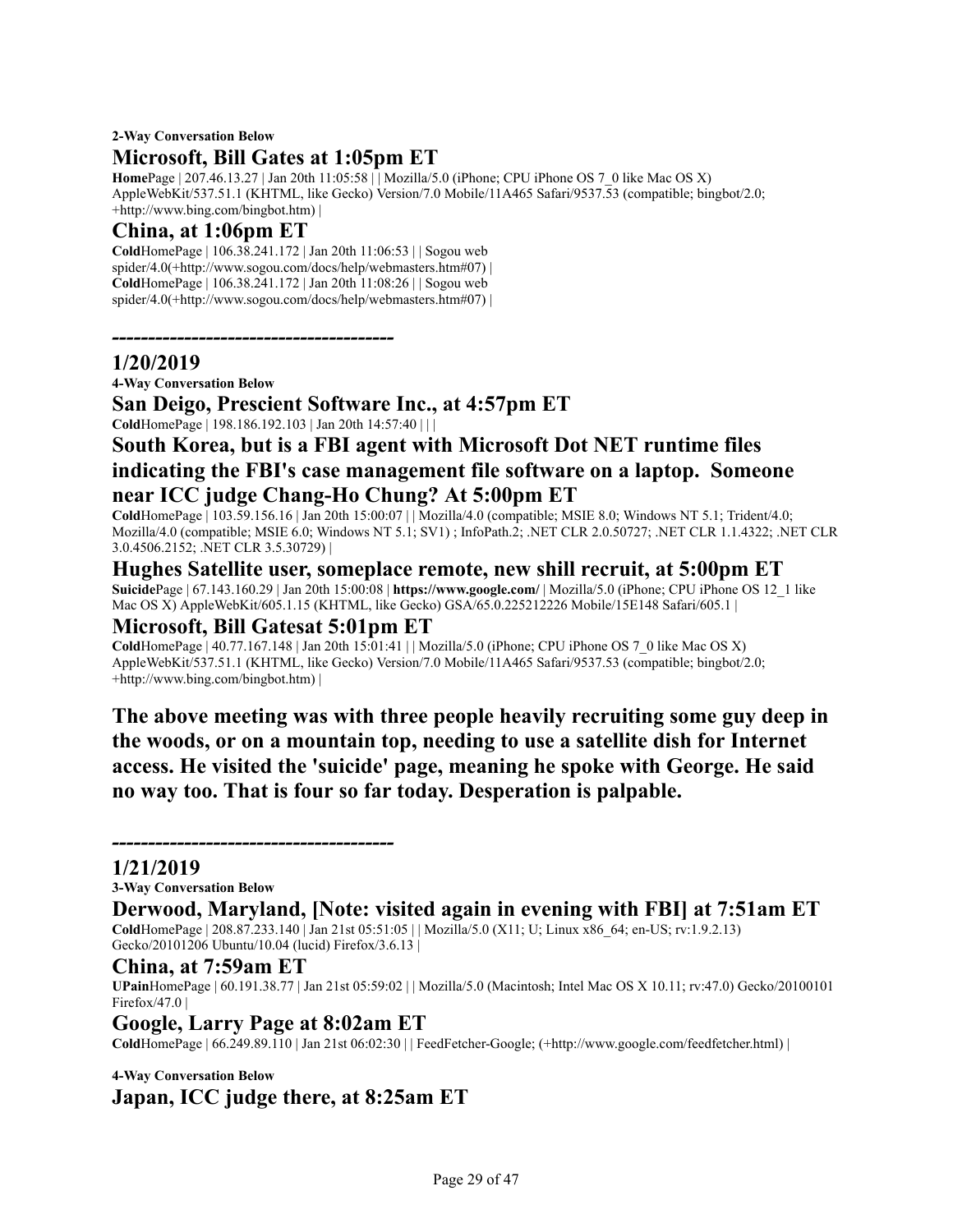**2-Way Conversation Below**

## Microsoft, Bill Gates at 1:05pm ET

**Home**Page | 207.46.13.27 | Jan 20th 11:05:58 | | Mozilla/5.0 (iPhone; CPU iPhone OS 7_0 like Mac OS X) AppleWebKit/537.51.1 (KHTML, like Gecko) Version/7.0 Mobile/11A465 Safari/9537.53 (compatible; bingbot/2.0; +http://www.bing.com/bingbot.htm) |

## China, at 1:06pm ET

**Cold**HomePage | 106.38.241.172 | Jan 20th 11:06:53 | | Sogou web spider/4.0(+http://www.sogou.com/docs/help/webmasters.htm#07) |
**Cold**HomePage | 106.38.241.172 | Jan 20th 11:08:26 | | Sogou web spider/4.0(+http://www.sogou.com/docs/help/webmasters.htm#07) |

**--------------------------------------**

## 1/20/2019

**4-Way Conversation Below**

## San Deigo, Prescient Software Inc., at 4:57pm ET

**Cold**HomePage | 198.186.192.103 | Jan 20th 14:57:40 | | |

## South Korea, but is a FBI agent with Microsoft Dot NET runtime files indicating the FBI's case management file software on a laptop. Someone near ICC judge Chang-Ho Chung? At 5:00pm ET

**Cold**HomePage | 103.59.156.16 | Jan 20th 15:00:07 | | Mozilla/4.0 (compatible; MSIE 8.0; Windows NT 5.1; Trident/4.0; Mozilla/4.0 (compatible; MSIE 6.0; Windows NT 5.1; SV1) ; InfoPath.2; .NET CLR 2.0.50727; .NET CLR 1.1.4322; .NET CLR 3.0.4506.2152; .NET CLR 3.5.30729) |

## Hughes Satellite user, someplace remote, new shill recruit, at 5:00pm ET

**Suicide**Page | 67.143.160.29 | Jan 20th 15:00:08 | **https://www.google.com/** | Mozilla/5.0 (iPhone; CPU iPhone OS 12_1 like Mac OS X) AppleWebKit/605.1.15 (KHTML, like Gecko) GSA/65.0.225212226 Mobile/15E148 Safari/605.1 |

## Microsoft, Bill Gatesat 5:01pm ET

**Cold**HomePage | 40.77.167.148 | Jan 20th 15:01:41 | | Mozilla/5.0 (iPhone; CPU iPhone OS 7_0 like Mac OS X) AppleWebKit/537.51.1 (KHTML, like Gecko) Version/7.0 Mobile/11A465 Safari/9537.53 (compatible; bingbot/2.0; +http://www.bing.com/bingbot.htm) |

**The above meeting was with three people heavily recruiting some guy deep in the woods, or on a mountain top, needing to use a satellite dish for Internet access. He visited the 'suicide' page, meaning he spoke with George. He said no way too. That is four so far today. Desperation is palpable.**

**--------------------------------------**

## 1/21/2019

**3-Way Conversation Below**

## Derwood, Maryland, [Note: visited again in evening with FBI] at 7:51am ET

**Cold**HomePage | 208.87.233.140 | Jan 21st 05:51:05 | | Mozilla/5.0 (X11; U; Linux x86_64; en-US; rv:1.9.2.13) Gecko/20101206 Ubuntu/10.04 (lucid) Firefox/3.6.13 |

## China, at 7:59am ET

**UPain**HomePage | 60.191.38.77 | Jan 21st 05:59:02 | | Mozilla/5.0 (Macintosh; Intel Mac OS X 10.11; rv:47.0) Gecko/20100101 Firefox/47.0 |

## Google, Larry Page at 8:02am ET

**Cold**HomePage | 66.249.89.110 | Jan 21st 06:02:30 | | FeedFetcher-Google; (+http://www.google.com/feedfetcher.html) |

**4-Way Conversation Below**

## Japan, ICC judge there, at 8:25am ET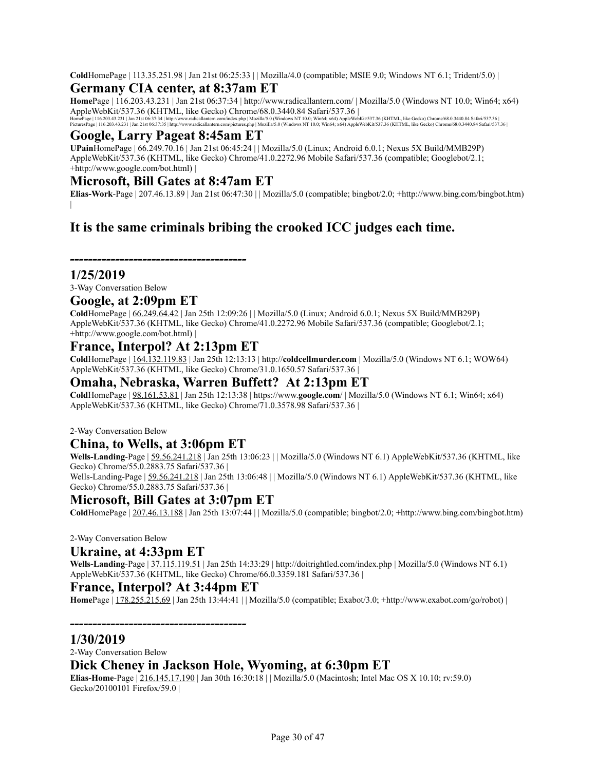**Cold**HomePage | 113.35.251.98 | Jan 21st 06:25:33 | | Mozilla/4.0 (compatible; MSIE 9.0; Windows NT 6.1; Trident/5.0) |

## Germany CIA center, at 8:37am ET

**Home**Page | 116.203.43.231 | Jan 21st 06:37:34 | http://www.radicallantern.com/ | Mozilla/5.0 (Windows NT 10.0; Win64; x64) AppleWebKit/537.36 (KHTML, like Gecko) Chrome/68.0.3440.84 Safari/537.36 |
HomePage | 116.203.43.231 | Jan 21st 06:37:34 | http://www.radicallantern.com/index.php | Mozilla/5.0 (Windows NT 10.0; Win64; x64) AppleWebKit/537.36 (KHTML, like Gecko) Chrome/68.0.3440.84 Safari/537.36 |
PicturesPage | 116.203.43.231 | Jan 21st 06:37:35 | http://www.radicallantern.com/pictures.php | Mozilla/5.0 (Windows NT 10.0; Win64; x64) AppleWebKit/537.36 (KHTML, like Gecko) Chrome/68.0.3440.84 Safari/537.36 |

## Google, Larry Pageat 8:45am ET

**UPain**HomePage | 66.249.70.16 | Jan 21st 06:45:24 | | Mozilla/5.0 (Linux; Android 6.0.1; Nexus 5X Build/MMB29P) AppleWebKit/537.36 (KHTML, like Gecko) Chrome/41.0.2272.96 Mobile Safari/537.36 (compatible; Googlebot/2.1; +http://www.google.com/bot.html) |

## Microsoft, Bill Gates at 8:47am ET

**Elias-Work**-Page | 207.46.13.89 | Jan 21st 06:47:30 | | Mozilla/5.0 (compatible; bingbot/2.0; +http://www.bing.com/bingbot.htm) |

## It is the same criminals bribing the crooked ICC judges each time.

**-------------------------------------**

## 1/25/2019

3-Way Conversation Below

## Google, at 2:09pm ET

**Cold**HomePage | 66.249.64.42 | Jan 25th 12:09:26 | | Mozilla/5.0 (Linux; Android 6.0.1; Nexus 5X Build/MMB29P) AppleWebKit/537.36 (KHTML, like Gecko) Chrome/41.0.2272.96 Mobile Safari/537.36 (compatible; Googlebot/2.1; +http://www.google.com/bot.html) |

## France, Interpol? At 2:13pm ET

**Cold**HomePage | 164.132.119.83 | Jan 25th 12:13:13 | http://**coldcellmurder.com** | Mozilla/5.0 (Windows NT 6.1; WOW64) AppleWebKit/537.36 (KHTML, like Gecko) Chrome/31.0.1650.57 Safari/537.36 |

## Omaha, Nebraska, Warren Buffett? At 2:13pm ET

**Cold**HomePage | 98.161.53.81 | Jan 25th 12:13:38 | https://www.**google.com**/ | Mozilla/5.0 (Windows NT 6.1; Win64; x64) AppleWebKit/537.36 (KHTML, like Gecko) Chrome/71.0.3578.98 Safari/537.36 |

2-Way Conversation Below

## China, to Wells, at 3:06pm ET

**Wells-Landing**-Page | 59.56.241.218 | Jan 25th 13:06:23 | | Mozilla/5.0 (Windows NT 6.1) AppleWebKit/537.36 (KHTML, like Gecko) Chrome/55.0.2883.75 Safari/537.36 |
Wells-Landing-Page | 59.56.241.218 | Jan 25th 13:06:48 | | Mozilla/5.0 (Windows NT 6.1) AppleWebKit/537.36 (KHTML, like Gecko) Chrome/55.0.2883.75 Safari/537.36 |

## Microsoft, Bill Gates at 3:07pm ET

**Cold**HomePage | 207.46.13.188 | Jan 25th 13:07:44 | | Mozilla/5.0 (compatible; bingbot/2.0; +http://www.bing.com/bingbot.htm)

2-Way Conversation Below

## Ukraine, at 4:33pm ET

**Wells-Landing**-Page | 37.115.119.51 | Jan 25th 14:33:29 | http://doitrightled.com/index.php | Mozilla/5.0 (Windows NT 6.1) AppleWebKit/537.36 (KHTML, like Gecko) Chrome/66.0.3359.181 Safari/537.36 |

## France, Interpol? At 3:44pm ET

**Home**Page | 178.255.215.69 | Jan 25th 13:44:41 | | Mozilla/5.0 (compatible; Exabot/3.0; +http://www.exabot.com/go/robot) |

**-------------------------------------**

## 1/30/2019

2-Way Conversation Below

## Dick Cheney in Jackson Hole, Wyoming, at 6:30pm ET

**Elias-Home**-Page | 216.145.17.190 | Jan 30th 16:30:18 | | Mozilla/5.0 (Macintosh; Intel Mac OS X 10.10; rv:59.0) Gecko/20100101 Firefox/59.0 |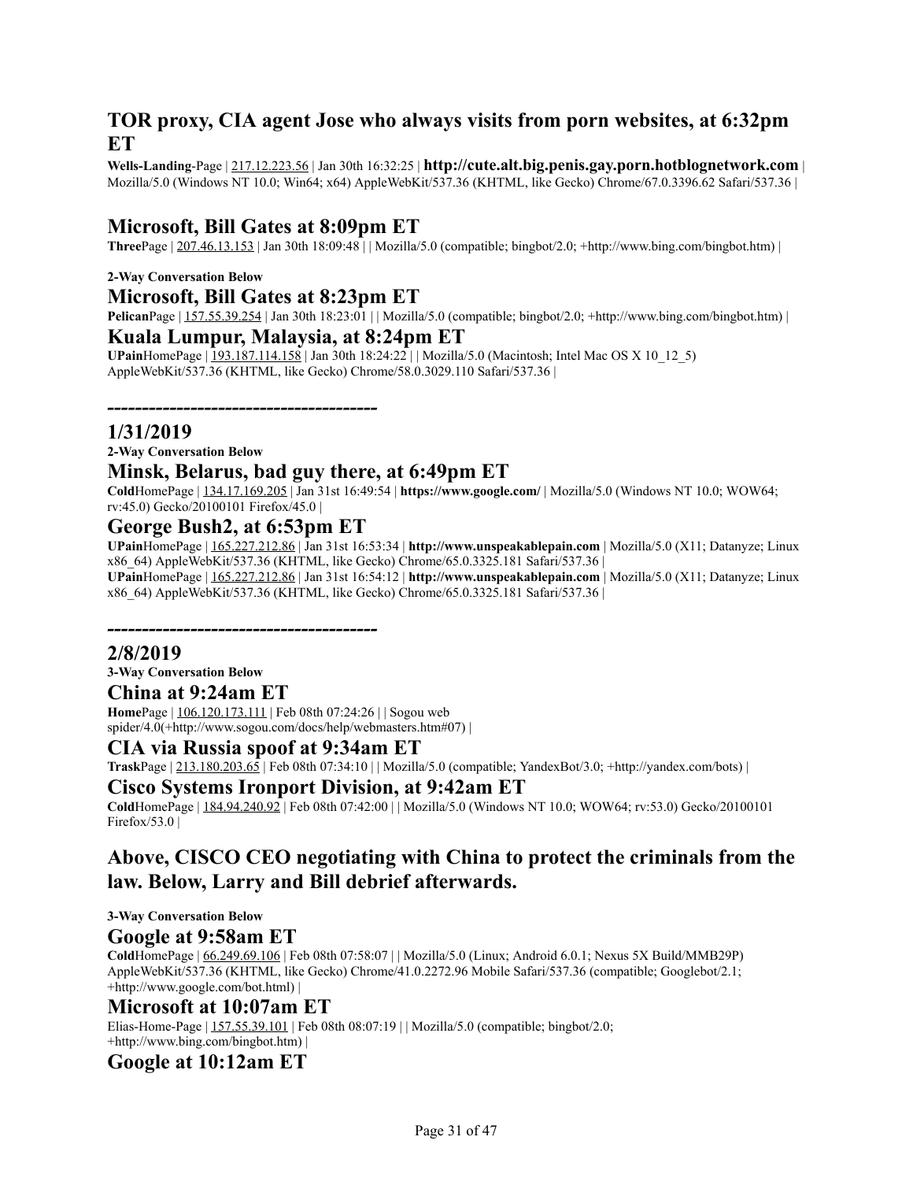## TOR proxy, CIA agent Jose who always visits from porn websites, at 6:32pm ET

**Wells-Landing**-Page | 217.12.223.56 | Jan 30th 16:32:25 | **http://cute.alt.big.penis.gay.porn.hotblognetwork.com** | Mozilla/5.0 (Windows NT 10.0; Win64; x64) AppleWebKit/537.36 (KHTML, like Gecko) Chrome/67.0.3396.62 Safari/537.36 |

## Microsoft, Bill Gates at 8:09pm ET

**Three**Page | 207.46.13.153 | Jan 30th 18:09:48 | | Mozilla/5.0 (compatible; bingbot/2.0; +http://www.bing.com/bingbot.htm) |

**2-Way Conversation Below**

## Microsoft, Bill Gates at 8:23pm ET

**Pelican**Page | 157.55.39.254 | Jan 30th 18:23:01 | | Mozilla/5.0 (compatible; bingbot/2.0; +http://www.bing.com/bingbot.htm) |

## Kuala Lumpur, Malaysia, at 8:24pm ET

**UPain**HomePage | 193.187.114.158 | Jan 30th 18:24:22 | | Mozilla/5.0 (Macintosh; Intel Mac OS X 10_12_5) AppleWebKit/537.36 (KHTML, like Gecko) Chrome/58.0.3029.110 Safari/537.36 |

**---------------------------------------**

## 1/31/2019

**2-Way Conversation Below**

## Minsk, Belarus, bad guy there, at 6:49pm ET

**Cold**HomePage | 134.17.169.205 | Jan 31st 16:49:54 | **https://www.google.com/** | Mozilla/5.0 (Windows NT 10.0; WOW64; rv:45.0) Gecko/20100101 Firefox/45.0 |

## George Bush2, at 6:53pm ET

**UPain**HomePage | 165.227.212.86 | Jan 31st 16:53:34 | **http://www.unspeakablepain.com** | Mozilla/5.0 (X11; Datanyze; Linux x86_64) AppleWebKit/537.36 (KHTML, like Gecko) Chrome/65.0.3325.181 Safari/537.36 |
**UPain**HomePage | 165.227.212.86 | Jan 31st 16:54:12 | **http://www.unspeakablepain.com** | Mozilla/5.0 (X11; Datanyze; Linux x86_64) AppleWebKit/537.36 (KHTML, like Gecko) Chrome/65.0.3325.181 Safari/537.36 |

**---------------------------------------**

## 2/8/2019

**3-Way Conversation Below**

## China at 9:24am ET

**Home**Page | 106.120.173.111 | Feb 08th 07:24:26 | | Sogou web spider/4.0(+http://www.sogou.com/docs/help/webmasters.htm#07) |

## CIA via Russia spoof at 9:34am ET

**Trask**Page | 213.180.203.65 | Feb 08th 07:34:10 | | Mozilla/5.0 (compatible; YandexBot/3.0; +http://yandex.com/bots) |

## Cisco Systems Ironport Division, at 9:42am ET

**Cold**HomePage | 184.94.240.92 | Feb 08th 07:42:00 | | Mozilla/5.0 (Windows NT 10.0; WOW64; rv:53.0) Gecko/20100101 Firefox/53.0 |

## Above, CISCO CEO negotiating with China to protect the criminals from the law. Below, Larry and Bill debrief afterwards.

**3-Way Conversation Below**

## Google at 9:58am ET

**Cold**HomePage | 66.249.69.106 | Feb 08th 07:58:07 | | Mozilla/5.0 (Linux; Android 6.0.1; Nexus 5X Build/MMB29P) AppleWebKit/537.36 (KHTML, like Gecko) Chrome/41.0.2272.96 Mobile Safari/537.36 (compatible; Googlebot/2.1; +http://www.google.com/bot.html) |

## Microsoft at 10:07am ET

Elias-Home-Page | 157.55.39.101 | Feb 08th 08:07:19 | | Mozilla/5.0 (compatible; bingbot/2.0; +http://www.bing.com/bingbot.htm) |

## Google at 10:12am ET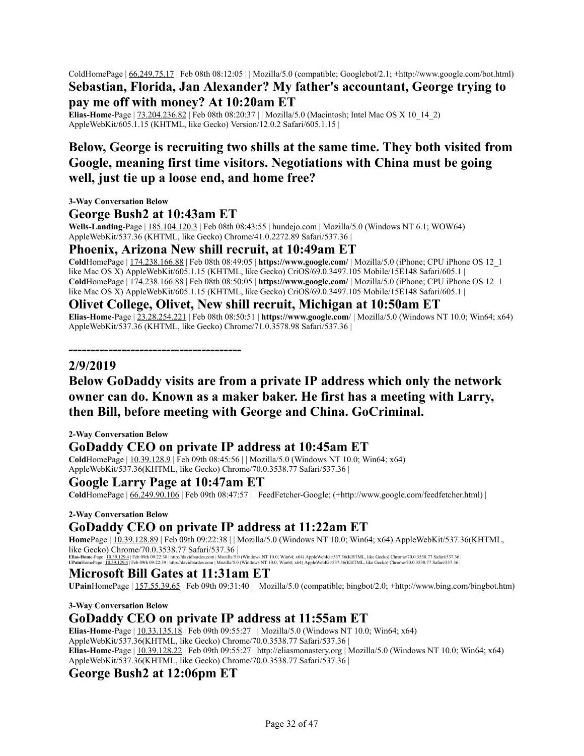ColdHomePage | 66.249.75.17 | Feb 08th 08:12:05 | | Mozilla/5.0 (compatible; Googlebot/2.1; +http://www.google.com/bot.html)

## Sebastian, Florida, Jan Alexander? My father's accountant, George trying to pay me off with money? At 10:20am ET

**Elias-Home**-Page | 73.204.236.82 | Feb 08th 08:20:37 | | Mozilla/5.0 (Macintosh; Intel Mac OS X 10_14_2) AppleWebKit/605.1.15 (KHTML, like Gecko) Version/12.0.2 Safari/605.1.15 |

## Below, George is recruiting two shills at the same time. They both visited from Google, meaning first time visitors. Negotiations with China must be going well, just tie up a loose end, and home free?

**3-Way Conversation Below**

## George Bush2 at 10:43am ET

**Wells-Landing**-Page | 185.104.120.3 | Feb 08th 08:43:55 | hundejo.com | Mozilla/5.0 (Windows NT 6.1; WOW64) AppleWebKit/537.36 (KHTML, like Gecko) Chrome/41.0.2272.89 Safari/537.36 |

## Phoenix, Arizona New shill recruit, at 10:49am ET

**Cold**HomePage | 174.238.166.88 | Feb 08th 08:49:05 | **https://www.google.com/** | Mozilla/5.0 (iPhone; CPU iPhone OS 12_1 like Mac OS X) AppleWebKit/605.1.15 (KHTML, like Gecko) CriOS/69.0.3497.105 Mobile/15E148 Safari/605.1 |
**Cold**HomePage | 174.238.166.88 | Feb 08th 08:50:05 | **https://www.google.com/** | Mozilla/5.0 (iPhone; CPU iPhone OS 12_1 like Mac OS X) AppleWebKit/605.1.15 (KHTML, like Gecko) CriOS/69.0.3497.105 Mobile/15E148 Safari/605.1 |

## Olivet College, Olivet, New shill recruit, Michigan at 10:50am ET

**Elias-Home**-Page | 23.28.254.221 | Feb 08th 08:50:51 | **https://www.google.com/** | Mozilla/5.0 (Windows NT 10.0; Win64; x64) AppleWebKit/537.36 (KHTML, like Gecko) Chrome/71.0.3578.98 Safari/537.36 |

**---------------------------------------**

## 2/9/2019

## Below GoDaddy visits are from a private IP address which only the network owner can do. Known as a maker baker. He first has a meeting with Larry, then Bill, before meeting with George and China. GoCriminal.

**2-Way Conversation Below**

## GoDaddy CEO on private IP address at 10:45am ET

**Cold**HomePage | 10.39.128.9 | Feb 09th 08:45:56 | | Mozilla/5.0 (Windows NT 10.0; Win64; x64) AppleWebKit/537.36(KHTML, like Gecko) Chrome/70.0.3538.77 Safari/537.36 |

## Google Larry Page at 10:47am ET

**Cold**HomePage | 66.249.90.106 | Feb 09th 08:47:57 | | FeedFetcher-Google; (+http://www.google.com/feedfetcher.html) |

**2-Way Conversation Below**

## GoDaddy CEO on private IP address at 11:22am ET

**Home**Page | 10.39.128.89 | Feb 09th 09:22:38 | | Mozilla/5.0 (Windows NT 10.0; Win64; x64) AppleWebKit/537.36(KHTML, like Gecko) Chrome/70.0.3538.77 Safari/537.36 |
**Elias-Home**-Page | 10.39.129.4 | Feb 09th 09:22:38 | http://davidbardes.com | Mozilla/5.0 (Windows NT 10.0; Win64; x64) AppleWebKit/537.36(KHTML, like Gecko) Chrome/70.0.3538.77 Safari/537.36 |
**UPain**HomePage | 10.39.129.4 | Feb 09th 09:22:39 | http://davidbardes.com | Mozilla/5.0 (Windows NT 10.0; Win64; x64) AppleWebKit/537.36(KHTML, like Gecko) Chrome/70.0.3538.77 Safari/537.36 |

## Microsoft Bill Gates at 11:31am ET

**UPain**HomePage | 157.55.39.65 | Feb 09th 09:31:40 | | Mozilla/5.0 (compatible; bingbot/2.0; +http://www.bing.com/bingbot.htm)

**3-Way Conversation Below**

## GoDaddy CEO on private IP address at 11:55am ET

**Elias-Home**-Page | 10.33.135.18 | Feb 09th 09:55:27 | | Mozilla/5.0 (Windows NT 10.0; Win64; x64) AppleWebKit/537.36(KHTML, like Gecko) Chrome/70.0.3538.77 Safari/537.36 |
**Elias-Home**-Page | 10.39.128.22 | Feb 09th 09:55:27 | http://eliasmonastery.org | Mozilla/5.0 (Windows NT 10.0; Win64; x64) AppleWebKit/537.36(KHTML, like Gecko) Chrome/70.0.3538.77 Safari/537.36 |

## George Bush2 at 12:06pm ET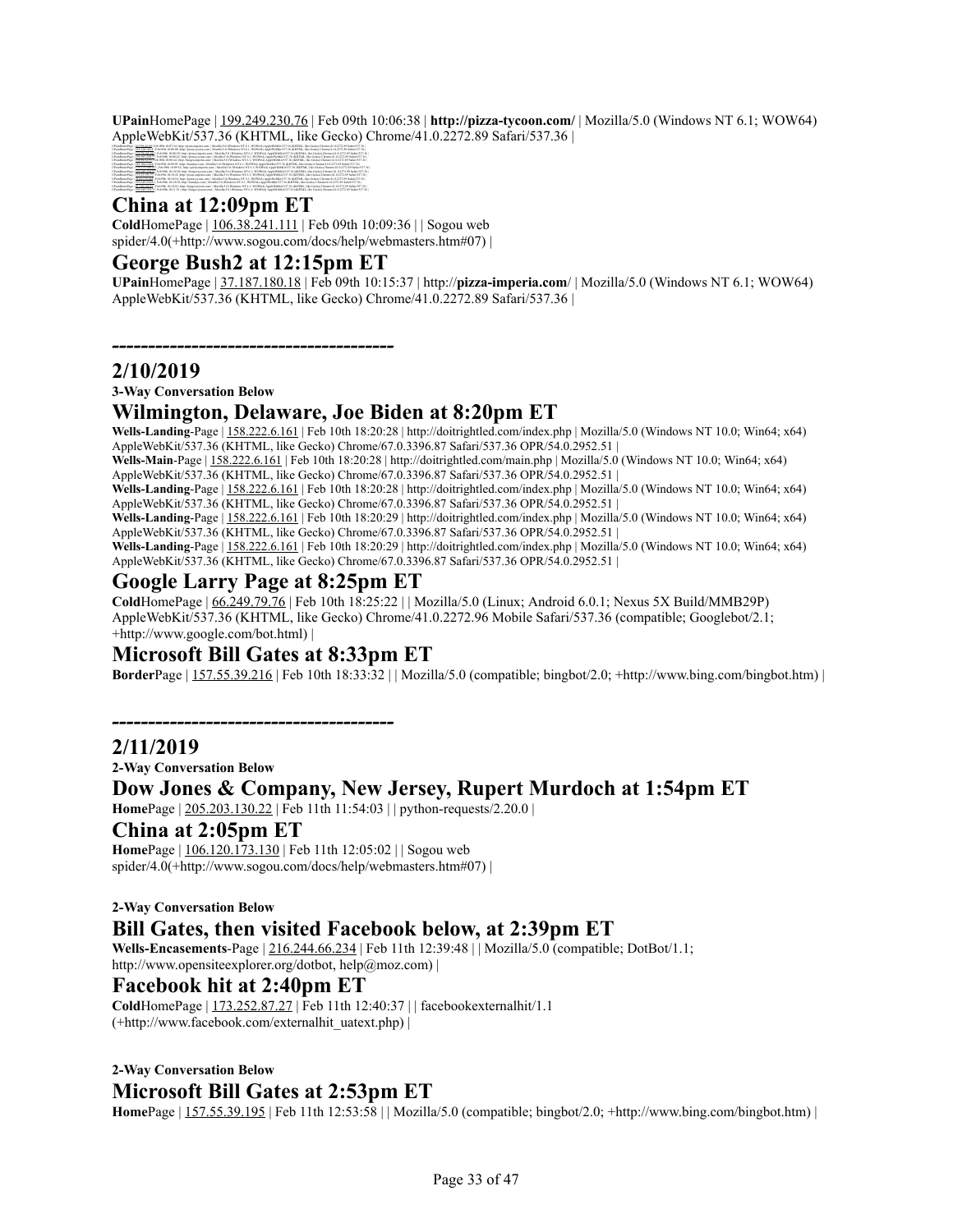**UPain**HomePage | 199.249.230.76 | Feb 09th 10:06:38 | **http://pizza-tycoon.com/** | Mozilla/5.0 (Windows NT 6.1; WOW64) AppleWebKit/537.36 (KHTML, like Gecko) Chrome/41.0.2272.89 Safari/537.36 |

## China at 12:09pm ET

**Cold**HomePage | 106.38.241.111 | Feb 09th 10:09:36 | | Sogou web spider/4.0(+http://www.sogou.com/docs/help/webmasters.htm#07) |

## George Bush2 at 12:15pm ET

**UPain**HomePage | 37.187.180.18 | Feb 09th 10:15:37 | http://**pizza-imperia.com**/ | Mozilla/5.0 (Windows NT 6.1; WOW64) AppleWebKit/537.36 (KHTML, like Gecko) Chrome/41.0.2272.89 Safari/537.36 |

***---------------------------------------***

## 2/10/2019

**3-Way Conversation Below**

## Wilmington, Delaware, Joe Biden at 8:20pm ET

**Wells-Landing**-Page | 158.222.6.161 | Feb 10th 18:20:28 | http://doitrightled.com/index.php | Mozilla/5.0 (Windows NT 10.0; Win64; x64) AppleWebKit/537.36 (KHTML, like Gecko) Chrome/67.0.3396.87 Safari/537.36 OPR/54.0.2952.51 |
**Wells-Main**-Page | 158.222.6.161 | Feb 10th 18:20:28 | http://doitrightled.com/main.php | Mozilla/5.0 (Windows NT 10.0; Win64; x64) AppleWebKit/537.36 (KHTML, like Gecko) Chrome/67.0.3396.87 Safari/537.36 OPR/54.0.2952.51 |
**Wells-Landing**-Page | 158.222.6.161 | Feb 10th 18:20:28 | http://doitrightled.com/index.php | Mozilla/5.0 (Windows NT 10.0; Win64; x64) AppleWebKit/537.36 (KHTML, like Gecko) Chrome/67.0.3396.87 Safari/537.36 OPR/54.0.2952.51 |
**Wells-Landing**-Page | 158.222.6.161 | Feb 10th 18:20:29 | http://doitrightled.com/index.php | Mozilla/5.0 (Windows NT 10.0; Win64; x64) AppleWebKit/537.36 (KHTML, like Gecko) Chrome/67.0.3396.87 Safari/537.36 OPR/54.0.2952.51 |
**Wells-Landing**-Page | 158.222.6.161 | Feb 10th 18:20:29 | http://doitrightled.com/index.php | Mozilla/5.0 (Windows NT 10.0; Win64; x64) AppleWebKit/537.36 (KHTML, like Gecko) Chrome/67.0.3396.87 Safari/537.36 OPR/54.0.2952.51 |

## Google Larry Page at 8:25pm ET

**Cold**HomePage | 66.249.79.76 | Feb 10th 18:25:22 | | Mozilla/5.0 (Linux; Android 6.0.1; Nexus 5X Build/MMB29P) AppleWebKit/537.36 (KHTML, like Gecko) Chrome/41.0.2272.96 Mobile Safari/537.36 (compatible; Googlebot/2.1; +http://www.google.com/bot.html) |

## Microsoft Bill Gates at 8:33pm ET

**Border**Page | 157.55.39.216 | Feb 10th 18:33:32 | | Mozilla/5.0 (compatible; bingbot/2.0; +http://www.bing.com/bingbot.htm) |

***---------------------------------------***

## 2/11/2019

**2-Way Conversation Below**

## Dow Jones & Company, New Jersey, Rupert Murdoch at 1:54pm ET

**Home**Page | 205.203.130.22 | Feb 11th 11:54:03 | | python-requests/2.20.0 |

## China at 2:05pm ET

**Home**Page | 106.120.173.130 | Feb 11th 12:05:02 | | Sogou web spider/4.0(+http://www.sogou.com/docs/help/webmasters.htm#07) |

**2-Way Conversation Below**

## Bill Gates, then visited Facebook below, at 2:39pm ET

**Wells-Encasements**-Page | 216.244.66.234 | Feb 11th 12:39:48 | | Mozilla/5.0 (compatible; DotBot/1.1; http://www.opensiteexplorer.org/dotbot, help@moz.com) |

## Facebook hit at 2:40pm ET

**Cold**HomePage | 173.252.87.27 | Feb 11th 12:40:37 | | facebookexternalhit/1.1 (+http://www.facebook.com/externalhit_uatext.php) |

**2-Way Conversation Below**

## Microsoft Bill Gates at 2:53pm ET

**Home**Page | 157.55.39.195 | Feb 11th 12:53:58 | | Mozilla/5.0 (compatible; bingbot/2.0; +http://www.bing.com/bingbot.htm) |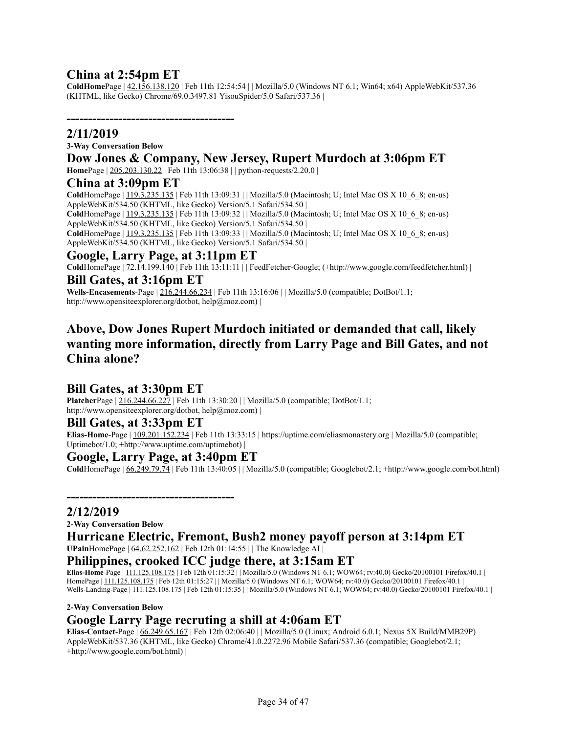## China at 2:54pm ET

**ColdHome**Page | 42.156.138.120 | Feb 11th 12:54:54 | | Mozilla/5.0 (Windows NT 6.1; Win64; x64) AppleWebKit/537.36 (KHTML, like Gecko) Chrome/69.0.3497.81 YisouSpider/5.0 Safari/537.36 |

**---------------------------------------**

## 2/11/2019

**3-Way Conversation Below**

## Dow Jones & Company, New Jersey, Rupert Murdoch at 3:06pm ET

**Home**Page | 205.203.130.22 | Feb 11th 13:06:38 | | python-requests/2.20.0 |

## China at 3:09pm ET

**Cold**HomePage | 119.3.235.135 | Feb 11th 13:09:31 | | Mozilla/5.0 (Macintosh; U; Intel Mac OS X 10_6_8; en-us) AppleWebKit/534.50 (KHTML, like Gecko) Version/5.1 Safari/534.50 |
**Cold**HomePage | 119.3.235.135 | Feb 11th 13:09:32 | | Mozilla/5.0 (Macintosh; U; Intel Mac OS X 10_6_8; en-us) AppleWebKit/534.50 (KHTML, like Gecko) Version/5.1 Safari/534.50 |
**Cold**HomePage | 119.3.235.135 | Feb 11th 13:09:33 | | Mozilla/5.0 (Macintosh; U; Intel Mac OS X 10_6_8; en-us) AppleWebKit/534.50 (KHTML, like Gecko) Version/5.1 Safari/534.50 |

## Google, Larry Page, at 3:11pm ET

**Cold**HomePage | 72.14.199.140 | Feb 11th 13:11:11 | | FeedFetcher-Google; (+http://www.google.com/feedfetcher.html) |

## Bill Gates, at 3:16pm ET

**Wells-Encasements**-Page | 216.244.66.234 | Feb 11th 13:16:06 | | Mozilla/5.0 (compatible; DotBot/1.1; http://www.opensiteexplorer.org/dotbot, help@moz.com) |

## Above, Dow Jones Rupert Murdoch initiated or demanded that call, likely wanting more information, directly from Larry Page and Bill Gates, and not China alone?

## Bill Gates, at 3:30pm ET

**Platcher**Page | 216.244.66.227 | Feb 11th 13:30:20 | | Mozilla/5.0 (compatible; DotBot/1.1; http://www.opensiteexplorer.org/dotbot, help@moz.com) |

## Bill Gates, at 3:33pm ET

**Elias-Home**-Page | 109.201.152.234 | Feb 11th 13:33:15 | https://uptime.com/eliasmonastery.org | Mozilla/5.0 (compatible; Uptimebot/1.0; +http://www.uptime.com/uptimebot) |

## Google, Larry Page, at 3:40pm ET

**Cold**HomePage | 66.249.79.74 | Feb 11th 13:40:05 | | Mozilla/5.0 (compatible; Googlebot/2.1; +http://www.google.com/bot.html)

**---------------------------------------**

## 2/12/2019

**2-Way Conversation Below**

## Hurricane Electric, Fremont, Bush2 money payoff person at 3:14pm ET

**UPain**HomePage | 64.62.252.162 | Feb 12th 01:14:55 | | The Knowledge AI |

## Philippines, crooked ICC judge there, at 3:15am ET

**Elias-Home**-Page | 111.125.108.175 | Feb 12th 01:15:32 | | Mozilla/5.0 (Windows NT 6.1; WOW64; rv:40.0) Gecko/20100101 Firefox/40.1 |
HomePage | 111.125.108.175 | Feb 12th 01:15:27 | | Mozilla/5.0 (Windows NT 6.1; WOW64; rv:40.0) Gecko/20100101 Firefox/40.1 |
Wells-Landing-Page | 111.125.108.175 | Feb 12th 01:15:35 | | Mozilla/5.0 (Windows NT 6.1; WOW64; rv:40.0) Gecko/20100101 Firefox/40.1 |

**2-Way Conversation Below**

## Google Larry Page recruting a shill at 4:06am ET

**Elias-Contact**-Page | 66.249.65.167 | Feb 12th 02:06:40 | | Mozilla/5.0 (Linux; Android 6.0.1; Nexus 5X Build/MMB29P) AppleWebKit/537.36 (KHTML, like Gecko) Chrome/41.0.2272.96 Mobile Safari/537.36 (compatible; Googlebot/2.1; +http://www.google.com/bot.html) |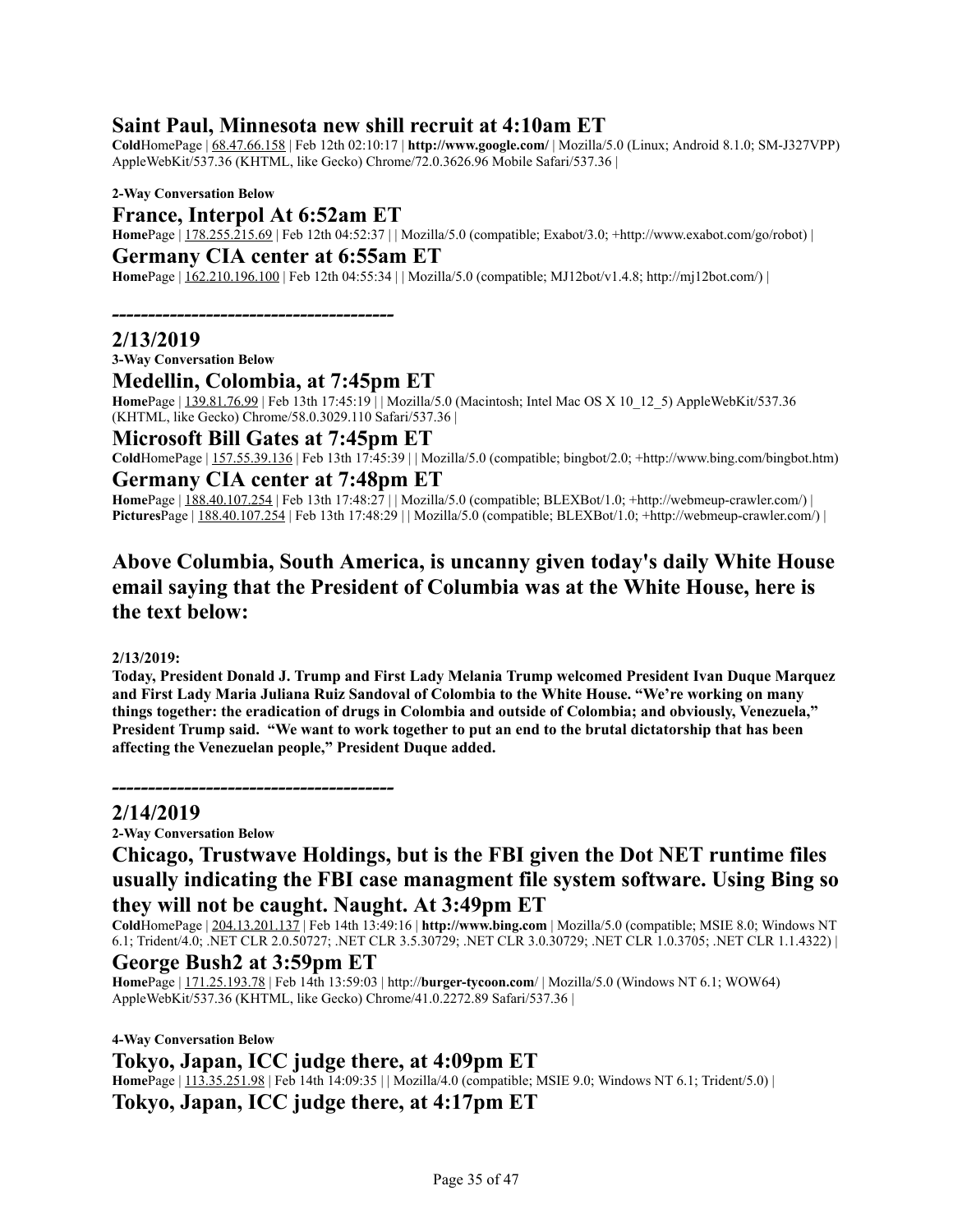### Saint Paul, Minnesota new shill recruit at 4:10am ET

**Cold**HomePage | 68.47.66.158 | Feb 12th 02:10:17 | **http://www.google.com/** | Mozilla/5.0 (Linux; Android 8.1.0; SM-J327VPP) AppleWebKit/537.36 (KHTML, like Gecko) Chrome/72.0.3626.96 Mobile Safari/537.36 |

**2-Way Conversation Below**

### France, Interpol At 6:52am ET

**Home**Page | 178.255.215.69 | Feb 12th 04:52:37 | | Mozilla/5.0 (compatible; Exabot/3.0; +http://www.exabot.com/go/robot) |

### Germany CIA center at 6:55am ET

**Home**Page | 162.210.196.100 | Feb 12th 04:55:34 | | Mozilla/5.0 (compatible; MJ12bot/v1.4.8; http://mj12bot.com/) |

**---------------------------------------**

### 2/13/2019

**3-Way Conversation Below**

### Medellin, Colombia, at 7:45pm ET

**Home**Page | 139.81.76.99 | Feb 13th 17:45:19 | | Mozilla/5.0 (Macintosh; Intel Mac OS X 10_12_5) AppleWebKit/537.36 (KHTML, like Gecko) Chrome/58.0.3029.110 Safari/537.36 |

### Microsoft Bill Gates at 7:45pm ET

**Cold**HomePage | 157.55.39.136 | Feb 13th 17:45:39 | | Mozilla/5.0 (compatible; bingbot/2.0; +http://www.bing.com/bingbot.htm)

### Germany CIA center at 7:48pm ET

**Home**Page | 188.40.107.254 | Feb 13th 17:48:27 | | Mozilla/5.0 (compatible; BLEXBot/1.0; +http://webmeup-crawler.com/) |
**Pictures**Page | 188.40.107.254 | Feb 13th 17:48:29 | | Mozilla/5.0 (compatible; BLEXBot/1.0; +http://webmeup-crawler.com/) |

### Above Columbia, South America, is uncanny given today's daily White House email saying that the President of Columbia was at the White House, here is the text below:

**2/13/2019:**
**Today, President Donald J. Trump and First Lady Melania Trump welcomed President Ivan Duque Marquez and First Lady Maria Juliana Ruiz Sandoval of Colombia to the White House. "We're working on many things together: the eradication of drugs in Colombia and outside of Colombia; and obviously, Venezuela," President Trump said. "We want to work together to put an end to the brutal dictatorship that has been affecting the Venezuelan people," President Duque added.**

**---------------------------------------**

### 2/14/2019

**2-Way Conversation Below**

### Chicago, Trustwave Holdings, but is the FBI given the Dot NET runtime files usually indicating the FBI case managment file system software. Using Bing so they will not be caught. Naught. At 3:49pm ET

**Cold**HomePage | 204.13.201.137 | Feb 14th 13:49:16 | **http://www.bing.com** | Mozilla/5.0 (compatible; MSIE 8.0; Windows NT 6.1; Trident/4.0; .NET CLR 2.0.50727; .NET CLR 3.5.30729; .NET CLR 3.0.30729; .NET CLR 1.0.3705; .NET CLR 1.1.4322) |

### George Bush2 at 3:59pm ET

**Home**Page | 171.25.193.78 | Feb 14th 13:59:03 | http://**burger-tycoon.com**/ | Mozilla/5.0 (Windows NT 6.1; WOW64) AppleWebKit/537.36 (KHTML, like Gecko) Chrome/41.0.2272.89 Safari/537.36 |

**4-Way Conversation Below**

### Tokyo, Japan, ICC judge there, at 4:09pm ET

**Home**Page | 113.35.251.98 | Feb 14th 14:09:35 | | Mozilla/4.0 (compatible; MSIE 9.0; Windows NT 6.1; Trident/5.0) |

### Tokyo, Japan, ICC judge there, at 4:17pm ET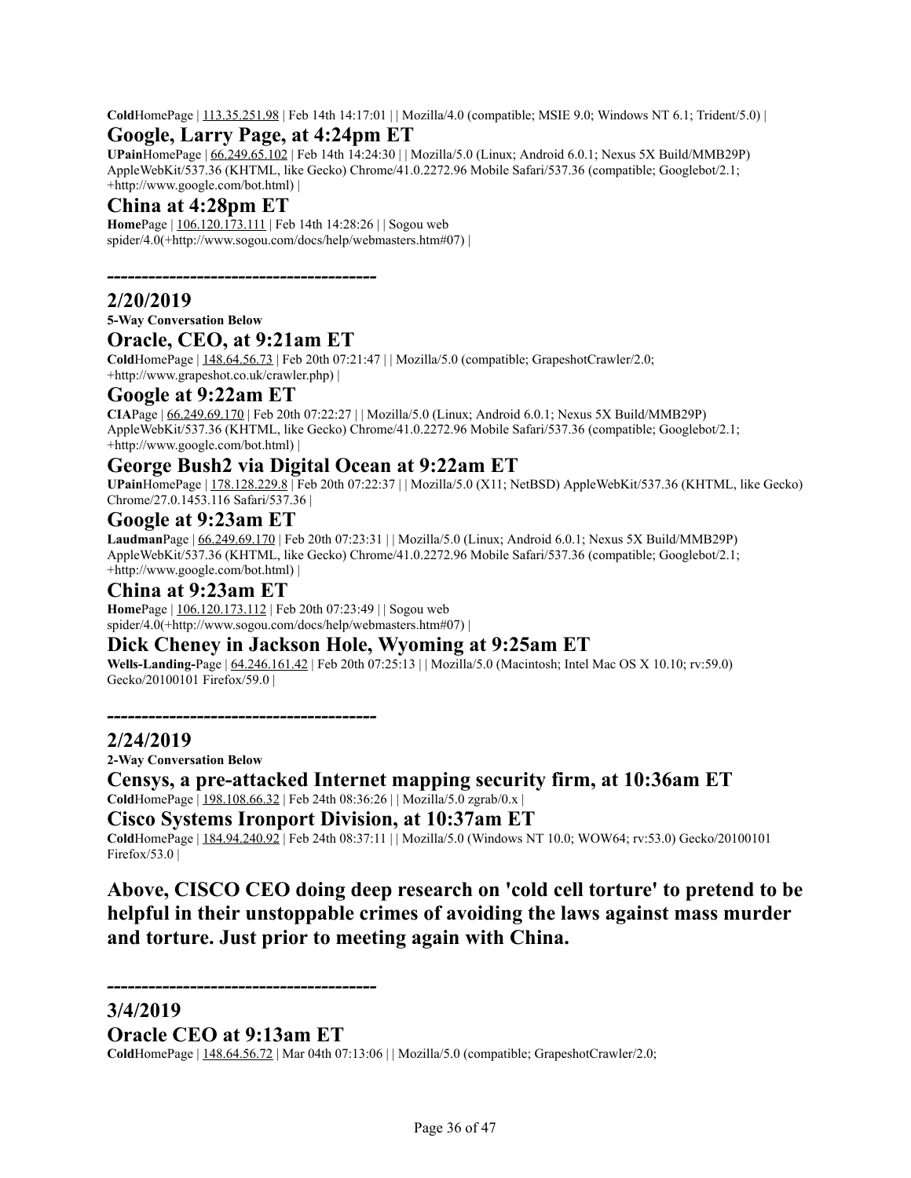**Cold**HomePage | 113.35.251.98 | Feb 14th 14:17:01 | | Mozilla/4.0 (compatible; MSIE 9.0; Windows NT 6.1; Trident/5.0) |

## Google, Larry Page, at 4:24pm ET

**UPain**HomePage | 66.249.65.102 | Feb 14th 14:24:30 | | Mozilla/5.0 (Linux; Android 6.0.1; Nexus 5X Build/MMB29P) AppleWebKit/537.36 (KHTML, like Gecko) Chrome/41.0.2272.96 Mobile Safari/537.36 (compatible; Googlebot/2.1; +http://www.google.com/bot.html) |

## China at 4:28pm ET

**Home**Page | 106.120.173.111 | Feb 14th 14:28:26 | | Sogou web spider/4.0(+http://www.sogou.com/docs/help/webmasters.htm#07) |

***---------------------------------------***

## 2/20/2019

**5-Way Conversation Below**

## Oracle, CEO, at 9:21am ET

**Cold**HomePage | 148.64.56.73 | Feb 20th 07:21:47 | | Mozilla/5.0 (compatible; GrapeshotCrawler/2.0; +http://www.grapeshot.co.uk/crawler.php) |

## Google at 9:22am ET

**CIA**Page | 66.249.69.170 | Feb 20th 07:22:27 | | Mozilla/5.0 (Linux; Android 6.0.1; Nexus 5X Build/MMB29P) AppleWebKit/537.36 (KHTML, like Gecko) Chrome/41.0.2272.96 Mobile Safari/537.36 (compatible; Googlebot/2.1; +http://www.google.com/bot.html) |

## George Bush2 via Digital Ocean at 9:22am ET

**UPain**HomePage | 178.128.229.8 | Feb 20th 07:22:37 | | Mozilla/5.0 (X11; NetBSD) AppleWebKit/537.36 (KHTML, like Gecko) Chrome/27.0.1453.116 Safari/537.36 |

## Google at 9:23am ET

**Laudman**Page | 66.249.69.170 | Feb 20th 07:23:31 | | Mozilla/5.0 (Linux; Android 6.0.1; Nexus 5X Build/MMB29P) AppleWebKit/537.36 (KHTML, like Gecko) Chrome/41.0.2272.96 Mobile Safari/537.36 (compatible; Googlebot/2.1; +http://www.google.com/bot.html) |

## China at 9:23am ET

**Home**Page | 106.120.173.112 | Feb 20th 07:23:49 | | Sogou web spider/4.0(+http://www.sogou.com/docs/help/webmasters.htm#07) |

## Dick Cheney in Jackson Hole, Wyoming at 9:25am ET

**Wells-Landing-**Page | 64.246.161.42 | Feb 20th 07:25:13 | | Mozilla/5.0 (Macintosh; Intel Mac OS X 10.10; rv:59.0) Gecko/20100101 Firefox/59.0 |

***---------------------------------------***

## 2/24/2019

**2-Way Conversation Below**

## Censys, a pre-attacked Internet mapping security firm, at 10:36am ET

**Cold**HomePage | 198.108.66.32 | Feb 24th 08:36:26 | | Mozilla/5.0 zgrab/0.x |

## Cisco Systems Ironport Division, at 10:37am ET

**Cold**HomePage | 184.94.240.92 | Feb 24th 08:37:11 | | Mozilla/5.0 (Windows NT 10.0; WOW64; rv:53.0) Gecko/20100101 Firefox/53.0 |

## Above, CISCO CEO doing deep research on 'cold cell torture' to pretend to be helpful in their unstoppable crimes of avoiding the laws against mass murder and torture. Just prior to meeting again with China.

***---------------------------------------***

## 3/4/2019

## Oracle CEO at 9:13am ET

**Cold**HomePage | 148.64.56.72 | Mar 04th 07:13:06 | | Mozilla/5.0 (compatible; GrapeshotCrawler/2.0;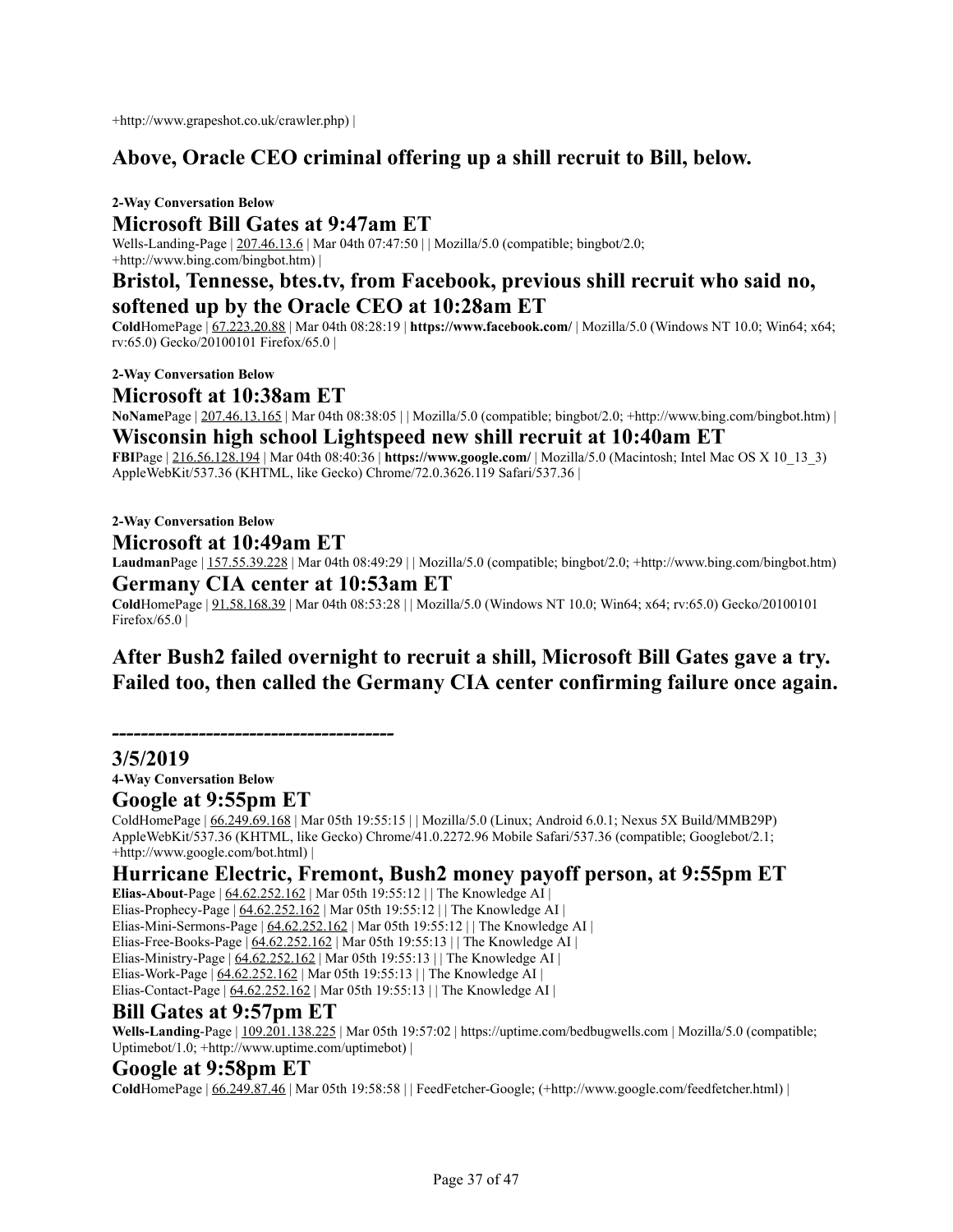+http://www.grapeshot.co.uk/crawler.php) |

## Above, Oracle CEO criminal offering up a shill recruit to Bill, below.

**2-Way Conversation Below**

### Microsoft Bill Gates at 9:47am ET

Wells-Landing-Page | 207.46.13.6 | Mar 04th 07:47:50 | | Mozilla/5.0 (compatible; bingbot/2.0; +http://www.bing.com/bingbot.htm) |

### Bristol, Tennesse, btes.tv, from Facebook, previous shill recruit who said no, softened up by the Oracle CEO at 10:28am ET

**Cold**HomePage | 67.223.20.88 | Mar 04th 08:28:19 | **https://www.facebook.com/** | Mozilla/5.0 (Windows NT 10.0; Win64; x64; rv:65.0) Gecko/20100101 Firefox/65.0 |

**2-Way Conversation Below**

### Microsoft at 10:38am ET

**NoName**Page | 207.46.13.165 | Mar 04th 08:38:05 | | Mozilla/5.0 (compatible; bingbot/2.0; +http://www.bing.com/bingbot.htm) |

### Wisconsin high school Lightspeed new shill recruit at 10:40am ET

**FBI**Page | 216.56.128.194 | Mar 04th 08:40:36 | **https://www.google.com/** | Mozilla/5.0 (Macintosh; Intel Mac OS X 10_13_3) AppleWebKit/537.36 (KHTML, like Gecko) Chrome/72.0.3626.119 Safari/537.36 |

**2-Way Conversation Below**

### Microsoft at 10:49am ET

**Laudman**Page | 157.55.39.228 | Mar 04th 08:49:29 | | Mozilla/5.0 (compatible; bingbot/2.0; +http://www.bing.com/bingbot.htm)

### Germany CIA center at 10:53am ET

**Cold**HomePage | 91.58.168.39 | Mar 04th 08:53:28 | | Mozilla/5.0 (Windows NT 10.0; Win64; x64; rv:65.0) Gecko/20100101 Firefox/65.0 |

## After Bush2 failed overnight to recruit a shill, Microsoft Bill Gates gave a try. Failed too, then called the Germany CIA center confirming failure once again.

**-------------------------------------**

### 3/5/2019

**4-Way Conversation Below**

### Google at 9:55pm ET

ColdHomePage | 66.249.69.168 | Mar 05th 19:55:15 | | Mozilla/5.0 (Linux; Android 6.0.1; Nexus 5X Build/MMB29P) AppleWebKit/537.36 (KHTML, like Gecko) Chrome/41.0.2272.96 Mobile Safari/537.36 (compatible; Googlebot/2.1; +http://www.google.com/bot.html) |

### Hurricane Electric, Fremont, Bush2 money payoff person, at 9:55pm ET

**Elias-About**-Page | 64.62.252.162 | Mar 05th 19:55:12 | | The Knowledge AI |
Elias-Prophecy-Page | 64.62.252.162 | Mar 05th 19:55:12 | | The Knowledge AI |
Elias-Mini-Sermons-Page | 64.62.252.162 | Mar 05th 19:55:12 | | The Knowledge AI |
Elias-Free-Books-Page | 64.62.252.162 | Mar 05th 19:55:13 | | The Knowledge AI |
Elias-Ministry-Page | 64.62.252.162 | Mar 05th 19:55:13 | | The Knowledge AI |
Elias-Work-Page | 64.62.252.162 | Mar 05th 19:55:13 | | The Knowledge AI |
Elias-Contact-Page | 64.62.252.162 | Mar 05th 19:55:13 | | The Knowledge AI |

### Bill Gates at 9:57pm ET

**Wells-Landing**-Page | 109.201.138.225 | Mar 05th 19:57:02 | https://uptime.com/bedbugwells.com | Mozilla/5.0 (compatible; Uptimebot/1.0; +http://www.uptime.com/uptimebot) |

### Google at 9:58pm ET

**Cold**HomePage | 66.249.87.46 | Mar 05th 19:58:58 | | FeedFetcher-Google; (+http://www.google.com/feedfetcher.html) |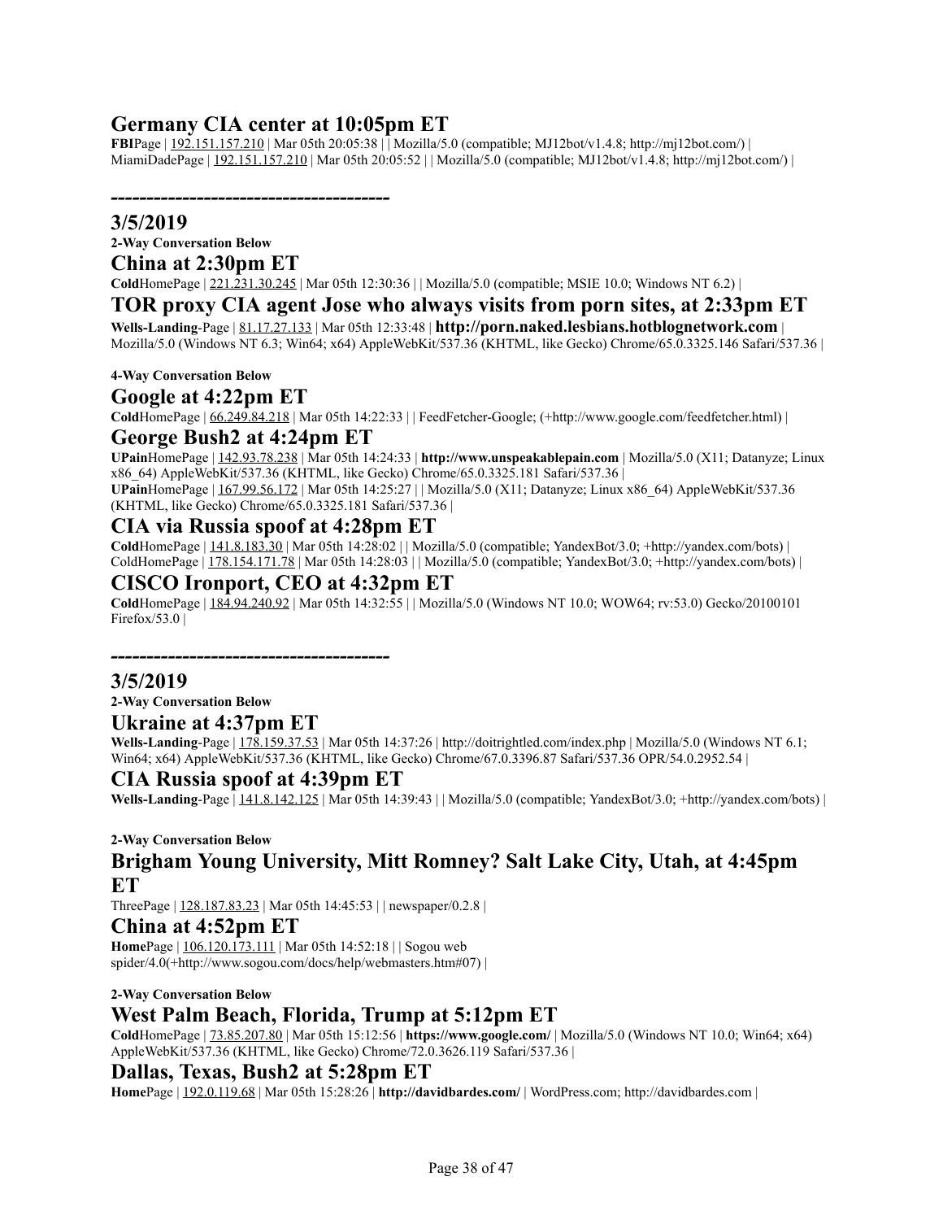## Germany CIA center at 10:05pm ET

**FBI**Page | 192.151.157.210 | Mar 05th 20:05:38 | | Mozilla/5.0 (compatible; MJ12bot/v1.4.8; http://mj12bot.com/) |
MiamiDadePage | 192.151.157.210 | Mar 05th 20:05:52 | | Mozilla/5.0 (compatible; MJ12bot/v1.4.8; http://mj12bot.com/) |

**----------------------------------------**

## 3/5/2019

**2-Way Conversation Below**

## China at 2:30pm ET

**Cold**HomePage | 221.231.30.245 | Mar 05th 12:30:36 | | Mozilla/5.0 (compatible; MSIE 10.0; Windows NT 6.2) |

## TOR proxy CIA agent Jose who always visits from porn sites, at 2:33pm ET

**Wells-Landing**-Page | 81.17.27.133 | Mar 05th 12:33:48 | **http://porn.naked.lesbians.hotblognetwork.com** | Mozilla/5.0 (Windows NT 6.3; Win64; x64) AppleWebKit/537.36 (KHTML, like Gecko) Chrome/65.0.3325.146 Safari/537.36 |

**4-Way Conversation Below**

## Google at 4:22pm ET

**Cold**HomePage | 66.249.84.218 | Mar 05th 14:22:33 | | FeedFetcher-Google; (+http://www.google.com/feedfetcher.html) |

## George Bush2 at 4:24pm ET

**UPain**HomePage | 142.93.78.238 | Mar 05th 14:24:33 | **http://www.unspeakablepain.com** | Mozilla/5.0 (X11; Datanyze; Linux x86_64) AppleWebKit/537.36 (KHTML, like Gecko) Chrome/65.0.3325.181 Safari/537.36 |
**UPain**HomePage | 167.99.56.172 | Mar 05th 14:25:27 | | Mozilla/5.0 (X11; Datanyze; Linux x86_64) AppleWebKit/537.36 (KHTML, like Gecko) Chrome/65.0.3325.181 Safari/537.36 |

## CIA via Russia spoof at 4:28pm ET

**Cold**HomePage | 141.8.183.30 | Mar 05th 14:28:02 | | Mozilla/5.0 (compatible; YandexBot/3.0; +http://yandex.com/bots) |
ColdHomePage | 178.154.171.78 | Mar 05th 14:28:03 | | Mozilla/5.0 (compatible; YandexBot/3.0; +http://yandex.com/bots) |

## CISCO Ironport, CEO at 4:32pm ET

**Cold**HomePage | 184.94.240.92 | Mar 05th 14:32:55 | | Mozilla/5.0 (Windows NT 10.0; WOW64; rv:53.0) Gecko/20100101 Firefox/53.0 |

**----------------------------------------**

## 3/5/2019

**2-Way Conversation Below**

## Ukraine at 4:37pm ET

**Wells-Landing**-Page | 178.159.37.53 | Mar 05th 14:37:26 | http://doitrightled.com/index.php | Mozilla/5.0 (Windows NT 6.1; Win64; x64) AppleWebKit/537.36 (KHTML, like Gecko) Chrome/67.0.3396.87 Safari/537.36 OPR/54.0.2952.54 |

## CIA Russia spoof at 4:39pm ET

**Wells-Landing**-Page | 141.8.142.125 | Mar 05th 14:39:43 | | Mozilla/5.0 (compatible; YandexBot/3.0; +http://yandex.com/bots) |

**2-Way Conversation Below**

## Brigham Young University, Mitt Romney? Salt Lake City, Utah, at 4:45pm ET

ThreePage | 128.187.83.23 | Mar 05th 14:45:53 | | newspaper/0.2.8 |

## China at 4:52pm ET

**Home**Page | 106.120.173.111 | Mar 05th 14:52:18 | | Sogou web spider/4.0(+http://www.sogou.com/docs/help/webmasters.htm#07) |

**2-Way Conversation Below**

## West Palm Beach, Florida, Trump at 5:12pm ET

**Cold**HomePage | 73.85.207.80 | Mar 05th 15:12:56 | **https://www.google.com/** | Mozilla/5.0 (Windows NT 10.0; Win64; x64) AppleWebKit/537.36 (KHTML, like Gecko) Chrome/72.0.3626.119 Safari/537.36 |

## Dallas, Texas, Bush2 at 5:28pm ET

**Home**Page | 192.0.119.68 | Mar 05th 15:28:26 | **http://davidbardes.com/** | WordPress.com; http://davidbardes.com |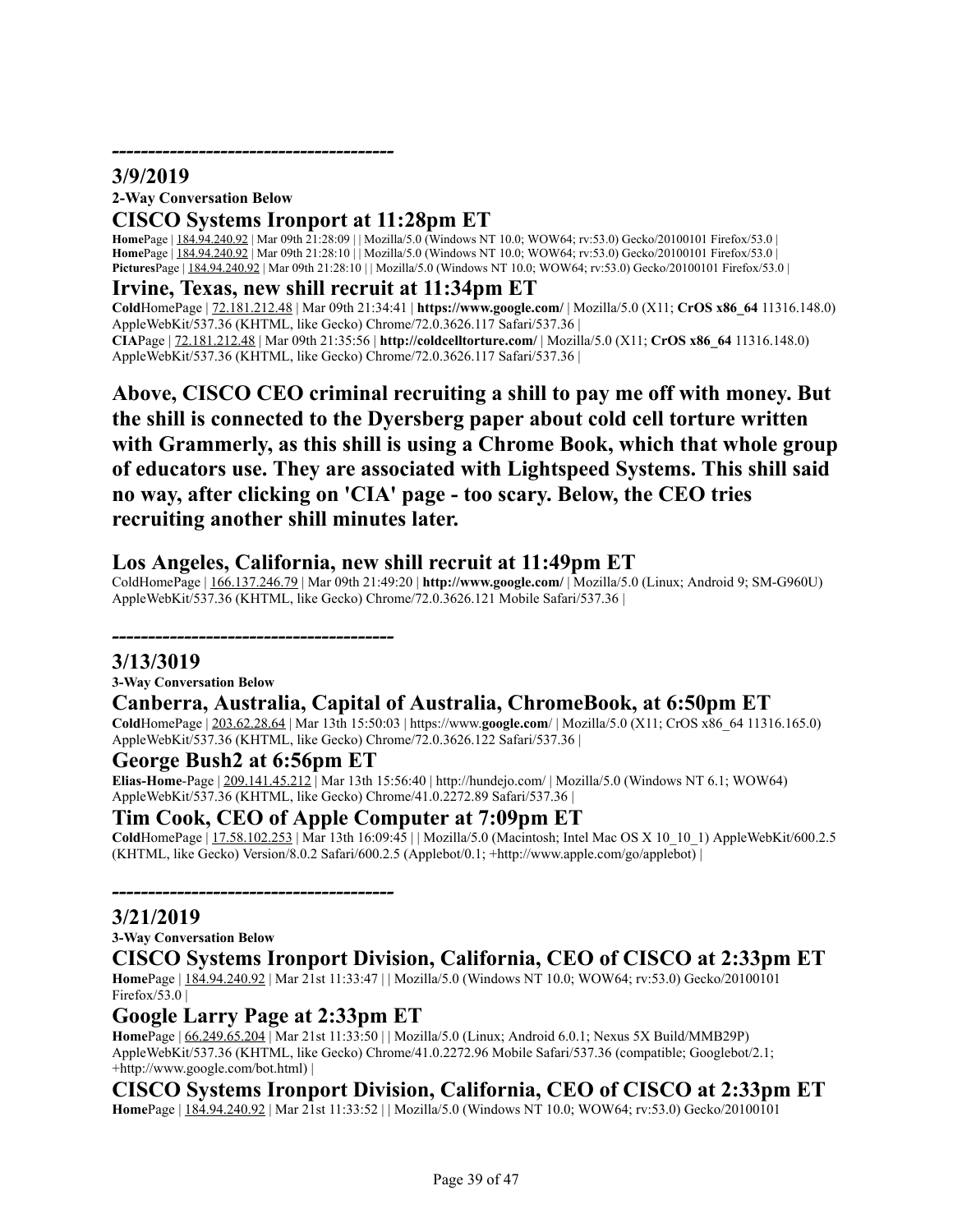---------------------------------------

## 3/9/2019

**2-Way Conversation Below**

### CISCO Systems Ironport at 11:28pm ET

**Home**Page | 184.94.240.92 | Mar 09th 21:28:09 | | Mozilla/5.0 (Windows NT 10.0; WOW64; rv:53.0) Gecko/20100101 Firefox/53.0 |
**Home**Page | 184.94.240.92 | Mar 09th 21:28:10 | | Mozilla/5.0 (Windows NT 10.0; WOW64; rv:53.0) Gecko/20100101 Firefox/53.0 |
**Pictures**Page | 184.94.240.92 | Mar 09th 21:28:10 | | Mozilla/5.0 (Windows NT 10.0; WOW64; rv:53.0) Gecko/20100101 Firefox/53.0 |

### Irvine, Texas, new shill recruit at 11:34pm ET

**Cold**HomePage | 72.181.212.48 | Mar 09th 21:34:41 | **https://www.google.com/** | Mozilla/5.0 (X11; **CrOS x86_64** 11316.148.0) AppleWebKit/537.36 (KHTML, like Gecko) Chrome/72.0.3626.117 Safari/537.36 |
**CIA**Page | 72.181.212.48 | Mar 09th 21:35:56 | **http://coldcelltorture.com/** | Mozilla/5.0 (X11; **CrOS x86_64** 11316.148.0) AppleWebKit/537.36 (KHTML, like Gecko) Chrome/72.0.3626.117 Safari/537.36 |

**Above, CISCO CEO criminal recruiting a shill to pay me off with money. But the shill is connected to the Dyersberg paper about cold cell torture written with Grammerly, as this shill is using a Chrome Book, which that whole group of educators use. They are associated with Lightspeed Systems. This shill said no way, after clicking on 'CIA' page - too scary. Below, the CEO tries recruiting another shill minutes later.**

### Los Angeles, California, new shill recruit at 11:49pm ET

ColdHomePage | 166.137.246.79 | Mar 09th 21:49:20 | **http://www.google.com/** | Mozilla/5.0 (Linux; Android 9; SM-G960U) AppleWebKit/537.36 (KHTML, like Gecko) Chrome/72.0.3626.121 Mobile Safari/537.36 |

---------------------------------------

## 3/13/3019

**3-Way Conversation Below**

### Canberra, Australia, Capital of Australia, ChromeBook, at 6:50pm ET

**Cold**HomePage | 203.62.28.64 | Mar 13th 15:50:03 | https://www.**google.com**/ | Mozilla/5.0 (X11; CrOS x86_64 11316.165.0) AppleWebKit/537.36 (KHTML, like Gecko) Chrome/72.0.3626.122 Safari/537.36 |

### George Bush2 at 6:56pm ET

**Elias-Home**-Page | 209.141.45.212 | Mar 13th 15:56:40 | http://hundejo.com/ | Mozilla/5.0 (Windows NT 6.1; WOW64) AppleWebKit/537.36 (KHTML, like Gecko) Chrome/41.0.2272.89 Safari/537.36 |

### Tim Cook, CEO of Apple Computer at 7:09pm ET

**Cold**HomePage | 17.58.102.253 | Mar 13th 16:09:45 | | Mozilla/5.0 (Macintosh; Intel Mac OS X 10_10_1) AppleWebKit/600.2.5 (KHTML, like Gecko) Version/8.0.2 Safari/600.2.5 (Applebot/0.1; +http://www.apple.com/go/applebot) |

---------------------------------------

## 3/21/2019

**3-Way Conversation Below**

### CISCO Systems Ironport Division, California, CEO of CISCO at 2:33pm ET

**Home**Page | 184.94.240.92 | Mar 21st 11:33:47 | | Mozilla/5.0 (Windows NT 10.0; WOW64; rv:53.0) Gecko/20100101 Firefox/53.0 |

### Google Larry Page at 2:33pm ET

**Home**Page | 66.249.65.204 | Mar 21st 11:33:50 | | Mozilla/5.0 (Linux; Android 6.0.1; Nexus 5X Build/MMB29P) AppleWebKit/537.36 (KHTML, like Gecko) Chrome/41.0.2272.96 Mobile Safari/537.36 (compatible; Googlebot/2.1; +http://www.google.com/bot.html) |

### CISCO Systems Ironport Division, California, CEO of CISCO at 2:33pm ET

**Home**Page | 184.94.240.92 | Mar 21st 11:33:52 | | Mozilla/5.0 (Windows NT 10.0; WOW64; rv:53.0) Gecko/20100101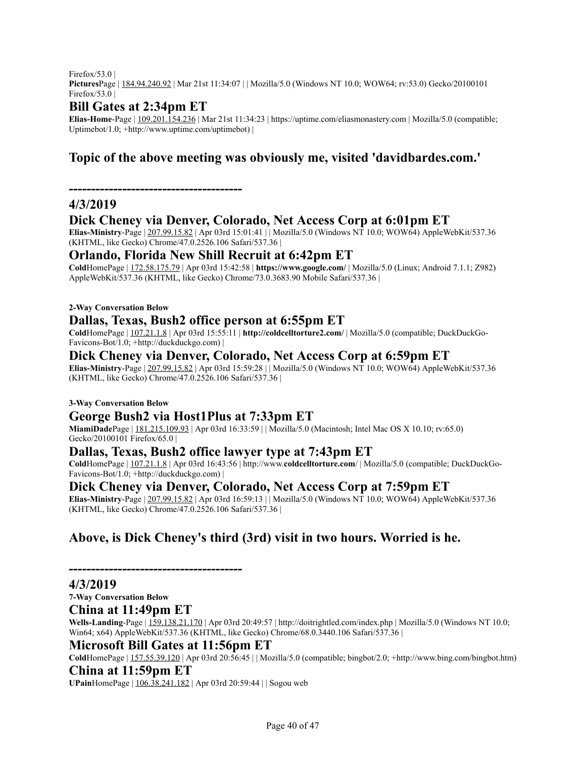Firefox/53.0 |
**Pictures**Page | 184.94.240.92 | Mar 21st 11:34:07 | | Mozilla/5.0 (Windows NT 10.0; WOW64; rv:53.0) Gecko/20100101 Firefox/53.0 |

## Bill Gates at 2:34pm ET

**Elias-Home**-Page | 109.201.154.236 | Mar 21st 11:34:23 | https://uptime.com/eliasmonastery.com | Mozilla/5.0 (compatible; Uptimebot/1.0; +http://www.uptime.com/uptimebot) |

## Topic of the above meeting was obviously me, visited 'davidbardes.com.'

**--------------------------------------**

## 4/3/2019

## Dick Cheney via Denver, Colorado, Net Access Corp at 6:01pm ET

**Elias-Ministry**-Page | 207.99.15.82 | Apr 03rd 15:01:41 | | Mozilla/5.0 (Windows NT 10.0; WOW64) AppleWebKit/537.36 (KHTML, like Gecko) Chrome/47.0.2526.106 Safari/537.36 |

## Orlando, Florida New Shill Recruit at 6:42pm ET

**Cold**HomePage | 172.58.175.79 | Apr 03rd 15:42:58 | **https://www.google.com/** | Mozilla/5.0 (Linux; Android 7.1.1; Z982) AppleWebKit/537.36 (KHTML, like Gecko) Chrome/73.0.3683.90 Mobile Safari/537.36 |

**2-Way Conversation Below**

## Dallas, Texas, Bush2 office person at 6:55pm ET

**Cold**HomePage | 107.21.1.8 | Apr 03rd 15:55:11 | **http://coldcelltorture2.com/** | Mozilla/5.0 (compatible; DuckDuckGo-Favicons-Bot/1.0; +http://duckduckgo.com) |

## Dick Cheney via Denver, Colorado, Net Access Corp at 6:59pm ET

**Elias-Ministry**-Page | 207.99.15.82 | Apr 03rd 15:59:28 | | Mozilla/5.0 (Windows NT 10.0; WOW64) AppleWebKit/537.36 (KHTML, like Gecko) Chrome/47.0.2526.106 Safari/537.36 |

**3-Way Conversation Below**

## George Bush2 via Host1Plus at 7:33pm ET

**MiamiDade**Page | 181.215.109.93 | Apr 03rd 16:33:59 | | Mozilla/5.0 (Macintosh; Intel Mac OS X 10.10; rv:65.0) Gecko/20100101 Firefox/65.0 |

## Dallas, Texas, Bush2 office lawyer type at 7:43pm ET

**Cold**HomePage | 107.21.1.8 | Apr 03rd 16:43:56 | http://www.**coldcelltorture.com**/ | Mozilla/5.0 (compatible; DuckDuckGo-Favicons-Bot/1.0; +http://duckduckgo.com) |

## Dick Cheney via Denver, Colorado, Net Access Corp at 7:59pm ET

**Elias-Ministry**-Page | 207.99.15.82 | Apr 03rd 16:59:13 | | Mozilla/5.0 (Windows NT 10.0; WOW64) AppleWebKit/537.36 (KHTML, like Gecko) Chrome/47.0.2526.106 Safari/537.36 |

## Above, is Dick Cheney's third (3rd) visit in two hours. Worried is he.

**--------------------------------------**

## 4/3/2019

**7-Way Conversation Below**

## China at 11:49pm ET

**Wells-Landing**-Page | 159.138.21.170 | Apr 03rd 20:49:57 | http://doitrightled.com/index.php | Mozilla/5.0 (Windows NT 10.0; Win64; x64) AppleWebKit/537.36 (KHTML, like Gecko) Chrome/68.0.3440.106 Safari/537.36 |

## Microsoft Bill Gates at 11:56pm ET

**Cold**HomePage | 157.55.39.120 | Apr 03rd 20:56:45 | | Mozilla/5.0 (compatible; bingbot/2.0; +http://www.bing.com/bingbot.htm)

## China at 11:59pm ET

**UPain**HomePage | 106.38.241.182 | Apr 03rd 20:59:44 | | Sogou web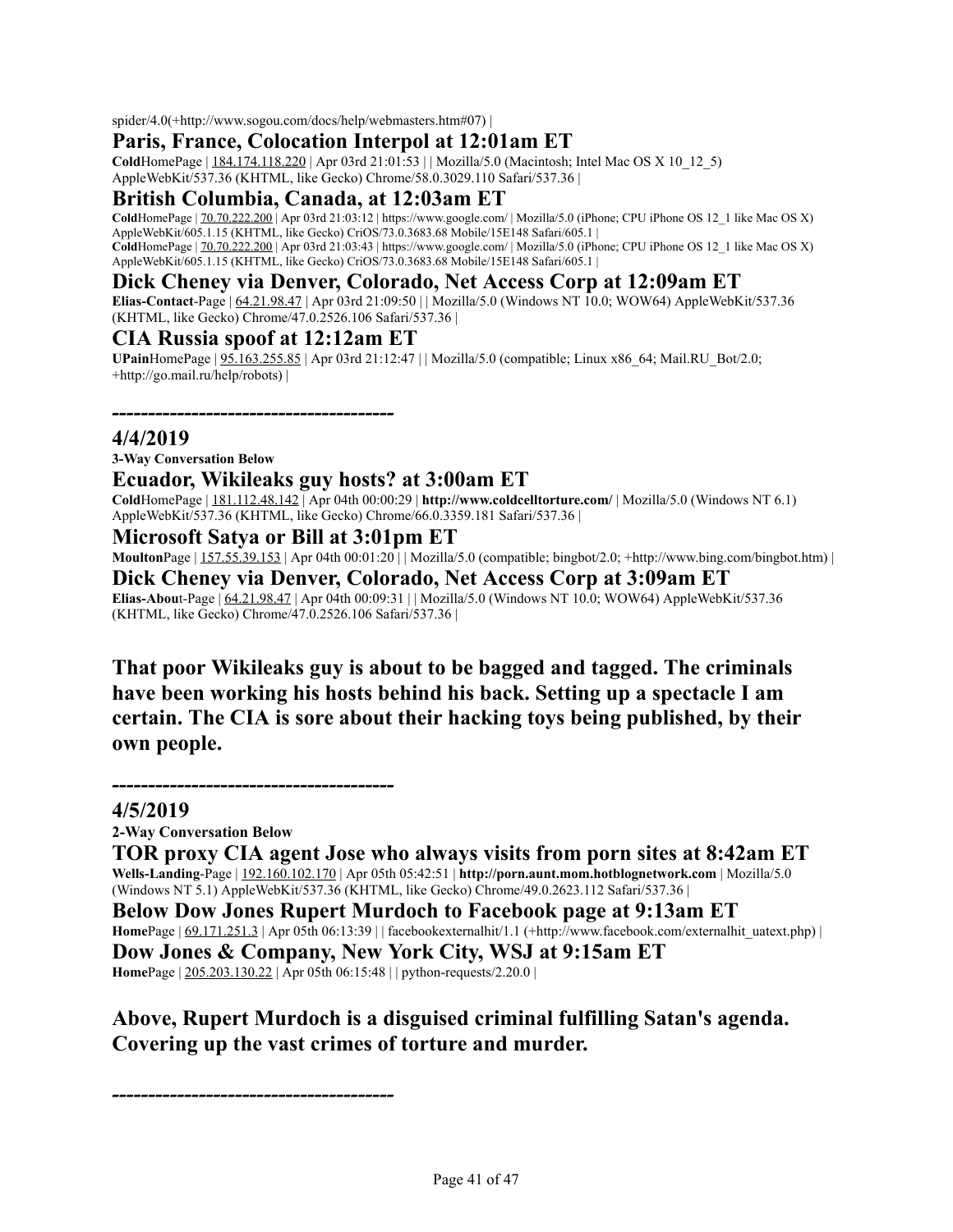spider/4.0(+http://www.sogou.com/docs/help/webmasters.htm#07) |

## Paris, France, Colocation Interpol at 12:01am ET

**Cold**HomePage | 184.174.118.220 | Apr 03rd 21:01:53 | | Mozilla/5.0 (Macintosh; Intel Mac OS X 10_12_5) AppleWebKit/537.36 (KHTML, like Gecko) Chrome/58.0.3029.110 Safari/537.36 |

## British Columbia, Canada, at 12:03am ET

**Cold**HomePage | 70.70.222.200 | Apr 03rd 21:03:12 | https://www.google.com/ | Mozilla/5.0 (iPhone; CPU iPhone OS 12_1 like Mac OS X) AppleWebKit/605.1.15 (KHTML, like Gecko) CriOS/73.0.3683.68 Mobile/15E148 Safari/605.1 |
**Cold**HomePage | 70.70.222.200 | Apr 03rd 21:03:43 | https://www.google.com/ | Mozilla/5.0 (iPhone; CPU iPhone OS 12_1 like Mac OS X) AppleWebKit/605.1.15 (KHTML, like Gecko) CriOS/73.0.3683.68 Mobile/15E148 Safari/605.1 |

## Dick Cheney via Denver, Colorado, Net Access Corp at 12:09am ET

**Elias-Contact**-Page | 64.21.98.47 | Apr 03rd 21:09:50 | | Mozilla/5.0 (Windows NT 10.0; WOW64) AppleWebKit/537.36 (KHTML, like Gecko) Chrome/47.0.2526.106 Safari/537.36 |

## CIA Russia spoof at 12:12am ET

**UPain**HomePage | 95.163.255.85 | Apr 03rd 21:12:47 | | Mozilla/5.0 (compatible; Linux x86_64; Mail.RU_Bot/2.0; +http://go.mail.ru/help/robots) |

**---------------------------------------**

## 4/4/2019

**3-Way Conversation Below**

## Ecuador, Wikileaks guy hosts? at 3:00am ET

**Cold**HomePage | 181.112.48.142 | Apr 04th 00:00:29 | **http://www.coldcelltorture.com/** | Mozilla/5.0 (Windows NT 6.1) AppleWebKit/537.36 (KHTML, like Gecko) Chrome/66.0.3359.181 Safari/537.36 |

## Microsoft Satya or Bill at 3:01pm ET

**Moulton**Page | 157.55.39.153 | Apr 04th 00:01:20 | | Mozilla/5.0 (compatible; bingbot/2.0; +http://www.bing.com/bingbot.htm) |

## Dick Cheney via Denver, Colorado, Net Access Corp at 3:09am ET

**Elias-Abou**t-Page | 64.21.98.47 | Apr 04th 00:09:31 | | Mozilla/5.0 (Windows NT 10.0; WOW64) AppleWebKit/537.36 (KHTML, like Gecko) Chrome/47.0.2526.106 Safari/537.36 |

**That poor Wikileaks guy is about to be bagged and tagged. The criminals have been working his hosts behind his back. Setting up a spectacle I am certain. The CIA is sore about their hacking toys being published, by their own people.**

**---------------------------------------**

## 4/5/2019

**2-Way Conversation Below**

## TOR proxy CIA agent Jose who always visits from porn sites at 8:42am ET

**Wells-Landing**-Page | 192.160.102.170 | Apr 05th 05:42:51 | **http://porn.aunt.mom.hotblognetwork.com** | Mozilla/5.0 (Windows NT 5.1) AppleWebKit/537.36 (KHTML, like Gecko) Chrome/49.0.2623.112 Safari/537.36 |

## Below Dow Jones Rupert Murdoch to Facebook page at 9:13am ET

**Home**Page | 69.171.251.3 | Apr 05th 06:13:39 | | facebookexternalhit/1.1 (+http://www.facebook.com/externalhit_uatext.php) |

## Dow Jones & Company, New York City, WSJ at 9:15am ET

**Home**Page | 205.203.130.22 | Apr 05th 06:15:48 | | python-requests/2.20.0 |

**Above, Rupert Murdoch is a disguised criminal fulfilling Satan's agenda. Covering up the vast crimes of torture and murder.**

**---------------------------------------**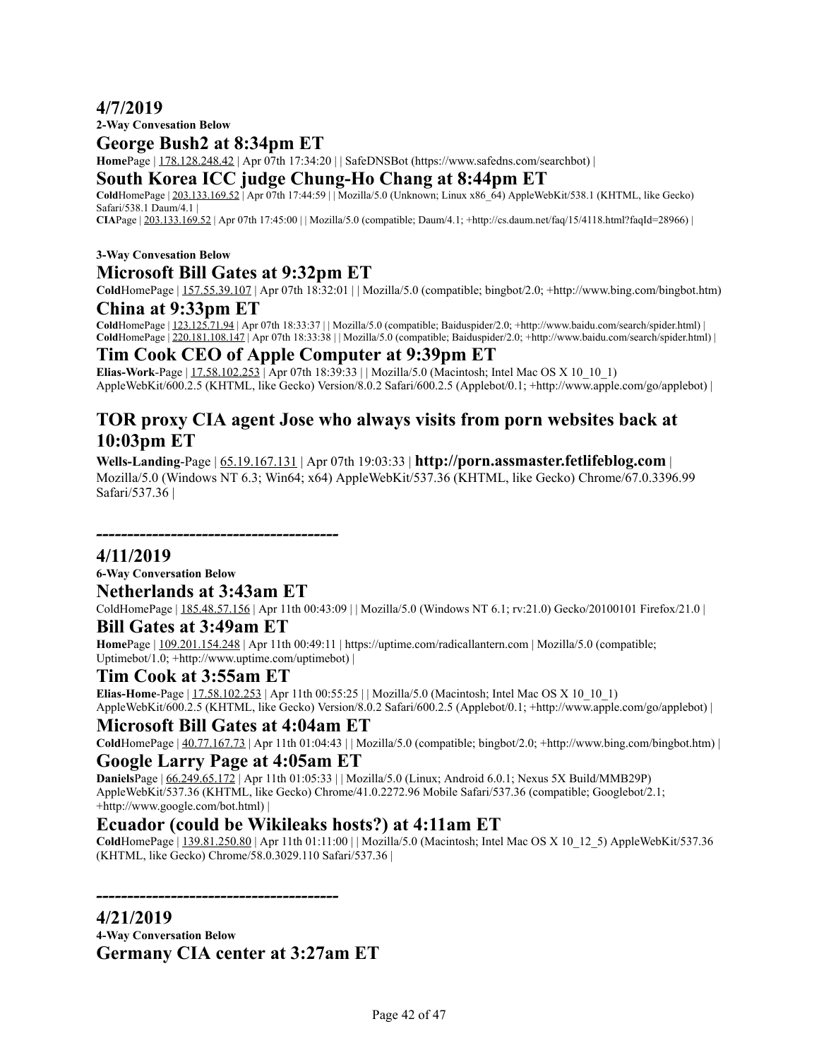## 4/7/2019

**2-Way Convesation Below**

### George Bush2 at 8:34pm ET

**Home**Page | 178.128.248.42 | Apr 07th 17:34:20 | | SafeDNSBot (https://www.safedns.com/searchbot) |

### South Korea ICC judge Chung-Ho Chang at 8:44pm ET

**Cold**HomePage | 203.133.169.52 | Apr 07th 17:44:59 | | Mozilla/5.0 (Unknown; Linux x86_64) AppleWebKit/538.1 (KHTML, like Gecko) Safari/538.1 Daum/4.1 |

**CIA**Page | 203.133.169.52 | Apr 07th 17:45:00 | | Mozilla/5.0 (compatible; Daum/4.1; +http://cs.daum.net/faq/15/4118.html?faqId=28966) |

**3-Way Convesation Below**

### Microsoft Bill Gates at 9:32pm ET

**Cold**HomePage | 157.55.39.107 | Apr 07th 18:32:01 | | Mozilla/5.0 (compatible; bingbot/2.0; +http://www.bing.com/bingbot.htm)

### China at 9:33pm ET

**Cold**HomePage | 123.125.71.94 | Apr 07th 18:33:37 | | Mozilla/5.0 (compatible; Baiduspider/2.0; +http://www.baidu.com/search/spider.html) |
**Cold**HomePage | 220.181.108.147 | Apr 07th 18:33:38 | | Mozilla/5.0 (compatible; Baiduspider/2.0; +http://www.baidu.com/search/spider.html) |

### Tim Cook CEO of Apple Computer at 9:39pm ET

**Elias-Work**-Page | 17.58.102.253 | Apr 07th 18:39:33 | | Mozilla/5.0 (Macintosh; Intel Mac OS X 10_10_1) AppleWebKit/600.2.5 (KHTML, like Gecko) Version/8.0.2 Safari/600.2.5 (Applebot/0.1; +http://www.apple.com/go/applebot) |

### TOR proxy CIA agent Jose who always visits from porn websites back at 10:03pm ET

**Wells-Landing**-Page | 65.19.167.131 | Apr 07th 19:03:33 | **http://porn.assmaster.fetlifeblog.com** | Mozilla/5.0 (Windows NT 6.3; Win64; x64) AppleWebKit/537.36 (KHTML, like Gecko) Chrome/67.0.3396.99 Safari/537.36 |

**--------------------------------------**

## 4/11/2019

**6-Way Conversation Below**

### Netherlands at 3:43am ET

ColdHomePage | 185.48.57.156 | Apr 11th 00:43:09 | | Mozilla/5.0 (Windows NT 6.1; rv:21.0) Gecko/20100101 Firefox/21.0 |

### Bill Gates at 3:49am ET

**Home**Page | 109.201.154.248 | Apr 11th 00:49:11 | https://uptime.com/radicallantern.com | Mozilla/5.0 (compatible; Uptimebot/1.0; +http://www.uptime.com/uptimebot) |

### Tim Cook at 3:55am ET

**Elias-Home**-Page | 17.58.102.253 | Apr 11th 00:55:25 | | Mozilla/5.0 (Macintosh; Intel Mac OS X 10_10_1) AppleWebKit/600.2.5 (KHTML, like Gecko) Version/8.0.2 Safari/600.2.5 (Applebot/0.1; +http://www.apple.com/go/applebot) |

### Microsoft Bill Gates at 4:04am ET

**Cold**HomePage | 40.77.167.73 | Apr 11th 01:04:43 | | Mozilla/5.0 (compatible; bingbot/2.0; +http://www.bing.com/bingbot.htm) |

### Google Larry Page at 4:05am ET

**Daniels**Page | 66.249.65.172 | Apr 11th 01:05:33 | | Mozilla/5.0 (Linux; Android 6.0.1; Nexus 5X Build/MMB29P) AppleWebKit/537.36 (KHTML, like Gecko) Chrome/41.0.2272.96 Mobile Safari/537.36 (compatible; Googlebot/2.1; +http://www.google.com/bot.html) |

### Ecuador (could be Wikileaks hosts?) at 4:11am ET

**Cold**HomePage | 139.81.250.80 | Apr 11th 01:11:00 | | Mozilla/5.0 (Macintosh; Intel Mac OS X 10_12_5) AppleWebKit/537.36 (KHTML, like Gecko) Chrome/58.0.3029.110 Safari/537.36 |

**--------------------------------------**

## 4/21/2019

**4-Way Conversation Below**

### Germany CIA center at 3:27am ET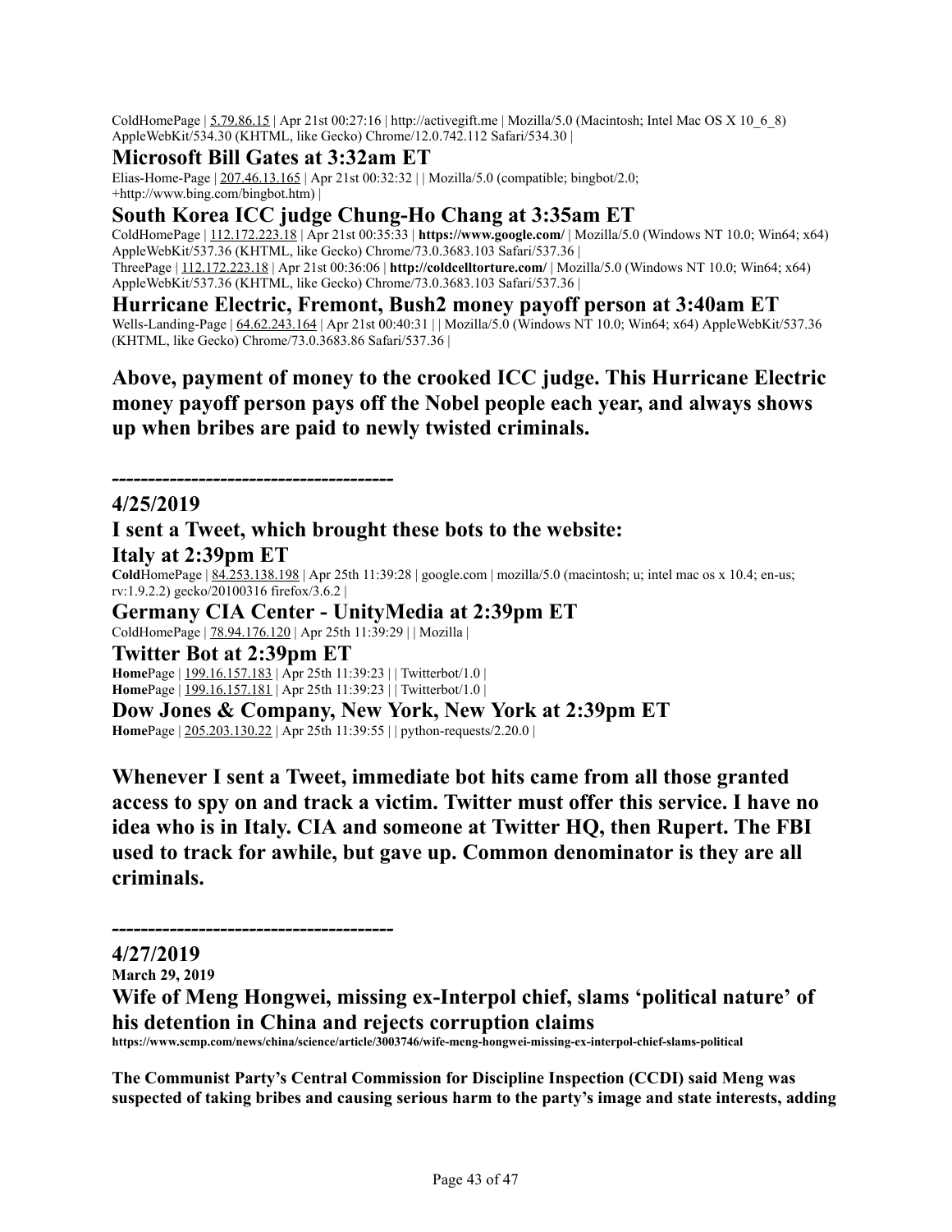ColdHomePage | 5.79.86.15 | Apr 21st 00:27:16 | http://activegift.me | Mozilla/5.0 (Macintosh; Intel Mac OS X 10_6_8) AppleWebKit/534.30 (KHTML, like Gecko) Chrome/12.0.742.112 Safari/534.30 |

## Microsoft Bill Gates at 3:32am ET

Elias-Home-Page | 207.46.13.165 | Apr 21st 00:32:32 | | Mozilla/5.0 (compatible; bingbot/2.0; +http://www.bing.com/bingbot.htm) |

## South Korea ICC judge Chung-Ho Chang at 3:35am ET

ColdHomePage | 112.172.223.18 | Apr 21st 00:35:33 | **https://www.google.com/** | Mozilla/5.0 (Windows NT 10.0; Win64; x64) AppleWebKit/537.36 (KHTML, like Gecko) Chrome/73.0.3683.103 Safari/537.36 |
ThreePage | 112.172.223.18 | Apr 21st 00:36:06 | **http://coldcelltorture.com/** | Mozilla/5.0 (Windows NT 10.0; Win64; x64) AppleWebKit/537.36 (KHTML, like Gecko) Chrome/73.0.3683.103 Safari/537.36 |

## Hurricane Electric, Fremont, Bush2 money payoff person at 3:40am ET

Wells-Landing-Page | 64.62.243.164 | Apr 21st 00:40:31 | | Mozilla/5.0 (Windows NT 10.0; Win64; x64) AppleWebKit/537.36 (KHTML, like Gecko) Chrome/73.0.3683.86 Safari/537.36 |

**Above, payment of money to the crooked ICC judge. This Hurricane Electric money payoff person pays off the Nobel people each year, and always shows up when bribes are paid to newly twisted criminals.**

**--------------------------------------**

## 4/25/2019

## I sent a Tweet, which brought these bots to the website:

## Italy at 2:39pm ET

**Cold**HomePage | 84.253.138.198 | Apr 25th 11:39:28 | google.com | mozilla/5.0 (macintosh; u; intel mac os x 10.4; en-us; rv:1.9.2.2) gecko/20100316 firefox/3.6.2 |

## Germany CIA Center - UnityMedia at 2:39pm ET

ColdHomePage | 78.94.176.120 | Apr 25th 11:39:29 | | Mozilla |

## Twitter Bot at 2:39pm ET

**Home**Page | 199.16.157.183 | Apr 25th 11:39:23 | | Twitterbot/1.0 |
**Home**Page | 199.16.157.181 | Apr 25th 11:39:23 | | Twitterbot/1.0 |

## Dow Jones & Company, New York, New York at 2:39pm ET

**Home**Page | 205.203.130.22 | Apr 25th 11:39:55 | | python-requests/2.20.0 |

**Whenever I sent a Tweet, immediate bot hits came from all those granted access to spy on and track a victim. Twitter must offer this service. I have no idea who is in Italy. CIA and someone at Twitter HQ, then Rupert. The FBI used to track for awhile, but gave up. Common denominator is they are all criminals.**

**--------------------------------------**

## 4/27/2019

**March 29, 2019**

## Wife of Meng Hongwei, missing ex-Interpol chief, slams 'political nature' of his detention in China and rejects corruption claims

**https://www.scmp.com/news/china/science/article/3003746/wife-meng-hongwei-missing-ex-interpol-chief-slams-political**

**The Communist Party's Central Commission for Discipline Inspection (CCDI) said Meng was suspected of taking bribes and causing serious harm to the party's image and state interests, adding**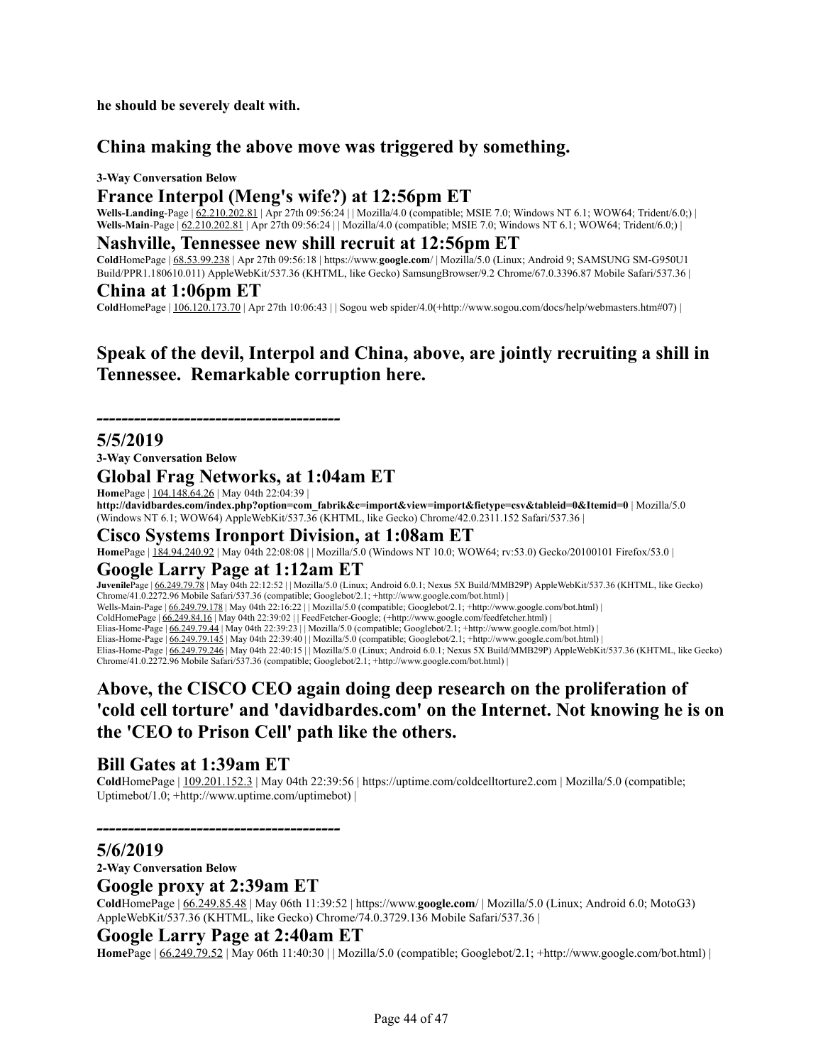**he should be severely dealt with.**

## China making the above move was triggered by something.

**3-Way Conversation Below**

### France Interpol (Meng's wife?) at 12:56pm ET

**Wells-Landing**-Page | 62.210.202.81 | Apr 27th 09:56:24 | | Mozilla/4.0 (compatible; MSIE 7.0; Windows NT 6.1; WOW64; Trident/6.0;) |
**Wells-Main**-Page | 62.210.202.81 | Apr 27th 09:56:24 | | Mozilla/4.0 (compatible; MSIE 7.0; Windows NT 6.1; WOW64; Trident/6.0;) |

### Nashville, Tennessee new shill recruit at 12:56pm ET

**Cold**HomePage | 68.53.99.238 | Apr 27th 09:56:18 | https://www.**google.com**/ | Mozilla/5.0 (Linux; Android 9; SAMSUNG SM-G950U1 Build/PPR1.180610.011) AppleWebKit/537.36 (KHTML, like Gecko) SamsungBrowser/9.2 Chrome/67.0.3396.87 Mobile Safari/537.36 |

### China at 1:06pm ET

**Cold**HomePage | 106.120.173.70 | Apr 27th 10:06:43 | | Sogou web spider/4.0(+http://www.sogou.com/docs/help/webmasters.htm#07) |

## Speak of the devil, Interpol and China, above, are jointly recruiting a shill in Tennessee. Remarkable corruption here.

**---------------------------------------**

## 5/5/2019

**3-Way Conversation Below**

### Global Frag Networks, at 1:04am ET

**Home**Page | 104.148.64.26 | May 04th 22:04:39 | **http://davidbardes.com/index.php?option=com_fabrik&c=import&view=import&fietype=csv&tableid=0&Itemid=0** | Mozilla/5.0 (Windows NT 6.1; WOW64) AppleWebKit/537.36 (KHTML, like Gecko) Chrome/42.0.2311.152 Safari/537.36 |

### Cisco Systems Ironport Division, at 1:08am ET

**Home**Page | 184.94.240.92 | May 04th 22:08:08 | | Mozilla/5.0 (Windows NT 10.0; WOW64; rv:53.0) Gecko/20100101 Firefox/53.0 |

### Google Larry Page at 1:12am ET

**Juvenile**Page | 66.249.79.78 | May 04th 22:12:52 | | Mozilla/5.0 (Linux; Android 6.0.1; Nexus 5X Build/MMB29P) AppleWebKit/537.36 (KHTML, like Gecko) Chrome/41.0.2272.96 Mobile Safari/537.36 (compatible; Googlebot/2.1; +http://www.google.com/bot.html) |
Wells-Main-Page | 66.249.79.178 | May 04th 22:16:22 | | Mozilla/5.0 (compatible; Googlebot/2.1; +http://www.google.com/bot.html) |
ColdHomePage | 66.249.84.16 | May 04th 22:39:02 | | FeedFetcher-Google; (+http://www.google.com/feedfetcher.html) |
Elias-Home-Page | 66.249.79.44 | May 04th 22:39:23 | | Mozilla/5.0 (compatible; Googlebot/2.1; +http://www.google.com/bot.html) |
Elias-Home-Page | 66.249.79.145 | May 04th 22:39:40 | | Mozilla/5.0 (compatible; Googlebot/2.1; +http://www.google.com/bot.html) |
Elias-Home-Page | 66.249.79.246 | May 04th 22:40:15 | | Mozilla/5.0 (Linux; Android 6.0.1; Nexus 5X Build/MMB29P) AppleWebKit/537.36 (KHTML, like Gecko) Chrome/41.0.2272.96 Mobile Safari/537.36 (compatible; Googlebot/2.1; +http://www.google.com/bot.html) |

## Above, the CISCO CEO again doing deep research on the proliferation of 'cold cell torture' and 'davidbardes.com' on the Internet. Not knowing he is on the 'CEO to Prison Cell' path like the others.

### Bill Gates at 1:39am ET

**Cold**HomePage | 109.201.152.3 | May 04th 22:39:56 | https://uptime.com/coldcelltorture2.com | Mozilla/5.0 (compatible; Uptimebot/1.0; +http://www.uptime.com/uptimebot) |

**---------------------------------------**

## 5/6/2019

**2-Way Conversation Below**

### Google proxy at 2:39am ET

**Cold**HomePage | 66.249.85.48 | May 06th 11:39:52 | https://www.**google.com**/ | Mozilla/5.0 (Linux; Android 6.0; MotoG3) AppleWebKit/537.36 (KHTML, like Gecko) Chrome/74.0.3729.136 Mobile Safari/537.36 |

### Google Larry Page at 2:40am ET

**Home**Page | 66.249.79.52 | May 06th 11:40:30 | | Mozilla/5.0 (compatible; Googlebot/2.1; +http://www.google.com/bot.html) |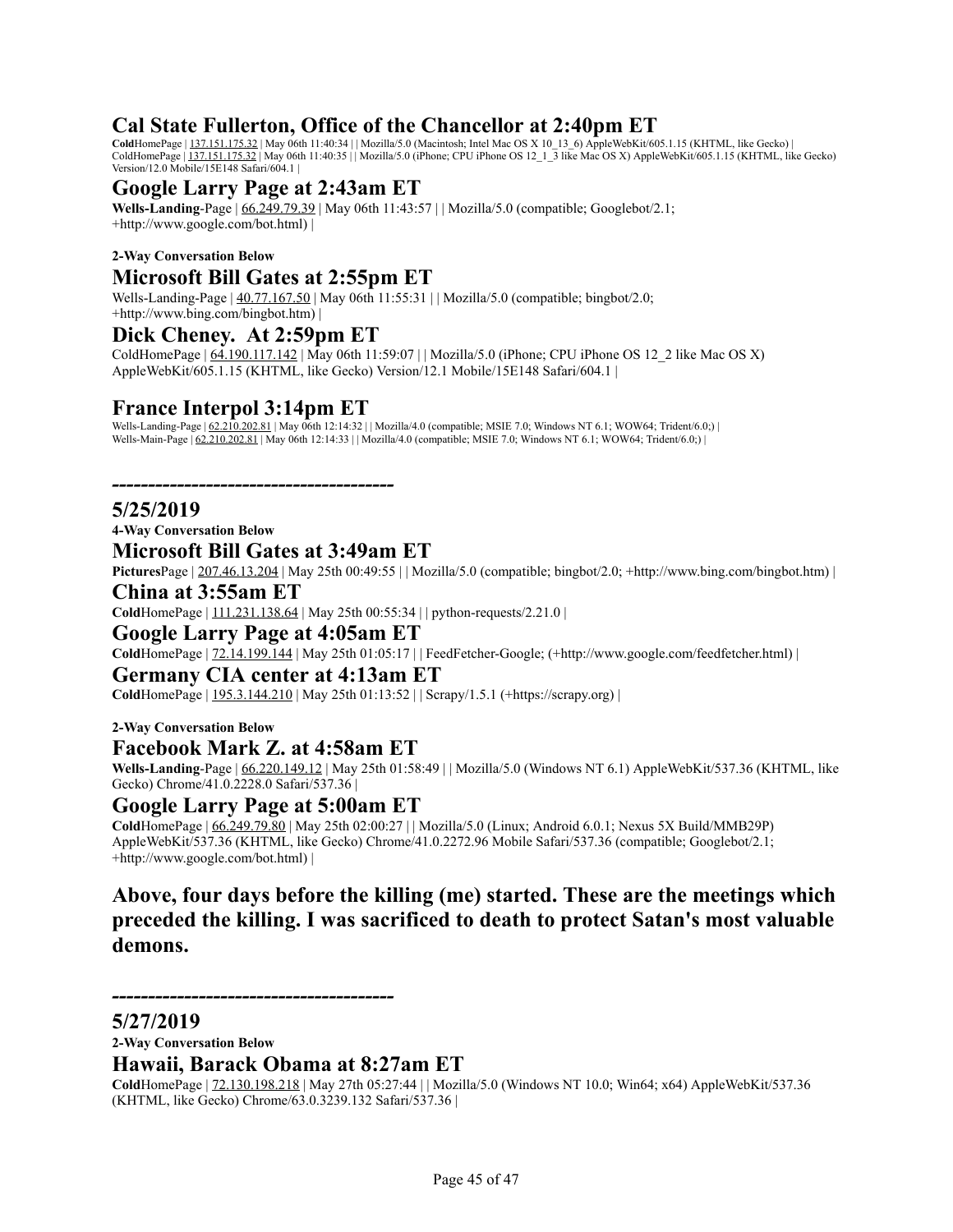## Cal State Fullerton, Office of the Chancellor at 2:40pm ET

**Cold**HomePage | 137.151.175.32 | May 06th 11:40:34 | | Mozilla/5.0 (Macintosh; Intel Mac OS X 10_13_6) AppleWebKit/605.1.15 (KHTML, like Gecko) |
ColdHomePage | 137.151.175.32 | May 06th 11:40:35 | | Mozilla/5.0 (iPhone; CPU iPhone OS 12_1_3 like Mac OS X) AppleWebKit/605.1.15 (KHTML, like Gecko) Version/12.0 Mobile/15E148 Safari/604.1 |

## Google Larry Page at 2:43am ET

**Wells-Landing**-Page | 66.249.79.39 | May 06th 11:43:57 | | Mozilla/5.0 (compatible; Googlebot/2.1; +http://www.google.com/bot.html) |

**2-Way Conversation Below**

## Microsoft Bill Gates at 2:55pm ET

Wells-Landing-Page | 40.77.167.50 | May 06th 11:55:31 | | Mozilla/5.0 (compatible; bingbot/2.0; +http://www.bing.com/bingbot.htm) |

## Dick Cheney. At 2:59pm ET

ColdHomePage | 64.190.117.142 | May 06th 11:59:07 | | Mozilla/5.0 (iPhone; CPU iPhone OS 12_2 like Mac OS X) AppleWebKit/605.1.15 (KHTML, like Gecko) Version/12.1 Mobile/15E148 Safari/604.1 |

## France Interpol 3:14pm ET

Wells-Landing-Page | 62.210.202.81 | May 06th 12:14:32 | | Mozilla/4.0 (compatible; MSIE 7.0; Windows NT 6.1; WOW64; Trident/6.0;) |
Wells-Main-Page | 62.210.202.81 | May 06th 12:14:33 | | Mozilla/4.0 (compatible; MSIE 7.0; Windows NT 6.1; WOW64; Trident/6.0;) |

**--------------------------------------**

## 5/25/2019

**4-Way Conversation Below**

## Microsoft Bill Gates at 3:49am ET

**Pictures**Page | 207.46.13.204 | May 25th 00:49:55 | | Mozilla/5.0 (compatible; bingbot/2.0; +http://www.bing.com/bingbot.htm) |

## China at 3:55am ET

**Cold**HomePage | 111.231.138.64 | May 25th 00:55:34 | | python-requests/2.21.0 |

## Google Larry Page at 4:05am ET

**Cold**HomePage | 72.14.199.144 | May 25th 01:05:17 | | FeedFetcher-Google; (+http://www.google.com/feedfetcher.html) |

## Germany CIA center at 4:13am ET

**Cold**HomePage | 195.3.144.210 | May 25th 01:13:52 | | Scrapy/1.5.1 (+https://scrapy.org) |

**2-Way Conversation Below**

## Facebook Mark Z. at 4:58am ET

**Wells-Landing**-Page | 66.220.149.12 | May 25th 01:58:49 | | Mozilla/5.0 (Windows NT 6.1) AppleWebKit/537.36 (KHTML, like Gecko) Chrome/41.0.2228.0 Safari/537.36 |

## Google Larry Page at 5:00am ET

**Cold**HomePage | 66.249.79.80 | May 25th 02:00:27 | | Mozilla/5.0 (Linux; Android 6.0.1; Nexus 5X Build/MMB29P) AppleWebKit/537.36 (KHTML, like Gecko) Chrome/41.0.2272.96 Mobile Safari/537.36 (compatible; Googlebot/2.1; +http://www.google.com/bot.html) |

**Above, four days before the killing (me) started. These are the meetings which preceded the killing. I was sacrificed to death to protect Satan's most valuable demons.**

**--------------------------------------**

## 5/27/2019

**2-Way Conversation Below**

## Hawaii, Barack Obama at 8:27am ET

**Cold**HomePage | 72.130.198.218 | May 27th 05:27:44 | | Mozilla/5.0 (Windows NT 10.0; Win64; x64) AppleWebKit/537.36 (KHTML, like Gecko) Chrome/63.0.3239.132 Safari/537.36 |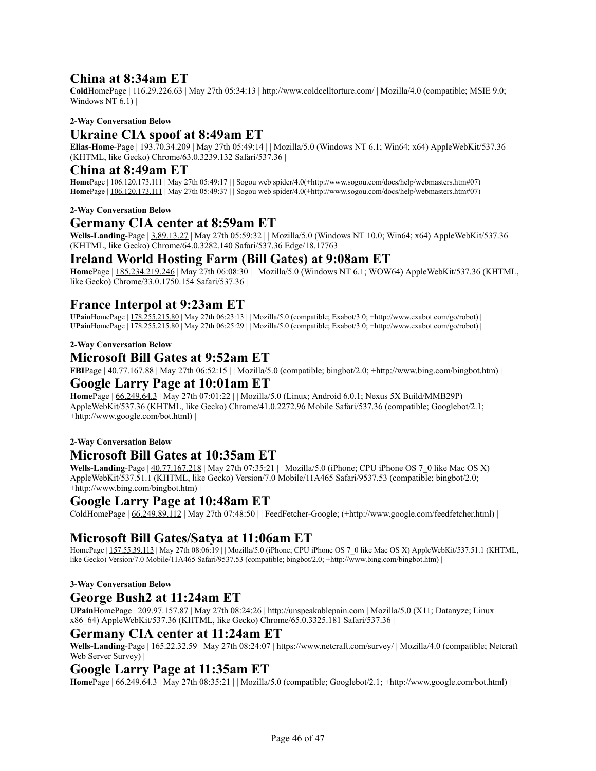## China at 8:34am ET

**Cold**HomePage | 116.29.226.63 | May 27th 05:34:13 | http://www.coldcelltorture.com/ | Mozilla/4.0 (compatible; MSIE 9.0; Windows NT 6.1) |

**2-Way Conversation Below**

## Ukraine CIA spoof at 8:49am ET

**Elias-Home**-Page | 193.70.34.209 | May 27th 05:49:14 | | Mozilla/5.0 (Windows NT 6.1; Win64; x64) AppleWebKit/537.36 (KHTML, like Gecko) Chrome/63.0.3239.132 Safari/537.36 |

## China at 8:49am ET

**Home**Page | 106.120.173.111 | May 27th 05:49:17 | | Sogou web spider/4.0(+http://www.sogou.com/docs/help/webmasters.htm#07) |
**Home**Page | 106.120.173.111 | May 27th 05:49:37 | | Sogou web spider/4.0(+http://www.sogou.com/docs/help/webmasters.htm#07) |

**2-Way Conversation Below**

## Germany CIA center at 8:59am ET

**Wells-Landing**-Page | 3.89.13.27 | May 27th 05:59:32 | | Mozilla/5.0 (Windows NT 10.0; Win64; x64) AppleWebKit/537.36 (KHTML, like Gecko) Chrome/64.0.3282.140 Safari/537.36 Edge/18.17763 |

## Ireland World Hosting Farm (Bill Gates) at 9:08am ET

**Home**Page | 185.234.219.246 | May 27th 06:08:30 | | Mozilla/5.0 (Windows NT 6.1; WOW64) AppleWebKit/537.36 (KHTML, like Gecko) Chrome/33.0.1750.154 Safari/537.36 |

## France Interpol at 9:23am ET

**UPain**HomePage | 178.255.215.80 | May 27th 06:23:13 | | Mozilla/5.0 (compatible; Exabot/3.0; +http://www.exabot.com/go/robot) |
**UPain**HomePage | 178.255.215.80 | May 27th 06:25:29 | | Mozilla/5.0 (compatible; Exabot/3.0; +http://www.exabot.com/go/robot) |

**2-Way Conversation Below**

## Microsoft Bill Gates at 9:52am ET

**FBI**Page | 40.77.167.88 | May 27th 06:52:15 | | Mozilla/5.0 (compatible; bingbot/2.0; +http://www.bing.com/bingbot.htm) |

## Google Larry Page at 10:01am ET

**Home**Page | 66.249.64.3 | May 27th 07:01:22 | | Mozilla/5.0 (Linux; Android 6.0.1; Nexus 5X Build/MMB29P) AppleWebKit/537.36 (KHTML, like Gecko) Chrome/41.0.2272.96 Mobile Safari/537.36 (compatible; Googlebot/2.1; +http://www.google.com/bot.html) |

**2-Way Conversation Below**

## Microsoft Bill Gates at 10:35am ET

**Wells-Landing**-Page | 40.77.167.218 | May 27th 07:35:21 | | Mozilla/5.0 (iPhone; CPU iPhone OS 7_0 like Mac OS X) AppleWebKit/537.51.1 (KHTML, like Gecko) Version/7.0 Mobile/11A465 Safari/9537.53 (compatible; bingbot/2.0; +http://www.bing.com/bingbot.htm) |

## Google Larry Page at 10:48am ET

ColdHomePage | 66.249.89.112 | May 27th 07:48:50 | | FeedFetcher-Google; (+http://www.google.com/feedfetcher.html) |

## Microsoft Bill Gates/Satya at 11:06am ET

HomePage | 157.55.39.113 | May 27th 08:06:19 | | Mozilla/5.0 (iPhone; CPU iPhone OS 7_0 like Mac OS X) AppleWebKit/537.51.1 (KHTML, like Gecko) Version/7.0 Mobile/11A465 Safari/9537.53 (compatible; bingbot/2.0; +http://www.bing.com/bingbot.htm) |

**3-Way Conversation Below**

## George Bush2 at 11:24am ET

**UPain**HomePage | 209.97.157.87 | May 27th 08:24:26 | http://unspeakablepain.com | Mozilla/5.0 (X11; Datanyze; Linux x86_64) AppleWebKit/537.36 (KHTML, like Gecko) Chrome/65.0.3325.181 Safari/537.36 |

## Germany CIA center at 11:24am ET

**Wells-Landing**-Page | 165.22.32.59 | May 27th 08:24:07 | https://www.netcraft.com/survey/ | Mozilla/4.0 (compatible; Netcraft Web Server Survey) |

## Google Larry Page at 11:35am ET

**Home**Page | 66.249.64.3 | May 27th 08:35:21 | | Mozilla/5.0 (compatible; Googlebot/2.1; +http://www.google.com/bot.html) |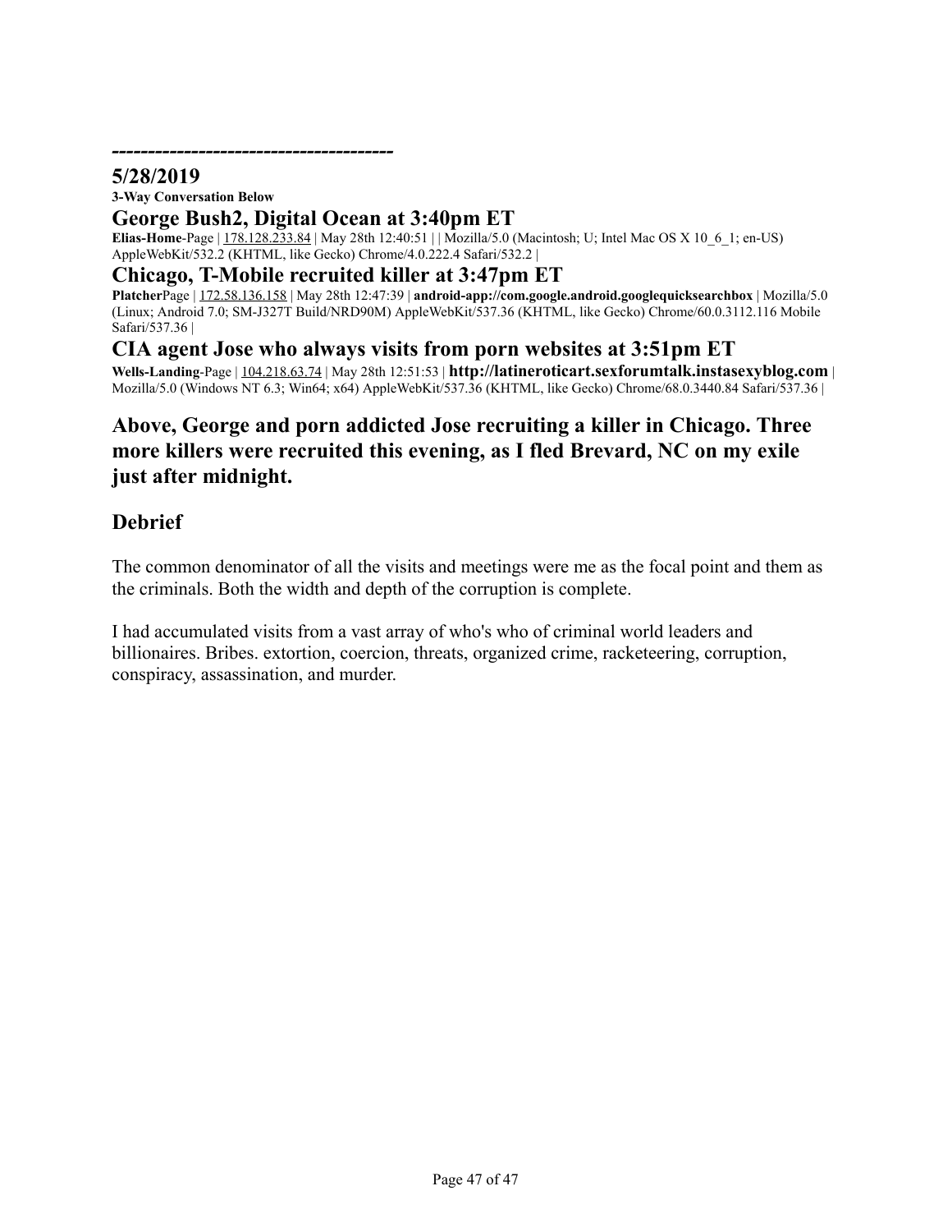---------------------------------------

**5/28/2019**

**3-Way Conversation Below**

### George Bush2, Digital Ocean at 3:40pm ET

**Elias-Home**-Page | 178.128.233.84 | May 28th 12:40:51 | | Mozilla/5.0 (Macintosh; U; Intel Mac OS X 10_6_1; en-US) AppleWebKit/532.2 (KHTML, like Gecko) Chrome/4.0.222.4 Safari/532.2 |

### Chicago, T-Mobile recruited killer at 3:47pm ET

**Platcher**Page | 172.58.136.158 | May 28th 12:47:39 | **android-app://com.google.android.googlequicksearchbox** | Mozilla/5.0 (Linux; Android 7.0; SM-J327T Build/NRD90M) AppleWebKit/537.36 (KHTML, like Gecko) Chrome/60.0.3112.116 Mobile Safari/537.36 |

### CIA agent Jose who always visits from porn websites at 3:51pm ET

**Wells-Landing**-Page | 104.218.63.74 | May 28th 12:51:53 | **http://latineroticart.sexforumtalk.instasexyblog.com** | Mozilla/5.0 (Windows NT 6.3; Win64; x64) AppleWebKit/537.36 (KHTML, like Gecko) Chrome/68.0.3440.84 Safari/537.36 |

### Above, George and porn addicted Jose recruiting a killer in Chicago. Three more killers were recruited this evening, as I fled Brevard, NC on my exile just after midnight.

## Debrief

The common denominator of all the visits and meetings were me as the focal point and them as the criminals. Both the width and depth of the corruption is complete.

I had accumulated visits from a vast array of who's who of criminal world leaders and billionaires. Bribes. extortion, coercion, threats, organized crime, racketeering, corruption, conspiracy, assassination, and murder.